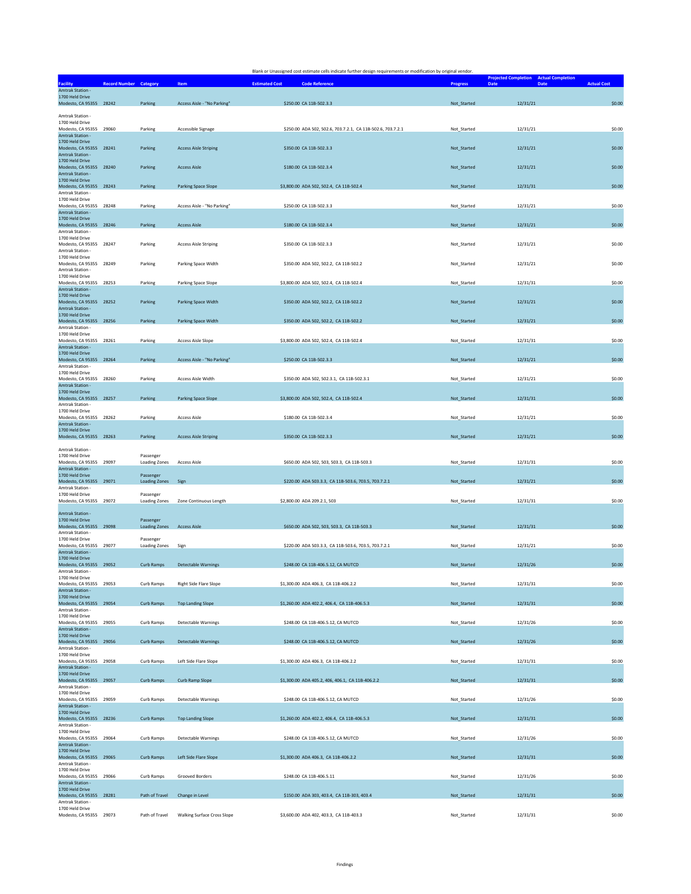Blank or Unassigned cost estimate cells indicate further design requirements or modification by original vendor.

| Facility | Record Number | Category | Item | Estimated Cost | Code Reference | Progress | Projected Completion Date | Actual Completion Date | Actual Cost |
|---|---|---|---|---|---|---|---|---|---|
| Amtrak Station - 1700 Held Drive Modesto, CA 95355 | 28242 | Parking | Access Aisle - "No Parking" | $250.00 | CA 11B-502.3.3 | Not_Started | 12/31/21 | | $0.00 |
| Amtrak Station - 1700 Held Drive Modesto, CA 95355 | 29060 | Parking | Accessible Signage | $250.00 | ADA 502, 502.6, 703.7.2.1, CA 11B-502.6, 703.7.2.1 | Not_Started | 12/31/21 | | $0.00 |
| Amtrak Station - 1700 Held Drive Modesto, CA 95355 | 28241 | Parking | Access Aisle Striping | $350.00 | CA 11B-502.3.3 | Not_Started | 12/31/21 | | $0.00 |
| Amtrak Station - 1700 Held Drive Modesto, CA 95355 | 28240 | Parking | Access Aisle | $180.00 | CA 11B-502.3.4 | Not_Started | 12/31/21 | | $0.00 |
| Amtrak Station - 1700 Held Drive Modesto, CA 95355 | 28243 | Parking | Parking Space Slope | $3,800.00 | ADA 502, 502.4, CA 11B-502.4 | Not_Started | 12/31/31 | | $0.00 |
| Amtrak Station - 1700 Held Drive Modesto, CA 95355 | 28248 | Parking | Access Aisle - "No Parking" | $250.00 | CA 11B-502.3.3 | Not_Started | 12/31/21 | | $0.00 |
| Amtrak Station - 1700 Held Drive Modesto, CA 95355 | 28246 | Parking | Access Aisle | $180.00 | CA 11B-502.3.4 | Not_Started | 12/31/21 | | $0.00 |
| Amtrak Station - 1700 Held Drive Modesto, CA 95355 | 28247 | Parking | Access Aisle Striping | $350.00 | CA 11B-502.3.3 | Not_Started | 12/31/21 | | $0.00 |
| Amtrak Station - 1700 Held Drive Modesto, CA 95355 | 28249 | Parking | Parking Space Width | $350.00 | ADA 502, 502.2, CA 11B-502.2 | Not_Started | 12/31/21 | | $0.00 |
| Amtrak Station - 1700 Held Drive Modesto, CA 95355 | 28253 | Parking | Parking Space Slope | $3,800.00 | ADA 502, 502.4, CA 11B-502.4 | Not_Started | 12/31/31 | | $0.00 |
| Amtrak Station - 1700 Held Drive Modesto, CA 95355 | 28252 | Parking | Parking Space Width | $350.00 | ADA 502, 502.2, CA 11B-502.2 | Not_Started | 12/31/21 | | $0.00 |
| Amtrak Station - 1700 Held Drive Modesto, CA 95355 | 28256 | Parking | Parking Space Width | $350.00 | ADA 502, 502.2, CA 11B-502.2 | Not_Started | 12/31/21 | | $0.00 |
| Amtrak Station - 1700 Held Drive Modesto, CA 95355 | 28261 | Parking | Access Aisle Slope | $3,800.00 | ADA 502, 502.4, CA 11B-502.4 | Not_Started | 12/31/31 | | $0.00 |
| Amtrak Station - 1700 Held Drive Modesto, CA 95355 | 28264 | Parking | Access Aisle - "No Parking" | $250.00 | CA 11B-502.3.3 | Not_Started | 12/31/21 | | $0.00 |
| Amtrak Station - 1700 Held Drive Modesto, CA 95355 | 28260 | Parking | Access Aisle Width | $350.00 | ADA 502, 502.3.1, CA 11B-502.3.1 | Not_Started | 12/31/21 | | $0.00 |
| Amtrak Station - 1700 Held Drive Modesto, CA 95355 | 28257 | Parking | Parking Space Slope | $3,800.00 | ADA 502, 502.4, CA 11B-502.4 | Not_Started | 12/31/31 | | $0.00 |
| Amtrak Station - 1700 Held Drive Modesto, CA 95355 | 28262 | Parking | Access Aisle | $180.00 | CA 11B-502.3.4 | Not_Started | 12/31/21 | | $0.00 |
| Amtrak Station - 1700 Held Drive Modesto, CA 95355 | 28263 | Parking | Access Aisle Striping | $350.00 | CA 11B-502.3.3 | Not_Started | 12/31/21 | | $0.00 |
| Amtrak Station - 1700 Held Drive Modesto, CA 95355 | 29097 | Passenger Loading Zones | Access Aisle | $650.00 | ADA 502, 503, 503.3, CA 11B-503.3 | Not_Started | 12/31/31 | | $0.00 |
| Amtrak Station - 1700 Held Drive Modesto, CA 95355 | 29071 | Passenger Loading Zones | Sign | $220.00 | ADA 503.3.3, CA 11B-503.6, 703.5, 703.7.2.1 | Not_Started | 12/31/21 | | $0.00 |
| Amtrak Station - 1700 Held Drive Modesto, CA 95355 | 29072 | Passenger Loading Zones | Zone Continuous Length | $2,800.00 | ADA 209.2.1, 503 | Not_Started | 12/31/31 | | $0.00 |
| Amtrak Station - 1700 Held Drive Modesto, CA 95355 | 29098 | Passenger Loading Zones | Access Aisle | $650.00 | ADA 502, 503, 503.3, CA 11B-503.3 | Not_Started | 12/31/31 | | $0.00 |
| Amtrak Station - 1700 Held Drive Modesto, CA 95355 | 29077 | Passenger Loading Zones | Sign | $220.00 | ADA 503.3.3, CA 11B-503.6, 703.5, 703.7.2.1 | Not_Started | 12/31/21 | | $0.00 |
| Amtrak Station - 1700 Held Drive Modesto, CA 95355 | 29052 | Curb Ramps | Detectable Warnings | $248.00 | CA 11B-406.5.12, CA MUTCD | Not_Started | 12/31/26 | | $0.00 |
| Amtrak Station - 1700 Held Drive Modesto, CA 95355 | 29053 | Curb Ramps | Right Side Flare Slope | $1,300.00 | ADA 406.3, CA 11B-406.2.2 | Not_Started | 12/31/31 | | $0.00 |
| Amtrak Station - 1700 Held Drive Modesto, CA 95355 | 29054 | Curb Ramps | Top Landing Slope | $1,260.00 | ADA 402.2, 406.4, CA 11B-406.5.3 | Not_Started | 12/31/31 | | $0.00 |
| Amtrak Station - 1700 Held Drive Modesto, CA 95355 | 29055 | Curb Ramps | Detectable Warnings | $248.00 | CA 11B-406.5.12, CA MUTCD | Not_Started | 12/31/26 | | $0.00 |
| Amtrak Station - 1700 Held Drive Modesto, CA 95355 | 29056 | Curb Ramps | Detectable Warnings | $248.00 | CA 11B-406.5.12, CA MUTCD | Not_Started | 12/31/26 | | $0.00 |
| Amtrak Station - 1700 Held Drive Modesto, CA 95355 | 29058 | Curb Ramps | Left Side Flare Slope | $1,300.00 | ADA 406.3, CA 11B-406.2.2 | Not_Started | 12/31/31 | | $0.00 |
| Amtrak Station - 1700 Held Drive Modesto, CA 95355 | 29057 | Curb Ramps | Curb Ramp Slope | $1,300.00 | ADA 405.2, 406, 406.1, CA 11B-406.2.2 | Not_Started | 12/31/31 | | $0.00 |
| Amtrak Station - 1700 Held Drive Modesto, CA 95355 | 29059 | Curb Ramps | Detectable Warnings | $248.00 | CA 11B-406.5.12, CA MUTCD | Not_Started | 12/31/26 | | $0.00 |
| Amtrak Station - 1700 Held Drive Modesto, CA 95355 | 28236 | Curb Ramps | Top Landing Slope | $1,260.00 | ADA 402.2, 406.4, CA 11B-406.5.3 | Not_Started | 12/31/31 | | $0.00 |
| Amtrak Station - 1700 Held Drive Modesto, CA 95355 | 29064 | Curb Ramps | Detectable Warnings | $248.00 | CA 11B-406.5.12, CA MUTCD | Not_Started | 12/31/26 | | $0.00 |
| Amtrak Station - 1700 Held Drive Modesto, CA 95355 | 29065 | Curb Ramps | Left Side Flare Slope | $1,300.00 | ADA 406.3, CA 11B-406.2.2 | Not_Started | 12/31/31 | | $0.00 |
| Amtrak Station - 1700 Held Drive Modesto, CA 95355 | 29066 | Curb Ramps | Grooved Borders | $248.00 | CA 11B-406.5.11 | Not_Started | 12/31/26 | | $0.00 |
| Amtrak Station - 1700 Held Drive Modesto, CA 95355 | 28281 | Path of Travel | Change in Level | $150.00 | ADA 303, 403.4, CA 11B-303, 403.4 | Not_Started | 12/31/31 | | $0.00 |
| Amtrak Station - 1700 Held Drive Modesto, CA 95355 | 29073 | Path of Travel | Walking Surface Cross Slope | $3,600.00 | ADA 402, 403.3, CA 11B-403.3 | Not_Started | 12/31/31 | | $0.00 |

Findings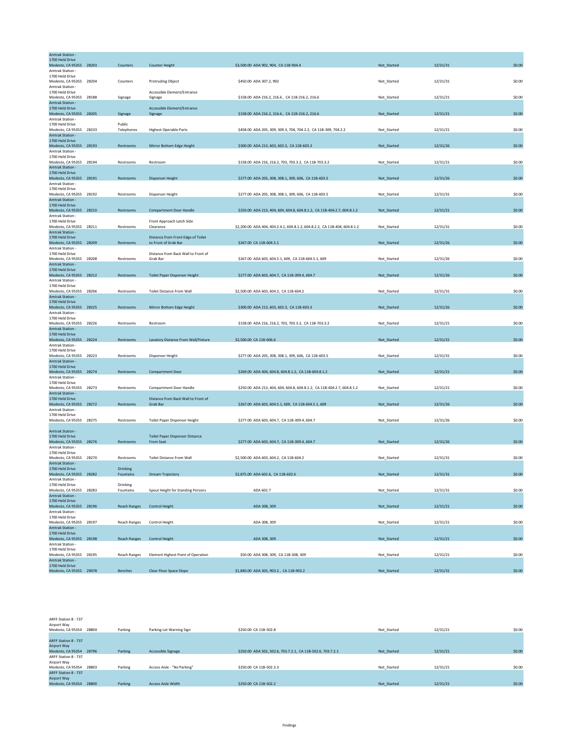| | | | | | | | |
|---|---|---|---|---|---|---|---|
| Amtrak Station - 1700 Held Drive Modesto, CA 95355 | 28203 | Counters | Counter Height | $3,500.00 ADA 902, 904, CA 11B-904.4 | Not_Started | 12/31/31 | $0.00 |
| Amtrak Station - 1700 Held Drive Modesto, CA 95355 | 28204 | Counters | Protruding Object | $450.00 ADA 307.2, 902 | Not_Started | 12/31/31 | $0.00 |
| Amtrak Station - 1700 Held Drive Modesto, CA 95355 | 28188 | Signage | Accessible Element/Entrance Signage | $158.00 ADA 216.2, 216.6 , CA 11B-216.2, 216.6 | Not_Started | 12/31/21 | $0.00 |
| Amtrak Station - 1700 Held Drive Modesto, CA 95355 | 28205 | Signage | Accessible Element/Entrance Signage | $158.00 ADA 216.2, 216.6 , CA 11B-216.2, 216.6 | Not_Started | 12/31/21 | $0.00 |
| Amtrak Station - 1700 Held Drive Modesto, CA 95355 | 28233 | Public Telephones | Highest Operable Parts | $458.00 ADA 205, 309, 309.3, 704, 704.2.2, CA 11B-309, 704.2.2 | Not_Started | 12/31/21 | $0.00 |
| Amtrak Station - 1700 Held Drive Modesto, CA 95355 | 28193 | Restrooms | Mirror Bottom Edge Height | $300.00 ADA 213, 603, 603.3, CA 11B-603.3 | Not_Started | 12/31/26 | $0.00 |
| Amtrak Station - 1700 Held Drive Modesto, CA 95355 | 28194 | Restrooms | Restroom | $158.00 ADA 216, 216.2, 703, 703.3.2, CA 11B-703.3.2 | Not_Started | 12/31/21 | $0.00 |
| Amtrak Station - 1700 Held Drive Modesto, CA 95355 | 28191 | Restrooms | Dispenser Height | $277.00 ADA 205, 308, 308.1, 309, 606, CA 11B-603.5 | Not_Started | 12/31/26 | $0.00 |
| Amtrak Station - 1700 Held Drive Modesto, CA 95355 | 28192 | Restrooms | Dispenser Height | $277.00 ADA 205, 308, 308.1, 309, 606, CA 11B-603.5 | Not_Started | 12/31/31 | $0.00 |
| Amtrak Station - 1700 Held Drive Modesto, CA 95355 | 28210 | Restrooms | Compartment Door Handle | $250.00 ADA 213, 404, 604, 604.8, 604.8.1.2, CA 11B-404.2.7, 604.8.1.2 | Not_Started | 12/31/21 | $0.00 |
| Amtrak Station - 1700 Held Drive Modesto, CA 95355 | 28211 | Restrooms | Front Approach Latch Side Clearance | $2,200.00 ADA 404, 404.2.4.1, 604.8.1.2, 604.8.2.2, CA 11B-404, 604.8.1.2 | Not_Started | 12/31/31 | $0.00 |
| Amtrak Station - 1700 Held Drive Modesto, CA 95355 | 28209 | Restrooms | Distance from Front Edge of Toilet to Front of Grab Bar | $267.00 CA 11B-604.5.1 | Not_Started | 12/31/26 | $0.00 |
| Amtrak Station - 1700 Held Drive Modesto, CA 95355 | 28208 | Restrooms | Distance from Back Wall to Front of Grab Bar | $267.00 ADA 603, 604.5.1, 609, CA 11B-604.5.1, 609 | Not_Started | 12/31/26 | $0.00 |
| Amtrak Station - 1700 Held Drive Modesto, CA 95355 | 28212 | Restrooms | Toilet Paper Dispenser Height | $277.00 ADA 603, 604.7, CA 11B-309.4, 604.7 | Not_Started | 12/31/26 | $0.00 |
| Amtrak Station - 1700 Held Drive Modesto, CA 95355 | 28206 | Restrooms | Toilet Distance From Wall | $2,500.00 ADA 603, 604.2, CA 11B-604.2 | Not_Started | 12/31/31 | $0.00 |
| Amtrak Station - 1700 Held Drive Modesto, CA 95355 | 28225 | Restrooms | Mirror Bottom Edge Height | $300.00 ADA 213, 603, 603.3, CA 11B-603.3 | Not_Started | 12/31/26 | $0.00 |
| Amtrak Station - 1700 Held Drive Modesto, CA 95355 | 28226 | Restrooms | Restroom | $158.00 ADA 216, 216.2, 703, 703.3.2, CA 11B-703.3.2 | Not_Started | 12/31/21 | $0.00 |
| Amtrak Station - 1700 Held Drive Modesto, CA 95355 | 28224 | Restrooms | Lavatory Distance From Wall/Fixture | $2,500.00 CA 11B-606.6 | Not_Started | 12/31/31 | $0.00 |
| Amtrak Station - 1700 Held Drive Modesto, CA 95355 | 28223 | Restrooms | Dispenser Height | $277.00 ADA 205, 308, 308.1, 309, 606, CA 11B-603.5 | Not_Started | 12/31/31 | $0.00 |
| Amtrak Station - 1700 Held Drive Modesto, CA 95355 | 28274 | Restrooms | Compartment Door | $269.00 ADA 404, 604.8, 604.8.1.2, CA 11B-604.8.1.2 | Not_Started | 12/31/21 | $0.00 |
| Amtrak Station - 1700 Held Drive Modesto, CA 95355 | 28273 | Restrooms | Compartment Door Handle | $250.00 ADA 213, 404, 604, 604.8, 604.8.1.2, CA 11B-404.2.7, 604.8.1.2 | Not_Started | 12/31/21 | $0.00 |
| Amtrak Station - 1700 Held Drive Modesto, CA 95355 | 28272 | Restrooms | Distance from Back Wall to Front of Grab Bar | $267.00 ADA 603, 604.5.1, 609, CA 11B-604.5.1, 609 | Not_Started | 12/31/26 | $0.00 |
| Amtrak Station - 1700 Held Drive Modesto, CA 95355 | 28275 | Restrooms | Toilet Paper Dispenser Height | $277.00 ADA 603, 604.7, CA 11B-309.4, 604.7 | Not_Started | 12/31/26 | $0.00 |
| Amtrak Station - 1700 Held Drive Modesto, CA 95355 | 28276 | Restrooms | Toilet Paper Dispenser Distance From Seat | $277.00 ADA 603, 604.7, CA 11B-309.4, 604.7 | Not_Started | 12/31/26 | $0.00 |
| Amtrak Station - 1700 Held Drive Modesto, CA 95355 | 28270 | Restrooms | Toilet Distance From Wall | $2,500.00 ADA 603, 604.2, CA 11B-604.2 | Not_Started | 12/31/31 | $0.00 |
| Amtrak Station - 1700 Held Drive Modesto, CA 95355 | 28282 | Drinking Fountains | Stream Trajectory | $2,875.00 ADA 602.6, CA 11B-602.6 | Not_Started | 12/31/31 | $0.00 |
| Amtrak Station - 1700 Held Drive Modesto, CA 95355 | 28283 | Drinking Fountains | Spout Height for Standing Persons | ADA 602.7 | Not_Started | 12/31/31 | $0.00 |
| Amtrak Station - 1700 Held Drive Modesto, CA 95355 | 28196 | Reach Ranges | Control Height | ADA 308, 309 | Not_Started | 12/31/21 | $0.00 |
| Amtrak Station - 1700 Held Drive Modesto, CA 95355 | 28197 | Reach Ranges | Control Height | ADA 308, 309 | Not_Started | 12/31/21 | $0.00 |
| Amtrak Station - 1700 Held Drive Modesto, CA 95355 | 28198 | Reach Ranges | Control Height | ADA 308, 309 | Not_Started | 12/31/21 | $0.00 |
| Amtrak Station - 1700 Held Drive Modesto, CA 95355 | 28195 | Reach Ranges | Element Highest Point of Operation | $50.00 ADA 308, 309, CA 11B-308, 309 | Not_Started | 12/31/21 | $0.00 |
| Amtrak Station - 1700 Held Drive Modesto, CA 95355 | 29078 | Benches | Clear Floor Space Slope | $1,840.00 ADA 305, 903.2 , CA 11B-903.2 | Not_Started | 12/31/31 | $0.00 |

| | | | | | | | |
|---|---|---|---|---|---|---|---|
| ARFF Station 8 - 737 Airport Way Modesto, CA 95354 | 28804 | Parking | Parking Lot Warning Sign | $250.00 CA 11B-502.8 | Not_Started | 12/31/21 | $0.00 |
| ARFF Station 8 - 737 Airport Way Modesto, CA 95354 | 28796 | Parking | Accessible Signage | $250.00 ADA 502, 502.6, 703.7.2.1, CA 11B-502.6, 703.7.2.1 | Not_Started | 12/31/21 | $0.00 |
| ARFF Station 8 - 737 Airport Way Modesto, CA 95354 | 28803 | Parking | Access Aisle - "No Parking" | $250.00 CA 11B-502.3.3 | Not_Started | 12/31/21 | $0.00 |
| ARFF Station 8 - 737 Airport Way Modesto, CA 95354 | 28800 | Parking | Access Aisle Width | $250.00 CA 11B-502.2 | Not_Started | 12/31/21 | $0.00 |

Findings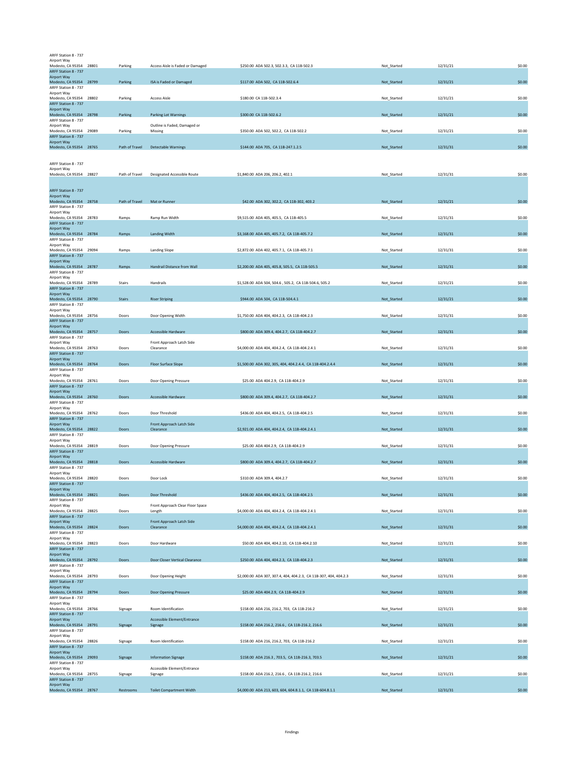| Location | ID | Category | Finding | Cost / Reference | Status | Date | Amount |
|---|---|---|---|---|---|---|---|
| ARFF Station 8 - 737 Airport Way Modesto, CA 95354 | 28801 | Parking | Access Aisle is Faded or Damaged | $250.00 ADA 502.3, 502.3.3, CA 11B-502.3 | Not_Started | 12/31/21 | $0.00 |
| ARFF Station 8 - 737 Airport Way Modesto, CA 95354 | 28799 | Parking | ISA is Faded or Damaged | $117.00 ADA 502, CA 11B-502.6.4 | Not_Started | 12/31/21 | $0.00 |
| ARFF Station 8 - 737 Airport Way Modesto, CA 95354 | 28802 | Parking | Access Aisle | $180.00 CA 11B-502.3.4 | Not_Started | 12/31/21 | $0.00 |
| ARFF Station 8 - 737 Airport Way Modesto, CA 95354 | 28798 | Parking | Parking Lot Warnings | $300.00 CA 11B-502.6.2 | Not_Started | 12/31/21 | $0.00 |
| ARFF Station 8 - 737 Airport Way Modesto, CA 95354 | 29089 | Parking | Outline is Faded, Damaged or Missing | $350.00 ADA 502, 502.2, CA 11B-502.2 | Not_Started | 12/31/21 | $0.00 |
| ARFF Station 8 - 737 Airport Way Modesto, CA 95354 | 28765 | Path of Travel | Detectable Warnings | $144.00 ADA 705, CA 11B-247.1.2.5 | Not_Started | 12/31/31 | $0.00 |
| ARFF Station 8 - 737 Airport Way Modesto, CA 95354 | 28827 | Path of Travel | Designated Accessible Route | $1,840.00 ADA 206, 206.2, 402.1 | Not_Started | 12/31/31 | $0.00 |
| ARFF Station 8 - 737 Airport Way Modesto, CA 95354 | 28758 | Path of Travel | Mat or Runner | $42.00 ADA 302, 302.2, CA 11B-302, 403.2 | Not_Started | 12/31/21 | $0.00 |
| ARFF Station 8 - 737 Airport Way Modesto, CA 95354 | 28783 | Ramps | Ramp Run Width | $9,515.00 ADA 405, 405.5, CA 11B-405.5 | Not_Started | 12/31/31 | $0.00 |
| ARFF Station 8 - 737 Airport Way Modesto, CA 95354 | 28784 | Ramps | Landing Width | $3,168.00 ADA 405, 405.7.2, CA 11B-405.7.2 | Not_Started | 12/31/31 | $0.00 |
| ARFF Station 8 - 737 Airport Way Modesto, CA 95354 | 29094 | Ramps | Landing Slope | $2,872.00 ADA 402, 405.7.1, CA 11B-405.7.1 | Not_Started | 12/31/31 | $0.00 |
| ARFF Station 8 - 737 Airport Way Modesto, CA 95354 | 28787 | Ramps | Handrail Distance from Wall | $2,200.00 ADA 405, 405.8, 505.5, CA 11B-505.5 | Not_Started | 12/31/31 | $0.00 |
| ARFF Station 8 - 737 Airport Way Modesto, CA 95354 | 28789 | Stairs | Handrails | $1,528.00 ADA 504, 504.6 , 505.2, CA 11B-504.6, 505.2 | Not_Started | 12/31/21 | $0.00 |
| ARFF Station 8 - 737 Airport Way Modesto, CA 95354 | 28790 | Stairs | Riser Striping | $944.00 ADA 504, CA 11B-504.4.1 | Not_Started | 12/31/21 | $0.00 |
| ARFF Station 8 - 737 Airport Way Modesto, CA 95354 | 28756 | Doors | Door Opening Width | $1,750.00 ADA 404, 404.2.3, CA 11B-404.2.3 | Not_Started | 12/31/31 | $0.00 |
| ARFF Station 8 - 737 Airport Way Modesto, CA 95354 | 28757 | Doors | Accessible Hardware | $800.00 ADA 309.4, 404.2.7, CA 11B-404.2.7 | Not_Started | 12/31/31 | $0.00 |
| ARFF Station 8 - 737 Airport Way Modesto, CA 95354 | 28763 | Doors | Front Approach Latch Side Clearance | $4,000.00 ADA 404, 404.2.4, CA 11B-404.2.4.1 | Not_Started | 12/31/31 | $0.00 |
| ARFF Station 8 - 737 Airport Way Modesto, CA 95354 | 28764 | Doors | Floor Surface Slope | $1,500.00 ADA 302, 305, 404, 404.2.4.4, CA 11B-404.2.4.4 | Not_Started | 12/31/31 | $0.00 |
| ARFF Station 8 - 737 Airport Way Modesto, CA 95354 | 28761 | Doors | Door Opening Pressure | $25.00 ADA 404.2.9, CA 11B-404.2.9 | Not_Started | 12/31/31 | $0.00 |
| ARFF Station 8 - 737 Airport Way Modesto, CA 95354 | 28760 | Doors | Accessible Hardware | $800.00 ADA 309.4, 404.2.7, CA 11B-404.2.7 | Not_Started | 12/31/31 | $0.00 |
| ARFF Station 8 - 737 Airport Way Modesto, CA 95354 | 28762 | Doors | Door Threshold | $436.00 ADA 404, 404.2.5, CA 11B-404.2.5 | Not_Started | 12/31/31 | $0.00 |
| ARFF Station 8 - 737 Airport Way Modesto, CA 95354 | 28822 | Doors | Front Approach Latch Side Clearance | $2,921.00 ADA 404, 404.2.4, CA 11B-404.2.4.1 | Not_Started | 12/31/31 | $0.00 |
| ARFF Station 8 - 737 Airport Way Modesto, CA 95354 | 28819 | Doors | Door Opening Pressure | $25.00 ADA 404.2.9, CA 11B-404.2.9 | Not_Started | 12/31/31 | $0.00 |
| ARFF Station 8 - 737 Airport Way Modesto, CA 95354 | 28818 | Doors | Accessible Hardware | $800.00 ADA 309.4, 404.2.7, CA 11B-404.2.7 | Not_Started | 12/31/31 | $0.00 |
| ARFF Station 8 - 737 Airport Way Modesto, CA 95354 | 28820 | Doors | Door Lock | $310.00 ADA 309.4, 404.2.7 | Not_Started | 12/31/31 | $0.00 |
| ARFF Station 8 - 737 Airport Way Modesto, CA 95354 | 28821 | Doors | Door Threshold | $436.00 ADA 404, 404.2.5, CA 11B-404.2.5 | Not_Started | 12/31/31 | $0.00 |
| ARFF Station 8 - 737 Airport Way Modesto, CA 95354 | 28825 | Doors | Front Approach Clear Floor Space Length | $4,000.00 ADA 404, 404.2.4, CA 11B-404.2.4.1 | Not_Started | 12/31/31 | $0.00 |
| ARFF Station 8 - 737 Airport Way Modesto, CA 95354 | 28824 | Doors | Front Approach Latch Side Clearance | $4,000.00 ADA 404, 404.2.4, CA 11B-404.2.4.1 | Not_Started | 12/31/31 | $0.00 |
| ARFF Station 8 - 737 Airport Way Modesto, CA 95354 | 28823 | Doors | Door Hardware | $50.00 ADA 404, 404.2.10, CA 11B-404.2.10 | Not_Started | 12/31/21 | $0.00 |
| ARFF Station 8 - 737 Airport Way Modesto, CA 95354 | 28792 | Doors | Door Closer Vertical Clearance | $250.00 ADA 404, 404.2.3, CA 11B-404.2.3 | Not_Started | 12/31/31 | $0.00 |
| ARFF Station 8 - 737 Airport Way Modesto, CA 95354 | 28793 | Doors | Door Opening Height | $2,000.00 ADA 307, 307.4, 404, 404.2.3, CA 11B-307, 404, 404.2.3 | Not_Started | 12/31/31 | $0.00 |
| ARFF Station 8 - 737 Airport Way Modesto, CA 95354 | 28794 | Doors | Door Opening Pressure | $25.00 ADA 404.2.9, CA 11B-404.2.9 | Not_Started | 12/31/31 | $0.00 |
| ARFF Station 8 - 737 Airport Way Modesto, CA 95354 | 28766 | Signage | Room Identification | $158.00 ADA 216, 216.2, 703, CA 11B-216.2 | Not_Started | 12/31/21 | $0.00 |
| ARFF Station 8 - 737 Airport Way Modesto, CA 95354 | 28791 | Signage | Accessible Element/Entrance Signage | $158.00 ADA 216.2, 216.6 , CA 11B-216.2, 216.6 | Not_Started | 12/31/21 | $0.00 |
| ARFF Station 8 - 737 Airport Way Modesto, CA 95354 | 28826 | Signage | Room Identification | $158.00 ADA 216, 216.2, 703, CA 11B-216.2 | Not_Started | 12/31/21 | $0.00 |
| ARFF Station 8 - 737 Airport Way Modesto, CA 95354 | 29093 | Signage | Information Signage | $158.00 ADA 216.3 , 703.5, CA 11B-216.3, 703.5 | Not_Started | 12/31/21 | $0.00 |
| ARFF Station 8 - 737 Airport Way Modesto, CA 95354 | 28755 | Signage | Accessible Element/Entrance Signage | $158.00 ADA 216.2, 216.6 , CA 11B-216.2, 216.6 | Not_Started | 12/31/21 | $0.00 |
| ARFF Station 8 - 737 Airport Way Modesto, CA 95354 | 28767 | Restrooms | Toilet Compartment Width | $4,000.00 ADA 213, 603, 604, 604.8.1.1, CA 11B-604.8.1.1 | Not_Started | 12/31/31 | $0.00 |

Findings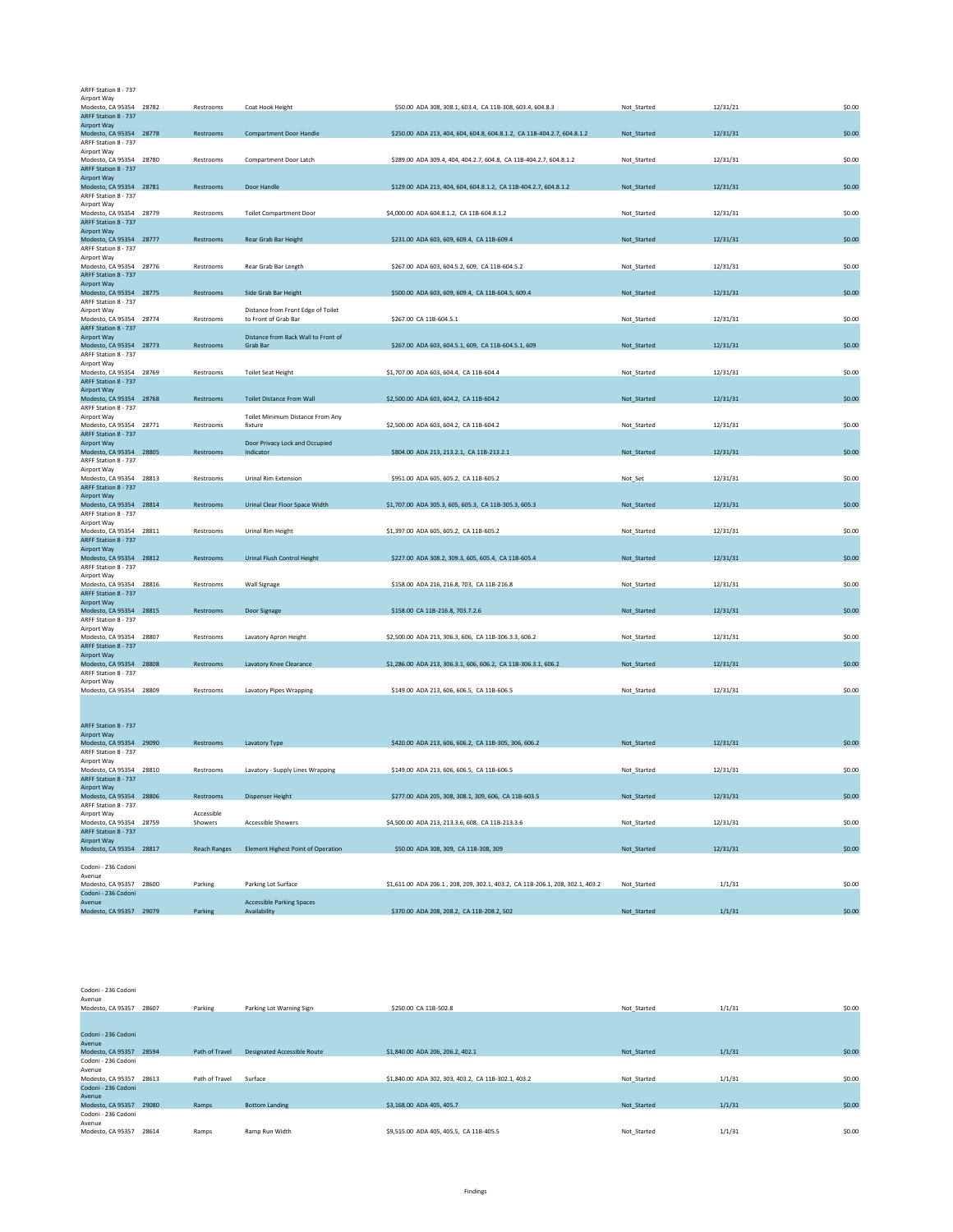| Location | ID | Category | Finding | Cost / Reference | Status | Date | Amount |
|---|---|---|---|---|---|---|---|
| ARFF Station 8 - 737 Airport Way Modesto, CA 95354 | 28782 | Restrooms | Coat Hook Height | $50.00 ADA 308, 308.1, 603.4, CA 11B-308, 603.4, 604.8.3 | Not_Started | 12/31/21 | $0.00 |
| ARFF Station 8 - 737 Airport Way Modesto, CA 95354 | 28778 | Restrooms | Compartment Door Handle | $250.00 ADA 213, 404, 604, 604.8, 604.8.1.2, CA 11B-404.2.7, 604.8.1.2 | Not_Started | 12/31/31 | $0.00 |
| ARFF Station 8 - 737 Airport Way Modesto, CA 95354 | 28780 | Restrooms | Compartment Door Latch | $289.00 ADA 309.4, 404, 404.2.7, 604.8, CA 11B-404.2.7, 604.8.1.2 | Not_Started | 12/31/31 | $0.00 |
| ARFF Station 8 - 737 Airport Way Modesto, CA 95354 | 28781 | Restrooms | Door Handle | $129.00 ADA 213, 404, 604, 604.8.1.2, CA 11B-404.2.7, 604.8.1.2 | Not_Started | 12/31/31 | $0.00 |
| ARFF Station 8 - 737 Airport Way Modesto, CA 95354 | 28779 | Restrooms | Toilet Compartment Door | $4,000.00 ADA 604.8.1.2, CA 11B-604.8.1.2 | Not_Started | 12/31/31 | $0.00 |
| ARFF Station 8 - 737 Airport Way Modesto, CA 95354 | 28777 | Restrooms | Rear Grab Bar Height | $231.00 ADA 603, 609, 609.4, CA 11B-609.4 | Not_Started | 12/31/31 | $0.00 |
| ARFF Station 8 - 737 Airport Way Modesto, CA 95354 | 28776 | Restrooms | Rear Grab Bar Length | $267.00 ADA 603, 604.5.2, 609, CA 11B-604.5.2 | Not_Started | 12/31/31 | $0.00 |
| ARFF Station 8 - 737 Airport Way Modesto, CA 95354 | 28775 | Restrooms | Side Grab Bar Height | $500.00 ADA 603, 609, 609.4, CA 11B-604.5, 609.4 | Not_Started | 12/31/31 | $0.00 |
| ARFF Station 8 - 737 Airport Way Modesto, CA 95354 | 28774 | Restrooms | Distance from Front Edge of Toilet to Front of Grab Bar | $267.00 CA 11B-604.5.1 | Not_Started | 12/31/31 | $0.00 |
| ARFF Station 8 - 737 Airport Way Modesto, CA 95354 | 28773 | Restrooms | Distance from Back Wall to Front of Grab Bar | $267.00 ADA 603, 604.5.1, 609, CA 11B-604.5.1, 609 | Not_Started | 12/31/31 | $0.00 |
| ARFF Station 8 - 737 Airport Way Modesto, CA 95354 | 28769 | Restrooms | Toilet Seat Height | $1,707.00 ADA 603, 604.4, CA 11B-604.4 | Not_Started | 12/31/31 | $0.00 |
| ARFF Station 8 - 737 Airport Way Modesto, CA 95354 | 28768 | Restrooms | Toilet Distance From Wall | $2,500.00 ADA 603, 604.2, CA 11B-604.2 | Not_Started | 12/31/31 | $0.00 |
| ARFF Station 8 - 737 Airport Way Modesto, CA 95354 | 28771 | Restrooms | Toilet Minimum Distance From Any fixture | $2,500.00 ADA 603, 604.2, CA 11B-604.2 | Not_Started | 12/31/31 | $0.00 |
| ARFF Station 8 - 737 Airport Way Modesto, CA 95354 | 28805 | Restrooms | Door Privacy Lock and Occupied Indicator | $804.00 ADA 213, 213.2.1, CA 11B-213.2.1 | Not_Started | 12/31/31 | $0.00 |
| ARFF Station 8 - 737 Airport Way Modesto, CA 95354 | 28813 | Restrooms | Urinal Rim Extension | $951.00 ADA 605, 605.2, CA 11B-605.2 | Not_Set | 12/31/31 | $0.00 |
| ARFF Station 8 - 737 Airport Way Modesto, CA 95354 | 28814 | Restrooms | Urinal Clear Floor Space Width | $1,707.00 ADA 305.3, 605, 605.3, CA 11B-305.3, 605.3 | Not_Started | 12/31/31 | $0.00 |
| ARFF Station 8 - 737 Airport Way Modesto, CA 95354 | 28811 | Restrooms | Urinal Rim Height | $1,397.00 ADA 605, 605.2, CA 11B-605.2 | Not_Started | 12/31/31 | $0.00 |
| ARFF Station 8 - 737 Airport Way Modesto, CA 95354 | 28812 | Restrooms | Urinal Flush Control Height | $227.00 ADA 308.2, 309.3, 605, 605.4, CA 11B-605.4 | Not_Started | 12/31/31 | $0.00 |
| ARFF Station 8 - 737 Airport Way Modesto, CA 95354 | 28816 | Restrooms | Wall Signage | $158.00 ADA 216, 216.8, 703, CA 11B-216.8 | Not_Started | 12/31/31 | $0.00 |
| ARFF Station 8 - 737 Airport Way Modesto, CA 95354 | 28815 | Restrooms | Door Signage | $158.00 CA 11B-216.8, 703.7.2.6 | Not_Started | 12/31/31 | $0.00 |
| ARFF Station 8 - 737 Airport Way Modesto, CA 95354 | 28807 | Restrooms | Lavatory Apron Height | $2,500.00 ADA 213, 306.3, 606, CA 11B-306.3.3, 606.2 | Not_Started | 12/31/31 | $0.00 |
| ARFF Station 8 - 737 Airport Way Modesto, CA 95354 | 28808 | Restrooms | Lavatory Knee Clearance | $1,286.00 ADA 213, 306.3.1, 606, 606.2, CA 11B-306.3.1, 606.2 | Not_Started | 12/31/31 | $0.00 |
| ARFF Station 8 - 737 Airport Way Modesto, CA 95354 | 28809 | Restrooms | Lavatory Pipes Wrapping | $149.00 ADA 213, 606, 606.5, CA 11B-606.5 | Not_Started | 12/31/31 | $0.00 |
| ARFF Station 8 - 737 Airport Way Modesto, CA 95354 | 29090 | Restrooms | Lavatory Type | $420.00 ADA 213, 606, 606.2, CA 11B-305, 306, 606.2 | Not_Started | 12/31/31 | $0.00 |
| ARFF Station 8 - 737 Airport Way Modesto, CA 95354 | 28810 | Restrooms | Lavatory - Supply Lines Wrapping | $149.00 ADA 213, 606, 606.5, CA 11B-606.5 | Not_Started | 12/31/31 | $0.00 |
| ARFF Station 8 - 737 Airport Way Modesto, CA 95354 | 28806 | Restrooms | Dispenser Height | $277.00 ADA 205, 308, 308.1, 309, 606, CA 11B-603.5 | Not_Started | 12/31/31 | $0.00 |
| ARFF Station 8 - 737 Airport Way Modesto, CA 95354 | 28759 | Accessible Showers | Accessible Showers | $4,500.00 ADA 213, 213.3.6, 608, CA 11B-213.3.6 | Not_Started | 12/31/31 | $0.00 |
| ARFF Station 8 - 737 Airport Way Modesto, CA 95354 | 28817 | Reach Ranges | Element Highest Point of Operation | $50.00 ADA 308, 309, CA 11B-308, 309 | Not_Started | 12/31/31 | $0.00 |
| Codoni - 236 Codoni Avenue Modesto, CA 95357 | 28600 | Parking | Parking Lot Surface | $1,611.00 ADA 206.1 , 208, 209, 302.1, 403.2, CA 11B-206.1, 208, 302.1, 403.2 | Not_Started | 1/1/31 | $0.00 |
| Codoni - 236 Codoni Avenue Modesto, CA 95357 | 29079 | Parking | Accessible Parking Spaces Availability | $370.00 ADA 208, 208.2, CA 11B-208.2, 502 | Not_Started | 1/1/31 | $0.00 |
| Codoni - 236 Codoni Avenue Modesto, CA 95357 | 28607 | Parking | Parking Lot Warning Sign | $250.00 CA 11B-502.8 | Not_Started | 1/1/31 | $0.00 |
| Codoni - 236 Codoni Avenue Modesto, CA 95357 | 28594 | Path of Travel | Designated Accessible Route | $1,840.00 ADA 206, 206.2, 402.1 | Not_Started | 1/1/31 | $0.00 |
| Codoni - 236 Codoni Avenue Modesto, CA 95357 | 28613 | Path of Travel | Surface | $1,840.00 ADA 302, 303, 403.2, CA 11B-302.1, 403.2 | Not_Started | 1/1/31 | $0.00 |
| Codoni - 236 Codoni Avenue Modesto, CA 95357 | 29080 | Ramps | Bottom Landing | $3,168.00 ADA 405, 405.7 | Not_Started | 1/1/31 | $0.00 |
| Codoni - 236 Codoni Avenue Modesto, CA 95357 | 28614 | Ramps | Ramp Run Width | $9,515.00 ADA 405, 405.5, CA 11B-405.5 | Not_Started | 1/1/31 | $0.00 |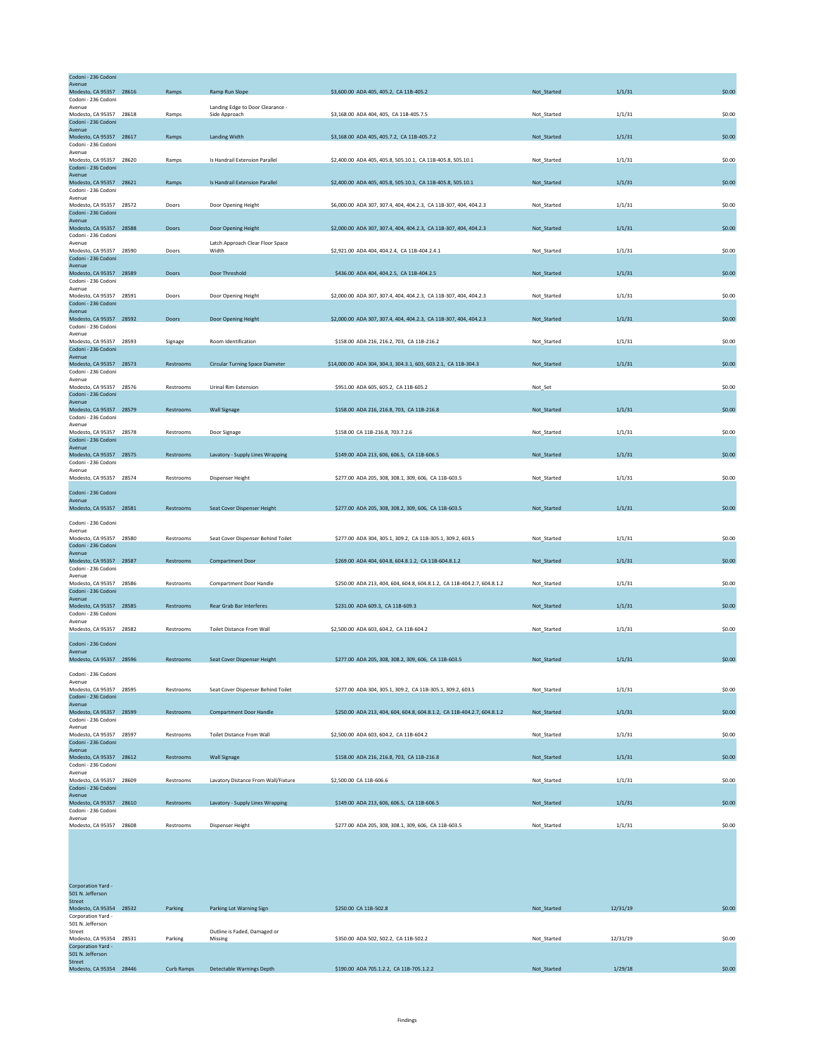| Location | ID | Category | Finding | Cost / Code | Status | Date | Amount |
|---|---|---|---|---|---|---|---|
| Codoni - 236 Codoni Avenue Modesto, CA 95357 | 28616 | Ramps | Ramp Run Slope | $3,600.00 ADA 405, 405.2, CA 11B-405.2 | Not_Started | 1/1/31 | $0.00 |
| Codoni - 236 Codoni Avenue Modesto, CA 95357 | 28618 | Ramps | Landing Edge to Door Clearance - Side Approach | $3,168.00 ADA 404, 405, CA 11B-405.7.5 | Not_Started | 1/1/31 | $0.00 |
| Codoni - 236 Codoni Avenue Modesto, CA 95357 | 28617 | Ramps | Landing Width | $3,168.00 ADA 405, 405.7.2, CA 11B-405.7.2 | Not_Started | 1/1/31 | $0.00 |
| Codoni - 236 Codoni Avenue Modesto, CA 95357 | 28620 | Ramps | Is Handrail Extension Parallel | $2,400.00 ADA 405, 405.8, 505.10.1, CA 11B-405.8, 505.10.1 | Not_Started | 1/1/31 | $0.00 |
| Codoni - 236 Codoni Avenue Modesto, CA 95357 | 28621 | Ramps | Is Handrail Extension Parallel | $2,400.00 ADA 405, 405.8, 505.10.1, CA 11B-405.8, 505.10.1 | Not_Started | 1/1/31 | $0.00 |
| Codoni - 236 Codoni Avenue Modesto, CA 95357 | 28572 | Doors | Door Opening Height | $6,000.00 ADA 307, 307.4, 404, 404.2.3, CA 11B-307, 404, 404.2.3 | Not_Started | 1/1/31 | $0.00 |
| Codoni - 236 Codoni Avenue Modesto, CA 95357 | 28588 | Doors | Door Opening Height | $2,000.00 ADA 307, 307.4, 404, 404.2.3, CA 11B-307, 404, 404.2.3 | Not_Started | 1/1/31 | $0.00 |
| Codoni - 236 Codoni Avenue Modesto, CA 95357 | 28590 | Doors | Latch Approach Clear Floor Space Width | $2,921.00 ADA 404, 404.2.4, CA 11B-404.2.4.1 | Not_Started | 1/1/31 | $0.00 |
| Codoni - 236 Codoni Avenue Modesto, CA 95357 | 28589 | Doors | Door Threshold | $436.00 ADA 404, 404.2.5, CA 11B-404.2.5 | Not_Started | 1/1/31 | $0.00 |
| Codoni - 236 Codoni Avenue Modesto, CA 95357 | 28591 | Doors | Door Opening Height | $2,000.00 ADA 307, 307.4, 404, 404.2.3, CA 11B-307, 404, 404.2.3 | Not_Started | 1/1/31 | $0.00 |
| Codoni - 236 Codoni Avenue Modesto, CA 95357 | 28592 | Doors | Door Opening Height | $2,000.00 ADA 307, 307.4, 404, 404.2.3, CA 11B-307, 404, 404.2.3 | Not_Started | 1/1/31 | $0.00 |
| Codoni - 236 Codoni Avenue Modesto, CA 95357 | 28593 | Signage | Room Identification | $158.00 ADA 216, 216.2, 703, CA 11B-216.2 | Not_Started | 1/1/31 | $0.00 |
| Codoni - 236 Codoni Avenue Modesto, CA 95357 | 28573 | Restrooms | Circular Turning Space Diameter | $14,000.00 ADA 304, 304.3, 304.3.1, 603, 603.2.1, CA 11B-304.3 | Not_Started | 1/1/31 | $0.00 |
| Codoni - 236 Codoni Avenue Modesto, CA 95357 | 28576 | Restrooms | Urinal Rim Extension | $951.00 ADA 605, 605.2, CA 11B-605.2 | Not_Set | | $0.00 |
| Codoni - 236 Codoni Avenue Modesto, CA 95357 | 28579 | Restrooms | Wall Signage | $158.00 ADA 216, 216.8, 703, CA 11B-216.8 | Not_Started | 1/1/31 | $0.00 |
| Codoni - 236 Codoni Avenue Modesto, CA 95357 | 28578 | Restrooms | Door Signage | $158.00 CA 11B-216.8, 703.7.2.6 | Not_Started | 1/1/31 | $0.00 |
| Codoni - 236 Codoni Avenue Modesto, CA 95357 | 28575 | Restrooms | Lavatory - Supply Lines Wrapping | $149.00 ADA 213, 606, 606.5, CA 11B-606.5 | Not_Started | 1/1/31 | $0.00 |
| Codoni - 236 Codoni Avenue Modesto, CA 95357 | 28574 | Restrooms | Dispenser Height | $277.00 ADA 205, 308, 308.1, 309, 606, CA 11B-603.5 | Not_Started | 1/1/31 | $0.00 |
| Codoni - 236 Codoni Avenue Modesto, CA 95357 | 28581 | Restrooms | Seat Cover Dispenser Height | $277.00 ADA 205, 308, 308.2, 309, 606, CA 11B-603.5 | Not_Started | 1/1/31 | $0.00 |
| Codoni - 236 Codoni Avenue Modesto, CA 95357 | 28580 | Restrooms | Seat Cover Dispenser Behind Toilet | $277.00 ADA 304, 305.1, 309.2, CA 11B-305.1, 309.2, 603.5 | Not_Started | 1/1/31 | $0.00 |
| Codoni - 236 Codoni Avenue Modesto, CA 95357 | 28587 | Restrooms | Compartment Door | $269.00 ADA 404, 604.8, 604.8.1.2, CA 11B-604.8.1.2 | Not_Started | 1/1/31 | $0.00 |
| Codoni - 236 Codoni Avenue Modesto, CA 95357 | 28586 | Restrooms | Compartment Door Handle | $250.00 ADA 213, 404, 604, 604.8, 604.8.1.2, CA 11B-404.2.7, 604.8.1.2 | Not_Started | 1/1/31 | $0.00 |
| Codoni - 236 Codoni Avenue Modesto, CA 95357 | 28585 | Restrooms | Rear Grab Bar Interferes | $231.00 ADA 609.3, CA 11B-609.3 | Not_Started | 1/1/31 | $0.00 |
| Codoni - 236 Codoni Avenue Modesto, CA 95357 | 28582 | Restrooms | Toilet Distance From Wall | $2,500.00 ADA 603, 604.2, CA 11B-604.2 | Not_Started | 1/1/31 | $0.00 |
| Codoni - 236 Codoni Avenue Modesto, CA 95357 | 28596 | Restrooms | Seat Cover Dispenser Height | $277.00 ADA 205, 308, 308.2, 309, 606, CA 11B-603.5 | Not_Started | 1/1/31 | $0.00 |
| Codoni - 236 Codoni Avenue Modesto, CA 95357 | 28595 | Restrooms | Seat Cover Dispenser Behind Toilet | $277.00 ADA 304, 305.1, 309.2, CA 11B-305.1, 309.2, 603.5 | Not_Started | 1/1/31 | $0.00 |
| Codoni - 236 Codoni Avenue Modesto, CA 95357 | 28599 | Restrooms | Compartment Door Handle | $250.00 ADA 213, 404, 604, 604.8, 604.8.1.2, CA 11B-404.2.7, 604.8.1.2 | Not_Started | 1/1/31 | $0.00 |
| Codoni - 236 Codoni Avenue Modesto, CA 95357 | 28597 | Restrooms | Toilet Distance From Wall | $2,500.00 ADA 603, 604.2, CA 11B-604.2 | Not_Started | 1/1/31 | $0.00 |
| Codoni - 236 Codoni Avenue Modesto, CA 95357 | 28612 | Restrooms | Wall Signage | $158.00 ADA 216, 216.8, 703, CA 11B-216.8 | Not_Started | 1/1/31 | $0.00 |
| Codoni - 236 Codoni Avenue Modesto, CA 95357 | 28609 | Restrooms | Lavatory Distance From Wall/Fixture | $2,500.00 CA 11B-606.6 | Not_Started | 1/1/31 | $0.00 |
| Codoni - 236 Codoni Avenue Modesto, CA 95357 | 28610 | Restrooms | Lavatory - Supply Lines Wrapping | $149.00 ADA 213, 606, 606.5, CA 11B-606.5 | Not_Started | 1/1/31 | $0.00 |
| Codoni - 236 Codoni Avenue Modesto, CA 95357 | 28608 | Restrooms | Dispenser Height | $277.00 ADA 205, 308, 308.1, 309, 606, CA 11B-603.5 | Not_Started | 1/1/31 | $0.00 |
| Corporation Yard - 501 N. Jefferson Street Modesto, CA 95354 | 28532 | Parking | Parking Lot Warning Sign | $250.00 CA 11B-502.8 | Not_Started | 12/31/19 | $0.00 |
| Corporation Yard - 501 N. Jefferson Street Modesto, CA 95354 | 28531 | Parking | Outline is Faded, Damaged or Missing | $350.00 ADA 502, 502.2, CA 11B-502.2 | Not_Started | 12/31/19 | $0.00 |
| Corporation Yard - 501 N. Jefferson Street Modesto, CA 95354 | 28446 | Curb Ramps | Detectable Warnings Depth | $190.00 ADA 705.1.2.2, CA 11B-705.1.2.2 | Not_Started | 1/29/18 | $0.00 |

Findings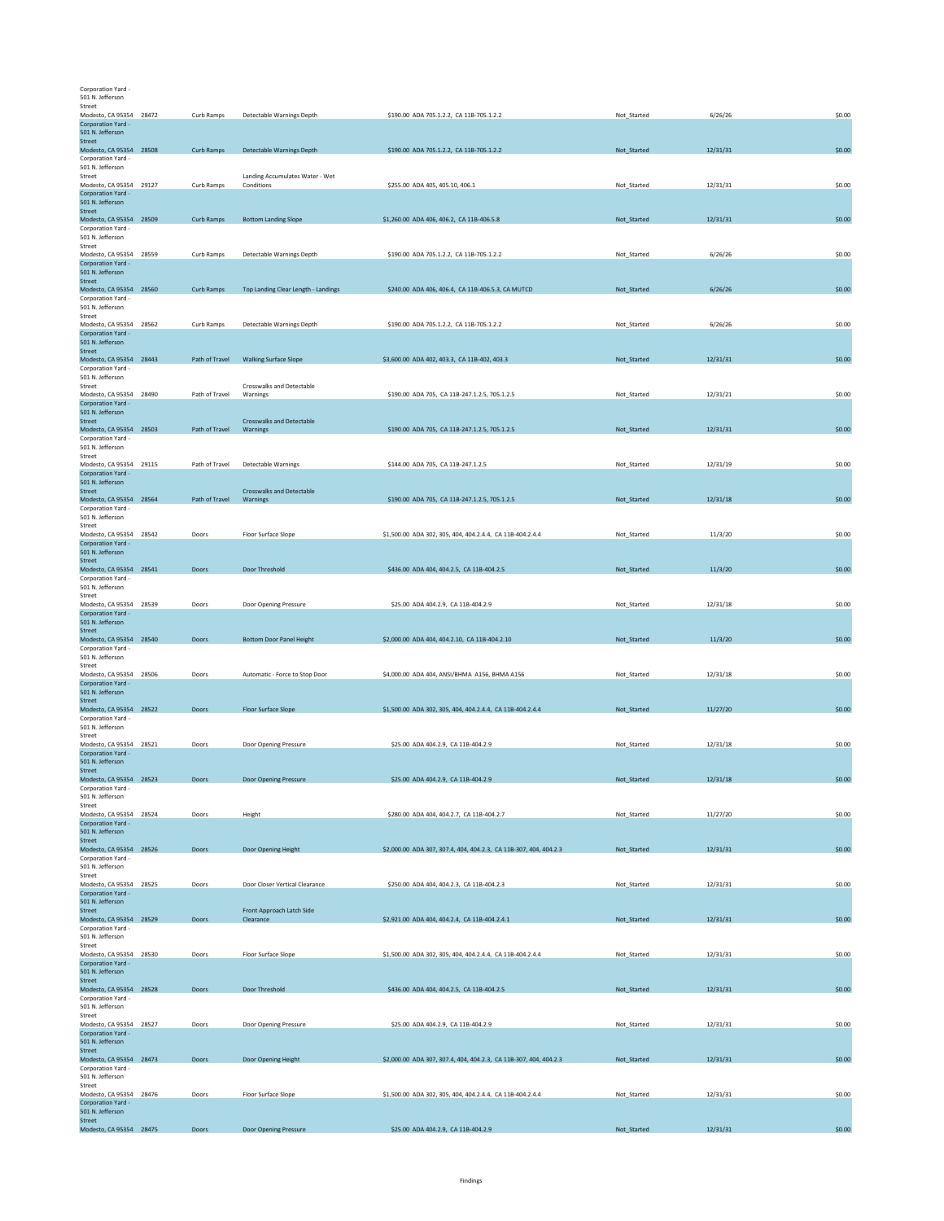| Location | ID | Category | Finding | Cost / Standard | Status | Date | Amount |
|---|---|---|---|---|---|---|---|
| Corporation Yard - 501 N. Jefferson Street Modesto, CA 95354 | 28472 | Curb Ramps | Detectable Warnings Depth | $190.00 ADA 705.1.2.2, CA 11B-705.1.2.2 | Not_Started | 6/26/26 | $0.00 |
| Corporation Yard - 501 N. Jefferson Street Modesto, CA 95354 | 28508 | Curb Ramps | Detectable Warnings Depth | $190.00 ADA 705.1.2.2, CA 11B-705.1.2.2 | Not_Started | 12/31/31 | $0.00 |
| Corporation Yard - 501 N. Jefferson Street Modesto, CA 95354 | 29127 | Curb Ramps | Landing Accumulates Water - Wet Conditions | $255.00 ADA 405, 405.10, 406.1 | Not_Started | 12/31/31 | $0.00 |
| Corporation Yard - 501 N. Jefferson Street Modesto, CA 95354 | 28509 | Curb Ramps | Bottom Landing Slope | $1,260.00 ADA 406, 406.2, CA 11B-406.5.8 | Not_Started | 12/31/31 | $0.00 |
| Corporation Yard - 501 N. Jefferson Street Modesto, CA 95354 | 28559 | Curb Ramps | Detectable Warnings Depth | $190.00 ADA 705.1.2.2, CA 11B-705.1.2.2 | Not_Started | 6/26/26 | $0.00 |
| Corporation Yard - 501 N. Jefferson Street Modesto, CA 95354 | 28560 | Curb Ramps | Top Landing Clear Length - Landings | $240.00 ADA 406, 406.4, CA 11B-406.5.3, CA MUTCD | Not_Started | 6/26/26 | $0.00 |
| Corporation Yard - 501 N. Jefferson Street Modesto, CA 95354 | 28562 | Curb Ramps | Detectable Warnings Depth | $190.00 ADA 705.1.2.2, CA 11B-705.1.2.2 | Not_Started | 6/26/26 | $0.00 |
| Corporation Yard - 501 N. Jefferson Street Modesto, CA 95354 | 28443 | Path of Travel | Walking Surface Slope | $3,600.00 ADA 402, 403.3, CA 11B-402, 403.3 | Not_Started | 12/31/31 | $0.00 |
| Corporation Yard - 501 N. Jefferson Street Modesto, CA 95354 | 28490 | Path of Travel | Crosswalks and Detectable Warnings | $190.00 ADA 705, CA 11B-247.1.2.5, 705.1.2.5 | Not_Started | 12/31/21 | $0.00 |
| Corporation Yard - 501 N. Jefferson Street Modesto, CA 95354 | 28503 | Path of Travel | Crosswalks and Detectable Warnings | $190.00 ADA 705, CA 11B-247.1.2.5, 705.1.2.5 | Not_Started | 12/31/31 | $0.00 |
| Corporation Yard - 501 N. Jefferson Street Modesto, CA 95354 | 29115 | Path of Travel | Detectable Warnings | $144.00 ADA 705, CA 11B-247.1.2.5 | Not_Started | 12/31/19 | $0.00 |
| Corporation Yard - 501 N. Jefferson Street Modesto, CA 95354 | 28564 | Path of Travel | Crosswalks and Detectable Warnings | $190.00 ADA 705, CA 11B-247.1.2.5, 705.1.2.5 | Not_Started | 12/31/18 | $0.00 |
| Corporation Yard - 501 N. Jefferson Street Modesto, CA 95354 | 28542 | Doors | Floor Surface Slope | $1,500.00 ADA 302, 305, 404, 404.2.4.4, CA 11B-404.2.4.4 | Not_Started | 11/3/20 | $0.00 |
| Corporation Yard - 501 N. Jefferson Street Modesto, CA 95354 | 28541 | Doors | Door Threshold | $436.00 ADA 404, 404.2.5, CA 11B-404.2.5 | Not_Started | 11/3/20 | $0.00 |
| Corporation Yard - 501 N. Jefferson Street Modesto, CA 95354 | 28539 | Doors | Door Opening Pressure | $25.00 ADA 404.2.9, CA 11B-404.2.9 | Not_Started | 12/31/18 | $0.00 |
| Corporation Yard - 501 N. Jefferson Street Modesto, CA 95354 | 28540 | Doors | Bottom Door Panel Height | $2,000.00 ADA 404, 404.2.10, CA 11B-404.2.10 | Not_Started | 11/3/20 | $0.00 |
| Corporation Yard - 501 N. Jefferson Street Modesto, CA 95354 | 28506 | Doors | Automatic - Force to Stop Door | $4,000.00 ADA 404, ANSI/BHMA A156, BHMA A156 | Not_Started | 12/31/18 | $0.00 |
| Corporation Yard - 501 N. Jefferson Street Modesto, CA 95354 | 28522 | Doors | Floor Surface Slope | $1,500.00 ADA 302, 305, 404, 404.2.4.4, CA 11B-404.2.4.4 | Not_Started | 11/27/20 | $0.00 |
| Corporation Yard - 501 N. Jefferson Street Modesto, CA 95354 | 28521 | Doors | Door Opening Pressure | $25.00 ADA 404.2.9, CA 11B-404.2.9 | Not_Started | 12/31/18 | $0.00 |
| Corporation Yard - 501 N. Jefferson Street Modesto, CA 95354 | 28523 | Doors | Door Opening Pressure | $25.00 ADA 404.2.9, CA 11B-404.2.9 | Not_Started | 12/31/18 | $0.00 |
| Corporation Yard - 501 N. Jefferson Street Modesto, CA 95354 | 28524 | Doors | Height | $280.00 ADA 404, 404.2.7, CA 11B-404.2.7 | Not_Started | 11/27/20 | $0.00 |
| Corporation Yard - 501 N. Jefferson Street Modesto, CA 95354 | 28526 | Doors | Door Opening Height | $2,000.00 ADA 307, 307.4, 404, 404.2.3, CA 11B-307, 404, 404.2.3 | Not_Started | 12/31/31 | $0.00 |
| Corporation Yard - 501 N. Jefferson Street Modesto, CA 95354 | 28525 | Doors | Door Closer Vertical Clearance | $250.00 ADA 404, 404.2.3, CA 11B-404.2.3 | Not_Started | 12/31/31 | $0.00 |
| Corporation Yard - 501 N. Jefferson Street Modesto, CA 95354 | 28529 | Doors | Front Approach Latch Side Clearance | $2,921.00 ADA 404, 404.2.4, CA 11B-404.2.4.1 | Not_Started | 12/31/31 | $0.00 |
| Corporation Yard - 501 N. Jefferson Street Modesto, CA 95354 | 28530 | Doors | Floor Surface Slope | $1,500.00 ADA 302, 305, 404, 404.2.4.4, CA 11B-404.2.4.4 | Not_Started | 12/31/31 | $0.00 |
| Corporation Yard - 501 N. Jefferson Street Modesto, CA 95354 | 28528 | Doors | Door Threshold | $436.00 ADA 404, 404.2.5, CA 11B-404.2.5 | Not_Started | 12/31/31 | $0.00 |
| Corporation Yard - 501 N. Jefferson Street Modesto, CA 95354 | 28527 | Doors | Door Opening Pressure | $25.00 ADA 404.2.9, CA 11B-404.2.9 | Not_Started | 12/31/31 | $0.00 |
| Corporation Yard - 501 N. Jefferson Street Modesto, CA 95354 | 28473 | Doors | Door Opening Height | $2,000.00 ADA 307, 307.4, 404, 404.2.3, CA 11B-307, 404, 404.2.3 | Not_Started | 12/31/31 | $0.00 |
| Corporation Yard - 501 N. Jefferson Street Modesto, CA 95354 | 28476 | Doors | Floor Surface Slope | $1,500.00 ADA 302, 305, 404, 404.2.4.4, CA 11B-404.2.4.4 | Not_Started | 12/31/31 | $0.00 |
| Corporation Yard - 501 N. Jefferson Street Modesto, CA 95354 | 28475 | Doors | Door Opening Pressure | $25.00 ADA 404.2.9, CA 11B-404.2.9 | Not_Started | 12/31/31 | $0.00 |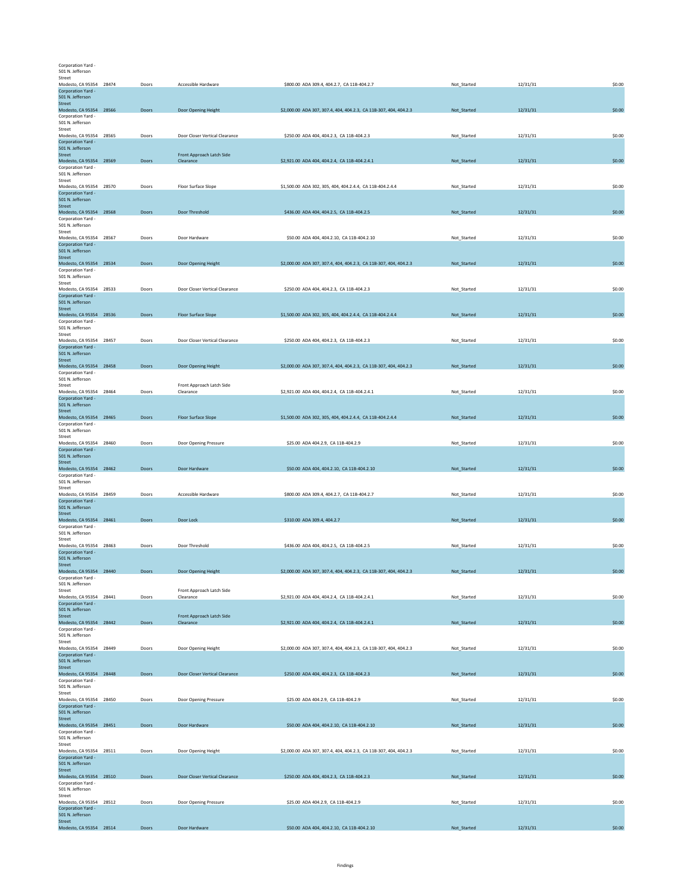| | | | | | | | |
|---|---|---|---|---|---|---|---|
| Corporation Yard - 501 N. Jefferson Street Modesto, CA 95354 | 28474 | Doors | Accessible Hardware | $800.00 ADA 309.4, 404.2.7, CA 11B-404.2.7 | Not_Started | 12/31/31 | $0.00 |
| Corporation Yard - 501 N. Jefferson Street Modesto, CA 95354 | 28566 | Doors | Door Opening Height | $2,000.00 ADA 307, 307.4, 404, 404.2.3, CA 11B-307, 404, 404.2.3 | Not_Started | 12/31/31 | $0.00 |
| Corporation Yard - 501 N. Jefferson Street Modesto, CA 95354 | 28565 | Doors | Door Closer Vertical Clearance | $250.00 ADA 404, 404.2.3, CA 11B-404.2.3 | Not_Started | 12/31/31 | $0.00 |
| Corporation Yard - 501 N. Jefferson Street Modesto, CA 95354 | 28569 | Doors | Front Approach Latch Side Clearance | $2,921.00 ADA 404, 404.2.4, CA 11B-404.2.4.1 | Not_Started | 12/31/31 | $0.00 |
| Corporation Yard - 501 N. Jefferson Street Modesto, CA 95354 | 28570 | Doors | Floor Surface Slope | $1,500.00 ADA 302, 305, 404, 404.2.4.4, CA 11B-404.2.4.4 | Not_Started | 12/31/31 | $0.00 |
| Corporation Yard - 501 N. Jefferson Street Modesto, CA 95354 | 28568 | Doors | Door Threshold | $436.00 ADA 404, 404.2.5, CA 11B-404.2.5 | Not_Started | 12/31/31 | $0.00 |
| Corporation Yard - 501 N. Jefferson Street Modesto, CA 95354 | 28567 | Doors | Door Hardware | $50.00 ADA 404, 404.2.10, CA 11B-404.2.10 | Not_Started | 12/31/31 | $0.00 |
| Corporation Yard - 501 N. Jefferson Street Modesto, CA 95354 | 28534 | Doors | Door Opening Height | $2,000.00 ADA 307, 307.4, 404, 404.2.3, CA 11B-307, 404, 404.2.3 | Not_Started | 12/31/31 | $0.00 |
| Corporation Yard - 501 N. Jefferson Street Modesto, CA 95354 | 28533 | Doors | Door Closer Vertical Clearance | $250.00 ADA 404, 404.2.3, CA 11B-404.2.3 | Not_Started | 12/31/31 | $0.00 |
| Corporation Yard - 501 N. Jefferson Street Modesto, CA 95354 | 28536 | Doors | Floor Surface Slope | $1,500.00 ADA 302, 305, 404, 404.2.4.4, CA 11B-404.2.4.4 | Not_Started | 12/31/31 | $0.00 |
| Corporation Yard - 501 N. Jefferson Street Modesto, CA 95354 | 28457 | Doors | Door Closer Vertical Clearance | $250.00 ADA 404, 404.2.3, CA 11B-404.2.3 | Not_Started | 12/31/31 | $0.00 |
| Corporation Yard - 501 N. Jefferson Street Modesto, CA 95354 | 28458 | Doors | Door Opening Height | $2,000.00 ADA 307, 307.4, 404, 404.2.3, CA 11B-307, 404, 404.2.3 | Not_Started | 12/31/31 | $0.00 |
| Corporation Yard - 501 N. Jefferson Street Modesto, CA 95354 | 28464 | Doors | Front Approach Latch Side Clearance | $2,921.00 ADA 404, 404.2.4, CA 11B-404.2.4.1 | Not_Started | 12/31/31 | $0.00 |
| Corporation Yard - 501 N. Jefferson Street Modesto, CA 95354 | 28465 | Doors | Floor Surface Slope | $1,500.00 ADA 302, 305, 404, 404.2.4.4, CA 11B-404.2.4.4 | Not_Started | 12/31/31 | $0.00 |
| Corporation Yard - 501 N. Jefferson Street Modesto, CA 95354 | 28460 | Doors | Door Opening Pressure | $25.00 ADA 404.2.9, CA 11B-404.2.9 | Not_Started | 12/31/31 | $0.00 |
| Corporation Yard - 501 N. Jefferson Street Modesto, CA 95354 | 28462 | Doors | Door Hardware | $50.00 ADA 404, 404.2.10, CA 11B-404.2.10 | Not_Started | 12/31/31 | $0.00 |
| Corporation Yard - 501 N. Jefferson Street Modesto, CA 95354 | 28459 | Doors | Accessible Hardware | $800.00 ADA 309.4, 404.2.7, CA 11B-404.2.7 | Not_Started | 12/31/31 | $0.00 |
| Corporation Yard - 501 N. Jefferson Street Modesto, CA 95354 | 28461 | Doors | Door Lock | $310.00 ADA 309.4, 404.2.7 | Not_Started | 12/31/31 | $0.00 |
| Corporation Yard - 501 N. Jefferson Street Modesto, CA 95354 | 28463 | Doors | Door Threshold | $436.00 ADA 404, 404.2.5, CA 11B-404.2.5 | Not_Started | 12/31/31 | $0.00 |
| Corporation Yard - 501 N. Jefferson Street Modesto, CA 95354 | 28440 | Doors | Door Opening Height | $2,000.00 ADA 307, 307.4, 404, 404.2.3, CA 11B-307, 404, 404.2.3 | Not_Started | 12/31/31 | $0.00 |
| Corporation Yard - 501 N. Jefferson Street Modesto, CA 95354 | 28441 | Doors | Front Approach Latch Side Clearance | $2,921.00 ADA 404, 404.2.4, CA 11B-404.2.4.1 | Not_Started | 12/31/31 | $0.00 |
| Corporation Yard - 501 N. Jefferson Street Modesto, CA 95354 | 28442 | Doors | Front Approach Latch Side Clearance | $2,921.00 ADA 404, 404.2.4, CA 11B-404.2.4.1 | Not_Started | 12/31/31 | $0.00 |
| Corporation Yard - 501 N. Jefferson Street Modesto, CA 95354 | 28449 | Doors | Door Opening Height | $2,000.00 ADA 307, 307.4, 404, 404.2.3, CA 11B-307, 404, 404.2.3 | Not_Started | 12/31/31 | $0.00 |
| Corporation Yard - 501 N. Jefferson Street Modesto, CA 95354 | 28448 | Doors | Door Closer Vertical Clearance | $250.00 ADA 404, 404.2.3, CA 11B-404.2.3 | Not_Started | 12/31/31 | $0.00 |
| Corporation Yard - 501 N. Jefferson Street Modesto, CA 95354 | 28450 | Doors | Door Opening Pressure | $25.00 ADA 404.2.9, CA 11B-404.2.9 | Not_Started | 12/31/31 | $0.00 |
| Corporation Yard - 501 N. Jefferson Street Modesto, CA 95354 | 28451 | Doors | Door Hardware | $50.00 ADA 404, 404.2.10, CA 11B-404.2.10 | Not_Started | 12/31/31 | $0.00 |
| Corporation Yard - 501 N. Jefferson Street Modesto, CA 95354 | 28511 | Doors | Door Opening Height | $2,000.00 ADA 307, 307.4, 404, 404.2.3, CA 11B-307, 404, 404.2.3 | Not_Started | 12/31/31 | $0.00 |
| Corporation Yard - 501 N. Jefferson Street Modesto, CA 95354 | 28510 | Doors | Door Closer Vertical Clearance | $250.00 ADA 404, 404.2.3, CA 11B-404.2.3 | Not_Started | 12/31/31 | $0.00 |
| Corporation Yard - 501 N. Jefferson Street Modesto, CA 95354 | 28512 | Doors | Door Opening Pressure | $25.00 ADA 404.2.9, CA 11B-404.2.9 | Not_Started | 12/31/31 | $0.00 |
| Corporation Yard - 501 N. Jefferson Street Modesto, CA 95354 | 28514 | Doors | Door Hardware | $50.00 ADA 404, 404.2.10, CA 11B-404.2.10 | Not_Started | 12/31/31 | $0.00 |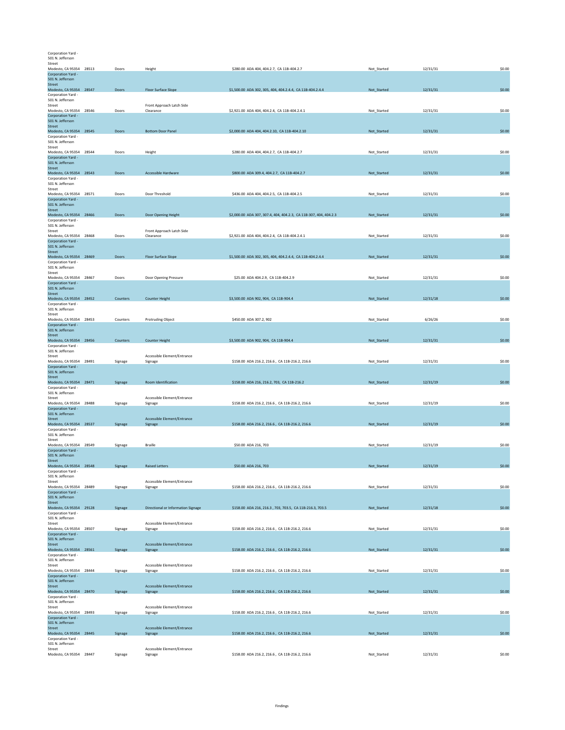| | | | | | | | |
|---|---|---|---|---|---|---|---|
| Corporation Yard - 501 N. Jefferson Street Modesto, CA 95354 | 28513 | Doors | Height | $280.00 ADA 404, 404.2.7, CA 11B-404.2.7 | Not_Started | 12/31/31 | $0.00 |
| Corporation Yard - 501 N. Jefferson Street Modesto, CA 95354 | 28547 | Doors | Floor Surface Slope | $1,500.00 ADA 302, 305, 404, 404.2.4.4, CA 11B-404.2.4.4 | Not_Started | 12/31/31 | $0.00 |
| Corporation Yard - 501 N. Jefferson Street Modesto, CA 95354 | 28546 | Doors | Front Approach Latch Side Clearance | $2,921.00 ADA 404, 404.2.4, CA 11B-404.2.4.1 | Not_Started | 12/31/31 | $0.00 |
| Corporation Yard - 501 N. Jefferson Street Modesto, CA 95354 | 28545 | Doors | Bottom Door Panel | $2,000.00 ADA 404, 404.2.10, CA 11B-404.2.10 | Not_Started | 12/31/31 | $0.00 |
| Corporation Yard - 501 N. Jefferson Street Modesto, CA 95354 | 28544 | Doors | Height | $280.00 ADA 404, 404.2.7, CA 11B-404.2.7 | Not_Started | 12/31/31 | $0.00 |
| Corporation Yard - 501 N. Jefferson Street Modesto, CA 95354 | 28543 | Doors | Accessible Hardware | $800.00 ADA 309.4, 404.2.7, CA 11B-404.2.7 | Not_Started | 12/31/31 | $0.00 |
| Corporation Yard - 501 N. Jefferson Street Modesto, CA 95354 | 28571 | Doors | Door Threshold | $436.00 ADA 404, 404.2.5, CA 11B-404.2.5 | Not_Started | 12/31/31 | $0.00 |
| Corporation Yard - 501 N. Jefferson Street Modesto, CA 95354 | 28466 | Doors | Door Opening Height | $2,000.00 ADA 307, 307.4, 404, 404.2.3, CA 11B-307, 404, 404.2.3 | Not_Started | 12/31/31 | $0.00 |
| Corporation Yard - 501 N. Jefferson Street Modesto, CA 95354 | 28468 | Doors | Front Approach Latch Side Clearance | $2,921.00 ADA 404, 404.2.4, CA 11B-404.2.4.1 | Not_Started | 12/31/31 | $0.00 |
| Corporation Yard - 501 N. Jefferson Street Modesto, CA 95354 | 28469 | Doors | Floor Surface Slope | $1,500.00 ADA 302, 305, 404, 404.2.4.4, CA 11B-404.2.4.4 | Not_Started | 12/31/31 | $0.00 |
| Corporation Yard - 501 N. Jefferson Street Modesto, CA 95354 | 28467 | Doors | Door Opening Pressure | $25.00 ADA 404.2.9, CA 11B-404.2.9 | Not_Started | 12/31/31 | $0.00 |
| Corporation Yard - 501 N. Jefferson Street Modesto, CA 95354 | 28452 | Counters | Counter Height | $3,500.00 ADA 902, 904, CA 11B-904.4 | Not_Started | 12/31/18 | $0.00 |
| Corporation Yard - 501 N. Jefferson Street Modesto, CA 95354 | 28453 | Counters | Protruding Object | $450.00 ADA 307.2, 902 | Not_Started | 6/26/26 | $0.00 |
| Corporation Yard - 501 N. Jefferson Street Modesto, CA 95354 | 28456 | Counters | Counter Height | $3,500.00 ADA 902, 904, CA 11B-904.4 | Not_Started | 12/31/31 | $0.00 |
| Corporation Yard - 501 N. Jefferson Street Modesto, CA 95354 | 28491 | Signage | Accessible Element/Entrance Signage | $158.00 ADA 216.2, 216.6 , CA 11B-216.2, 216.6 | Not_Started | 12/31/31 | $0.00 |
| Corporation Yard - 501 N. Jefferson Street Modesto, CA 95354 | 28471 | Signage | Room Identification | $158.00 ADA 216, 216.2, 703, CA 11B-216.2 | Not_Started | 12/31/19 | $0.00 |
| Corporation Yard - 501 N. Jefferson Street Modesto, CA 95354 | 28488 | Signage | Accessible Element/Entrance Signage | $158.00 ADA 216.2, 216.6 , CA 11B-216.2, 216.6 | Not_Started | 12/31/19 | $0.00 |
| Corporation Yard - 501 N. Jefferson Street Modesto, CA 95354 | 28537 | Signage | Accessible Element/Entrance Signage | $158.00 ADA 216.2, 216.6 , CA 11B-216.2, 216.6 | Not_Started | 12/31/19 | $0.00 |
| Corporation Yard - 501 N. Jefferson Street Modesto, CA 95354 | 28549 | Signage | Braille | $50.00 ADA 216, 703 | Not_Started | 12/31/19 | $0.00 |
| Corporation Yard - 501 N. Jefferson Street Modesto, CA 95354 | 28548 | Signage | Raised Letters | $50.00 ADA 216, 703 | Not_Started | 12/31/19 | $0.00 |
| Corporation Yard - 501 N. Jefferson Street Modesto, CA 95354 | 28489 | Signage | Accessible Element/Entrance Signage | $158.00 ADA 216.2, 216.6 , CA 11B-216.2, 216.6 | Not_Started | 12/31/31 | $0.00 |
| Corporation Yard - 501 N. Jefferson Street Modesto, CA 95354 | 29128 | Signage | Directional or Information Signage | $158.00 ADA 216, 216.3 , 703, 703.5, CA 11B-216.3, 703.5 | Not_Started | 12/31/18 | $0.00 |
| Corporation Yard - 501 N. Jefferson Street Modesto, CA 95354 | 28507 | Signage | Accessible Element/Entrance Signage | $158.00 ADA 216.2, 216.6 , CA 11B-216.2, 216.6 | Not_Started | 12/31/31 | $0.00 |
| Corporation Yard - 501 N. Jefferson Street Modesto, CA 95354 | 28561 | Signage | Accessible Element/Entrance Signage | $158.00 ADA 216.2, 216.6 , CA 11B-216.2, 216.6 | Not_Started | 12/31/31 | $0.00 |
| Corporation Yard - 501 N. Jefferson Street Modesto, CA 95354 | 28444 | Signage | Accessible Element/Entrance Signage | $158.00 ADA 216.2, 216.6 , CA 11B-216.2, 216.6 | Not_Started | 12/31/31 | $0.00 |
| Corporation Yard - 501 N. Jefferson Street Modesto, CA 95354 | 28470 | Signage | Accessible Element/Entrance Signage | $158.00 ADA 216.2, 216.6 , CA 11B-216.2, 216.6 | Not_Started | 12/31/31 | $0.00 |
| Corporation Yard - 501 N. Jefferson Street Modesto, CA 95354 | 28493 | Signage | Accessible Element/Entrance Signage | $158.00 ADA 216.2, 216.6 , CA 11B-216.2, 216.6 | Not_Started | 12/31/31 | $0.00 |
| Corporation Yard - 501 N. Jefferson Street Modesto, CA 95354 | 28445 | Signage | Accessible Element/Entrance Signage | $158.00 ADA 216.2, 216.6 , CA 11B-216.2, 216.6 | Not_Started | 12/31/31 | $0.00 |
| Corporation Yard - 501 N. Jefferson Street Modesto, CA 95354 | 28447 | Signage | Accessible Element/Entrance Signage | $158.00 ADA 216.2, 216.6 , CA 11B-216.2, 216.6 | Not_Started | 12/31/31 | $0.00 |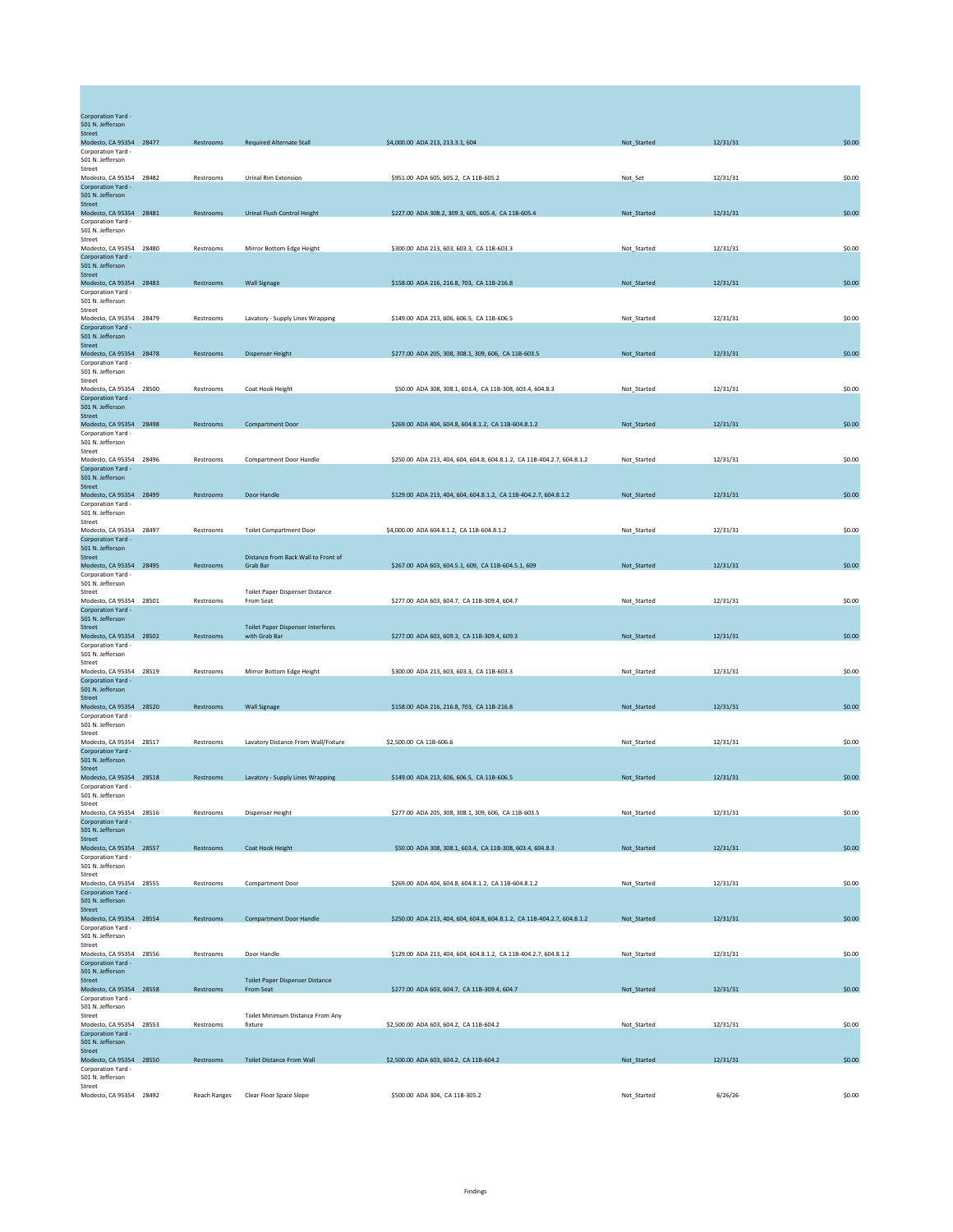| | | | | | | | |
|---|---|---|---|---|---|---|---|
| Corporation Yard - 501 N. Jefferson Street Modesto, CA 95354 | 28477 | Restrooms | Required Alternate Stall | $4,000.00 ADA 213, 213.3.1, 604 | Not_Started | 12/31/31 | $0.00 |
| Corporation Yard - 501 N. Jefferson Street Modesto, CA 95354 | 28482 | Restrooms | Urinal Rim Extension | $951.00 ADA 605, 605.2, CA 11B-605.2 | Not_Set | 12/31/31 | $0.00 |
| Corporation Yard - 501 N. Jefferson Street Modesto, CA 95354 | 28481 | Restrooms | Urinal Flush Control Height | $227.00 ADA 308.2, 309.3, 605, 605.4, CA 11B-605.4 | Not_Started | 12/31/31 | $0.00 |
| Corporation Yard - 501 N. Jefferson Street Modesto, CA 95354 | 28480 | Restrooms | Mirror Bottom Edge Height | $300.00 ADA 213, 603, 603.3, CA 11B-603.3 | Not_Started | 12/31/31 | $0.00 |
| Corporation Yard - 501 N. Jefferson Street Modesto, CA 95354 | 28483 | Restrooms | Wall Signage | $158.00 ADA 216, 216.8, 703, CA 11B-216.8 | Not_Started | 12/31/31 | $0.00 |
| Corporation Yard - 501 N. Jefferson Street Modesto, CA 95354 | 28479 | Restrooms | Lavatory - Supply Lines Wrapping | $149.00 ADA 213, 606, 606.5, CA 11B-606.5 | Not_Started | 12/31/31 | $0.00 |
| Corporation Yard - 501 N. Jefferson Street Modesto, CA 95354 | 28478 | Restrooms | Dispenser Height | $277.00 ADA 205, 308, 308.1, 309, 606, CA 11B-603.5 | Not_Started | 12/31/31 | $0.00 |
| Corporation Yard - 501 N. Jefferson Street Modesto, CA 95354 | 28500 | Restrooms | Coat Hook Height | $50.00 ADA 308, 308.1, 603.4, CA 11B-308, 603.4, 604.8.3 | Not_Started | 12/31/31 | $0.00 |
| Corporation Yard - 501 N. Jefferson Street Modesto, CA 95354 | 28498 | Restrooms | Compartment Door | $269.00 ADA 404, 604.8, 604.8.1.2, CA 11B-604.8.1.2 | Not_Started | 12/31/31 | $0.00 |
| Corporation Yard - 501 N. Jefferson Street Modesto, CA 95354 | 28496 | Restrooms | Compartment Door Handle | $250.00 ADA 213, 404, 604, 604.8, 604.8.1.2, CA 11B-404.2.7, 604.8.1.2 | Not_Started | 12/31/31 | $0.00 |
| Corporation Yard - 501 N. Jefferson Street Modesto, CA 95354 | 28499 | Restrooms | Door Handle | $129.00 ADA 213, 404, 604, 604.8.1.2, CA 11B-404.2.7, 604.8.1.2 | Not_Started | 12/31/31 | $0.00 |
| Corporation Yard - 501 N. Jefferson Street Modesto, CA 95354 | 28497 | Restrooms | Toilet Compartment Door | $4,000.00 ADA 604.8.1.2, CA 11B-604.8.1.2 | Not_Started | 12/31/31 | $0.00 |
| Corporation Yard - 501 N. Jefferson Street Modesto, CA 95354 | 28495 | Restrooms | Distance from Back Wall to Front of Grab Bar | $267.00 ADA 603, 604.5.1, 609, CA 11B-604.5.1, 609 | Not_Started | 12/31/31 | $0.00 |
| Corporation Yard - 501 N. Jefferson Street Modesto, CA 95354 | 28501 | Restrooms | Toilet Paper Dispenser Distance From Seat | $277.00 ADA 603, 604.7, CA 11B-309.4, 604.7 | Not_Started | 12/31/31 | $0.00 |
| Corporation Yard - 501 N. Jefferson Street Modesto, CA 95354 | 28502 | Restrooms | Toilet Paper Dispenser Interferes with Grab Bar | $277.00 ADA 603, 609.3, CA 11B-309.4, 609.3 | Not_Started | 12/31/31 | $0.00 |
| Corporation Yard - 501 N. Jefferson Street Modesto, CA 95354 | 28519 | Restrooms | Mirror Bottom Edge Height | $300.00 ADA 213, 603, 603.3, CA 11B-603.3 | Not_Started | 12/31/31 | $0.00 |
| Corporation Yard - 501 N. Jefferson Street Modesto, CA 95354 | 28520 | Restrooms | Wall Signage | $158.00 ADA 216, 216.8, 703, CA 11B-216.8 | Not_Started | 12/31/31 | $0.00 |
| Corporation Yard - 501 N. Jefferson Street Modesto, CA 95354 | 28517 | Restrooms | Lavatory Distance From Wall/Fixture | $2,500.00 CA 11B-606.6 | Not_Started | 12/31/31 | $0.00 |
| Corporation Yard - 501 N. Jefferson Street Modesto, CA 95354 | 28518 | Restrooms | Lavatory - Supply Lines Wrapping | $149.00 ADA 213, 606, 606.5, CA 11B-606.5 | Not_Started | 12/31/31 | $0.00 |
| Corporation Yard - 501 N. Jefferson Street Modesto, CA 95354 | 28516 | Restrooms | Dispenser Height | $277.00 ADA 205, 308, 308.1, 309, 606, CA 11B-603.5 | Not_Started | 12/31/31 | $0.00 |
| Corporation Yard - 501 N. Jefferson Street Modesto, CA 95354 | 28557 | Restrooms | Coat Hook Height | $50.00 ADA 308, 308.1, 603.4, CA 11B-308, 603.4, 604.8.3 | Not_Started | 12/31/31 | $0.00 |
| Corporation Yard - 501 N. Jefferson Street Modesto, CA 95354 | 28555 | Restrooms | Compartment Door | $269.00 ADA 404, 604.8, 604.8.1.2, CA 11B-604.8.1.2 | Not_Started | 12/31/31 | $0.00 |
| Corporation Yard - 501 N. Jefferson Street Modesto, CA 95354 | 28554 | Restrooms | Compartment Door Handle | $250.00 ADA 213, 404, 604, 604.8, 604.8.1.2, CA 11B-404.2.7, 604.8.1.2 | Not_Started | 12/31/31 | $0.00 |
| Corporation Yard - 501 N. Jefferson Street Modesto, CA 95354 | 28556 | Restrooms | Door Handle | $129.00 ADA 213, 404, 604, 604.8.1.2, CA 11B-404.2.7, 604.8.1.2 | Not_Started | 12/31/31 | $0.00 |
| Corporation Yard - 501 N. Jefferson Street Modesto, CA 95354 | 28558 | Restrooms | Toilet Paper Dispenser Distance From Seat | $277.00 ADA 603, 604.7, CA 11B-309.4, 604.7 | Not_Started | 12/31/31 | $0.00 |
| Corporation Yard - 501 N. Jefferson Street Modesto, CA 95354 | 28553 | Restrooms | Toilet Minimum Distance From Any fixture | $2,500.00 ADA 603, 604.2, CA 11B-604.2 | Not_Started | 12/31/31 | $0.00 |
| Corporation Yard - 501 N. Jefferson Street Modesto, CA 95354 | 28550 | Restrooms | Toilet Distance From Wall | $2,500.00 ADA 603, 604.2, CA 11B-604.2 | Not_Started | 12/31/31 | $0.00 |
| Corporation Yard - 501 N. Jefferson Street Modesto, CA 95354 | 28492 | Reach Ranges | Clear Floor Space Slope | $500.00 ADA 304, CA 11B-305.2 | Not_Started | 6/26/26 | $0.00 |

Findings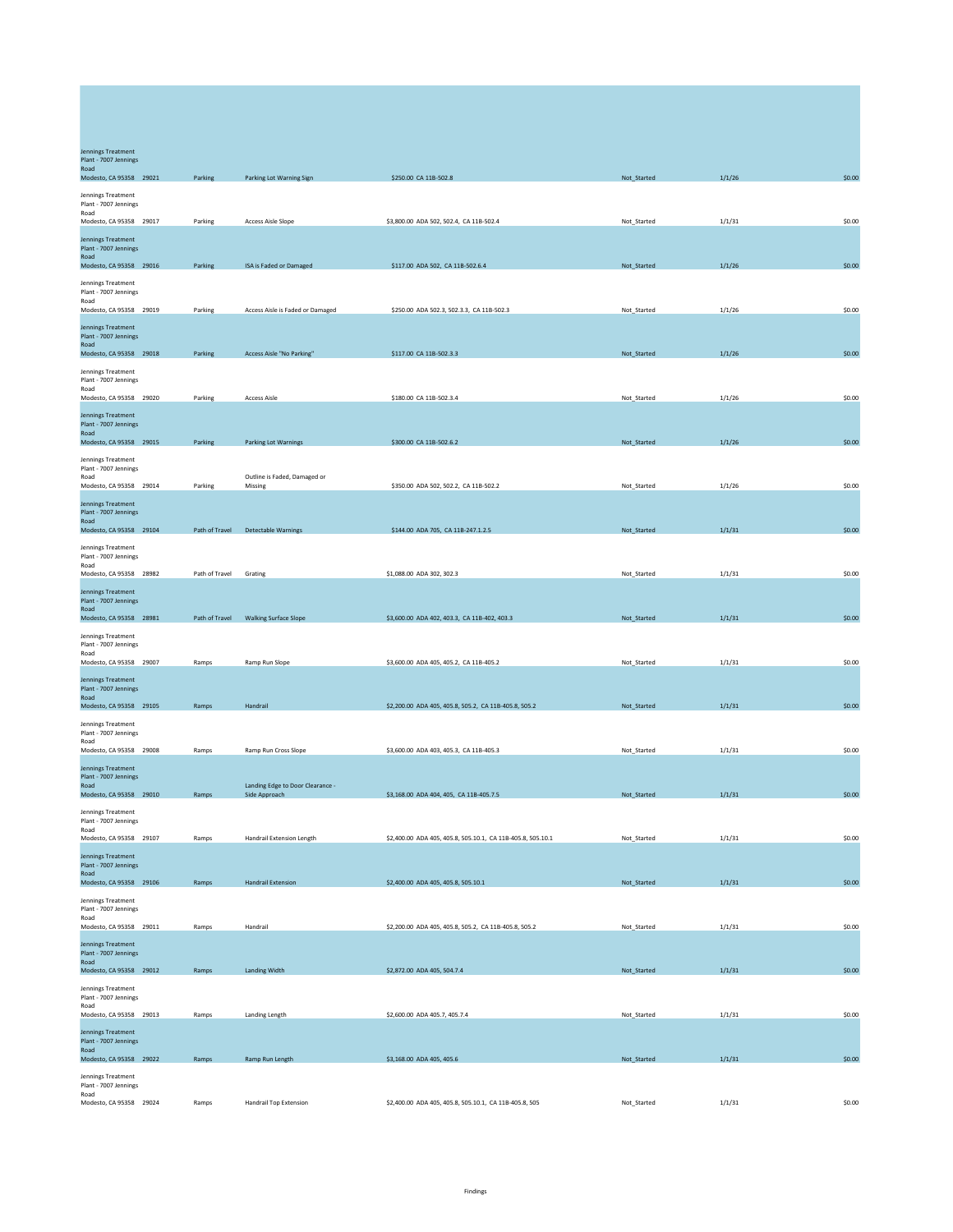| Location | ID | Category | Finding | Cost / Code | Status | Date | Amount |
|---|---|---|---|---|---|---|---|
| Jennings Treatment Plant - 7007 Jennings Road Modesto, CA 95358 | 29021 | Parking | Parking Lot Warning Sign | $250.00 CA 11B-502.8 | Not_Started | 1/1/26 | $0.00 |
| Jennings Treatment Plant - 7007 Jennings Road Modesto, CA 95358 | 29017 | Parking | Access Aisle Slope | $3,800.00 ADA 502, 502.4, CA 11B-502.4 | Not_Started | 1/1/31 | $0.00 |
| Jennings Treatment Plant - 7007 Jennings Road Modesto, CA 95358 | 29016 | Parking | ISA is Faded or Damaged | $117.00 ADA 502, CA 11B-502.6.4 | Not_Started | 1/1/26 | $0.00 |
| Jennings Treatment Plant - 7007 Jennings Road Modesto, CA 95358 | 29019 | Parking | Access Aisle is Faded or Damaged | $250.00 ADA 502.3, 502.3.3, CA 11B-502.3 | Not_Started | 1/1/26 | $0.00 |
| Jennings Treatment Plant - 7007 Jennings Road Modesto, CA 95358 | 29018 | Parking | Access Aisle "No Parking" | $117.00 CA 11B-502.3.3 | Not_Started | 1/1/26 | $0.00 |
| Jennings Treatment Plant - 7007 Jennings Road Modesto, CA 95358 | 29020 | Parking | Access Aisle | $180.00 CA 11B-502.3.4 | Not_Started | 1/1/26 | $0.00 |
| Jennings Treatment Plant - 7007 Jennings Road Modesto, CA 95358 | 29015 | Parking | Parking Lot Warnings | $300.00 CA 11B-502.6.2 | Not_Started | 1/1/26 | $0.00 |
| Jennings Treatment Plant - 7007 Jennings Road Modesto, CA 95358 | 29014 | Parking | Outline is Faded, Damaged or Missing | $350.00 ADA 502, 502.2, CA 11B-502.2 | Not_Started | 1/1/26 | $0.00 |
| Jennings Treatment Plant - 7007 Jennings Road Modesto, CA 95358 | 29104 | Path of Travel | Detectable Warnings | $144.00 ADA 705, CA 11B-247.1.2.5 | Not_Started | 1/1/31 | $0.00 |
| Jennings Treatment Plant - 7007 Jennings Road Modesto, CA 95358 | 28982 | Path of Travel | Grating | $1,088.00 ADA 302, 302.3 | Not_Started | 1/1/31 | $0.00 |
| Jennings Treatment Plant - 7007 Jennings Road Modesto, CA 95358 | 28981 | Path of Travel | Walking Surface Slope | $3,600.00 ADA 402, 403.3, CA 11B-402, 403.3 | Not_Started | 1/1/31 | $0.00 |
| Jennings Treatment Plant - 7007 Jennings Road Modesto, CA 95358 | 29007 | Ramps | Ramp Run Slope | $3,600.00 ADA 405, 405.2, CA 11B-405.2 | Not_Started | 1/1/31 | $0.00 |
| Jennings Treatment Plant - 7007 Jennings Road Modesto, CA 95358 | 29105 | Ramps | Handrail | $2,200.00 ADA 405, 405.8, 505.2, CA 11B-405.8, 505.2 | Not_Started | 1/1/31 | $0.00 |
| Jennings Treatment Plant - 7007 Jennings Road Modesto, CA 95358 | 29008 | Ramps | Ramp Run Cross Slope | $3,600.00 ADA 403, 405.3, CA 11B-405.3 | Not_Started | 1/1/31 | $0.00 |
| Jennings Treatment Plant - 7007 Jennings Road Modesto, CA 95358 | 29010 | Ramps | Landing Edge to Door Clearance - Side Approach | $3,168.00 ADA 404, 405, CA 11B-405.7.5 | Not_Started | 1/1/31 | $0.00 |
| Jennings Treatment Plant - 7007 Jennings Road Modesto, CA 95358 | 29107 | Ramps | Handrail Extension Length | $2,400.00 ADA 405, 405.8, 505.10.1, CA 11B-405.8, 505.10.1 | Not_Started | 1/1/31 | $0.00 |
| Jennings Treatment Plant - 7007 Jennings Road Modesto, CA 95358 | 29106 | Ramps | Handrail Extension | $2,400.00 ADA 405, 405.8, 505.10.1 | Not_Started | 1/1/31 | $0.00 |
| Jennings Treatment Plant - 7007 Jennings Road Modesto, CA 95358 | 29011 | Ramps | Handrail | $2,200.00 ADA 405, 405.8, 505.2, CA 11B-405.8, 505.2 | Not_Started | 1/1/31 | $0.00 |
| Jennings Treatment Plant - 7007 Jennings Road Modesto, CA 95358 | 29012 | Ramps | Landing Width | $2,872.00 ADA 405, 504.7.4 | Not_Started | 1/1/31 | $0.00 |
| Jennings Treatment Plant - 7007 Jennings Road Modesto, CA 95358 | 29013 | Ramps | Landing Length | $2,600.00 ADA 405.7, 405.7.4 | Not_Started | 1/1/31 | $0.00 |
| Jennings Treatment Plant - 7007 Jennings Road Modesto, CA 95358 | 29022 | Ramps | Ramp Run Length | $3,168.00 ADA 405, 405.6 | Not_Started | 1/1/31 | $0.00 |
| Jennings Treatment Plant - 7007 Jennings Road Modesto, CA 95358 | 29024 | Ramps | Handrail Top Extension | $2,400.00 ADA 405, 405.8, 505.10.1, CA 11B-405.8, 505 | Not_Started | 1/1/31 | $0.00 |

Findings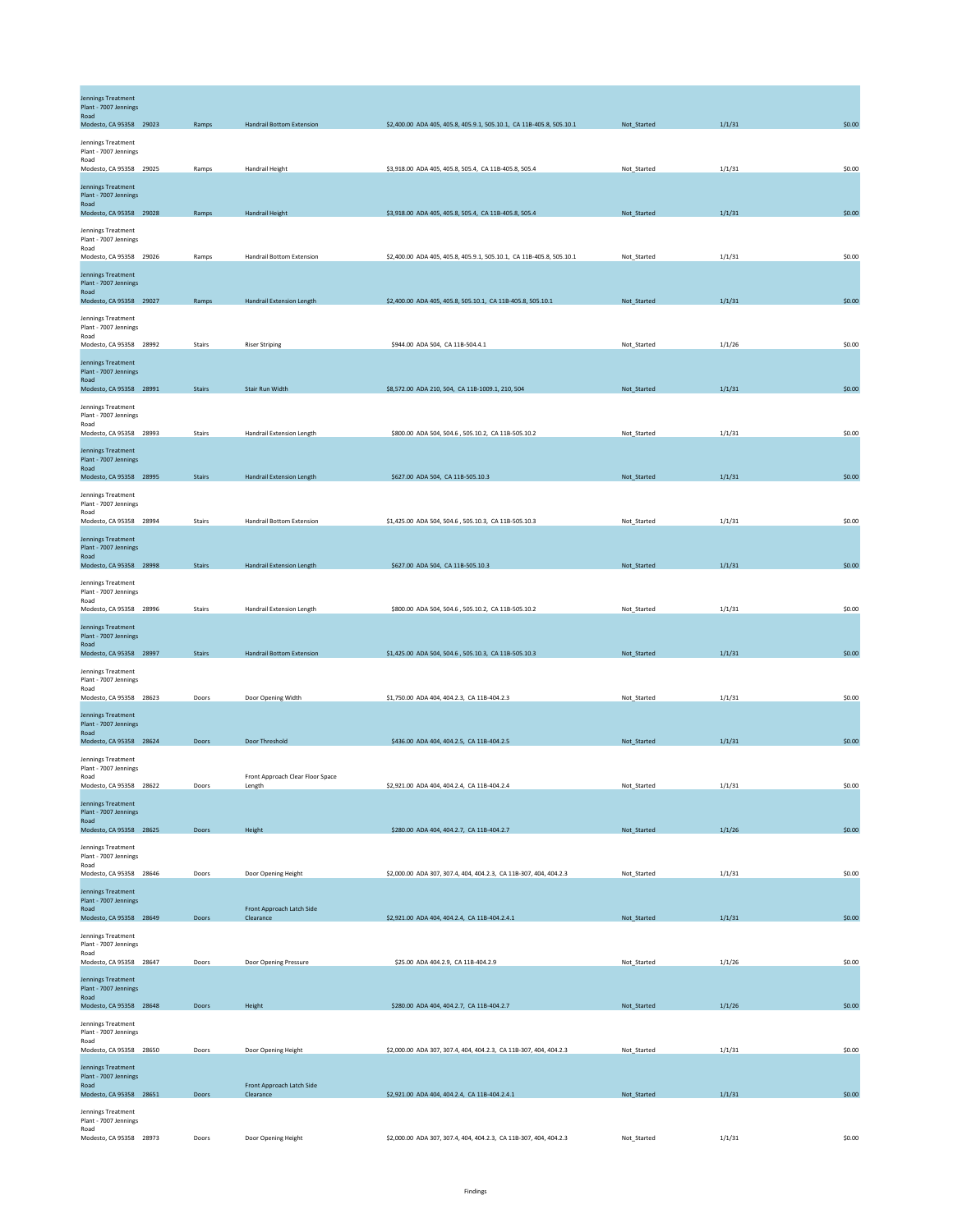| Location | ID | Category | Finding | Cost / Standards | Status | Date | Amount |
|---|---|---|---|---|---|---|---|
| Jennings Treatment Plant - 7007 Jennings Road Modesto, CA 95358 | 29023 | Ramps | Handrail Bottom Extension | $2,400.00 ADA 405, 405.8, 405.9.1, 505.10.1, CA 11B-405.8, 505.10.1 | Not_Started | 1/1/31 | $0.00 |
| Jennings Treatment Plant - 7007 Jennings Road Modesto, CA 95358 | 29025 | Ramps | Handrail Height | $3,918.00 ADA 405, 405.8, 505.4, CA 11B-405.8, 505.4 | Not_Started | 1/1/31 | $0.00 |
| Jennings Treatment Plant - 7007 Jennings Road Modesto, CA 95358 | 29028 | Ramps | Handrail Height | $3,918.00 ADA 405, 405.8, 505.4, CA 11B-405.8, 505.4 | Not_Started | 1/1/31 | $0.00 |
| Jennings Treatment Plant - 7007 Jennings Road Modesto, CA 95358 | 29026 | Ramps | Handrail Bottom Extension | $2,400.00 ADA 405, 405.8, 405.9.1, 505.10.1, CA 11B-405.8, 505.10.1 | Not_Started | 1/1/31 | $0.00 |
| Jennings Treatment Plant - 7007 Jennings Road Modesto, CA 95358 | 29027 | Ramps | Handrail Extension Length | $2,400.00 ADA 405, 405.8, 505.10.1, CA 11B-405.8, 505.10.1 | Not_Started | 1/1/31 | $0.00 |
| Jennings Treatment Plant - 7007 Jennings Road Modesto, CA 95358 | 28992 | Stairs | Riser Striping | $944.00 ADA 504, CA 11B-504.4.1 | Not_Started | 1/1/26 | $0.00 |
| Jennings Treatment Plant - 7007 Jennings Road Modesto, CA 95358 | 28991 | Stairs | Stair Run Width | $8,572.00 ADA 210, 504, CA 11B-1009.1, 210, 504 | Not_Started | 1/1/31 | $0.00 |
| Jennings Treatment Plant - 7007 Jennings Road Modesto, CA 95358 | 28993 | Stairs | Handrail Extension Length | $800.00 ADA 504, 504.6 , 505.10.2, CA 11B-505.10.2 | Not_Started | 1/1/31 | $0.00 |
| Jennings Treatment Plant - 7007 Jennings Road Modesto, CA 95358 | 28995 | Stairs | Handrail Extension Length | $627.00 ADA 504, CA 11B-505.10.3 | Not_Started | 1/1/31 | $0.00 |
| Jennings Treatment Plant - 7007 Jennings Road Modesto, CA 95358 | 28994 | Stairs | Handrail Bottom Extension | $1,425.00 ADA 504, 504.6 , 505.10.3, CA 11B-505.10.3 | Not_Started | 1/1/31 | $0.00 |
| Jennings Treatment Plant - 7007 Jennings Road Modesto, CA 95358 | 28998 | Stairs | Handrail Extension Length | $627.00 ADA 504, CA 11B-505.10.3 | Not_Started | 1/1/31 | $0.00 |
| Jennings Treatment Plant - 7007 Jennings Road Modesto, CA 95358 | 28996 | Stairs | Handrail Extension Length | $800.00 ADA 504, 504.6 , 505.10.2, CA 11B-505.10.2 | Not_Started | 1/1/31 | $0.00 |
| Jennings Treatment Plant - 7007 Jennings Road Modesto, CA 95358 | 28997 | Stairs | Handrail Bottom Extension | $1,425.00 ADA 504, 504.6 , 505.10.3, CA 11B-505.10.3 | Not_Started | 1/1/31 | $0.00 |
| Jennings Treatment Plant - 7007 Jennings Road Modesto, CA 95358 | 28623 | Doors | Door Opening Width | $1,750.00 ADA 404, 404.2.3, CA 11B-404.2.3 | Not_Started | 1/1/31 | $0.00 |
| Jennings Treatment Plant - 7007 Jennings Road Modesto, CA 95358 | 28624 | Doors | Door Threshold | $436.00 ADA 404, 404.2.5, CA 11B-404.2.5 | Not_Started | 1/1/31 | $0.00 |
| Jennings Treatment Plant - 7007 Jennings Road Modesto, CA 95358 | 28622 | Doors | Front Approach Clear Floor Space Length | $2,921.00 ADA 404, 404.2.4, CA 11B-404.2.4 | Not_Started | 1/1/31 | $0.00 |
| Jennings Treatment Plant - 7007 Jennings Road Modesto, CA 95358 | 28625 | Doors | Height | $280.00 ADA 404, 404.2.7, CA 11B-404.2.7 | Not_Started | 1/1/26 | $0.00 |
| Jennings Treatment Plant - 7007 Jennings Road Modesto, CA 95358 | 28646 | Doors | Door Opening Height | $2,000.00 ADA 307, 307.4, 404, 404.2.3, CA 11B-307, 404, 404.2.3 | Not_Started | 1/1/31 | $0.00 |
| Jennings Treatment Plant - 7007 Jennings Road Modesto, CA 95358 | 28649 | Doors | Front Approach Latch Side Clearance | $2,921.00 ADA 404, 404.2.4, CA 11B-404.2.4.1 | Not_Started | 1/1/31 | $0.00 |
| Jennings Treatment Plant - 7007 Jennings Road Modesto, CA 95358 | 28647 | Doors | Door Opening Pressure | $25.00 ADA 404.2.9, CA 11B-404.2.9 | Not_Started | 1/1/26 | $0.00 |
| Jennings Treatment Plant - 7007 Jennings Road Modesto, CA 95358 | 28648 | Doors | Height | $280.00 ADA 404, 404.2.7, CA 11B-404.2.7 | Not_Started | 1/1/26 | $0.00 |
| Jennings Treatment Plant - 7007 Jennings Road Modesto, CA 95358 | 28650 | Doors | Door Opening Height | $2,000.00 ADA 307, 307.4, 404, 404.2.3, CA 11B-307, 404, 404.2.3 | Not_Started | 1/1/31 | $0.00 |
| Jennings Treatment Plant - 7007 Jennings Road Modesto, CA 95358 | 28651 | Doors | Front Approach Latch Side Clearance | $2,921.00 ADA 404, 404.2.4, CA 11B-404.2.4.1 | Not_Started | 1/1/31 | $0.00 |
| Jennings Treatment Plant - 7007 Jennings Road Modesto, CA 95358 | 28973 | Doors | Door Opening Height | $2,000.00 ADA 307, 307.4, 404, 404.2.3, CA 11B-307, 404, 404.2.3 | Not_Started | 1/1/31 | $0.00 |

Findings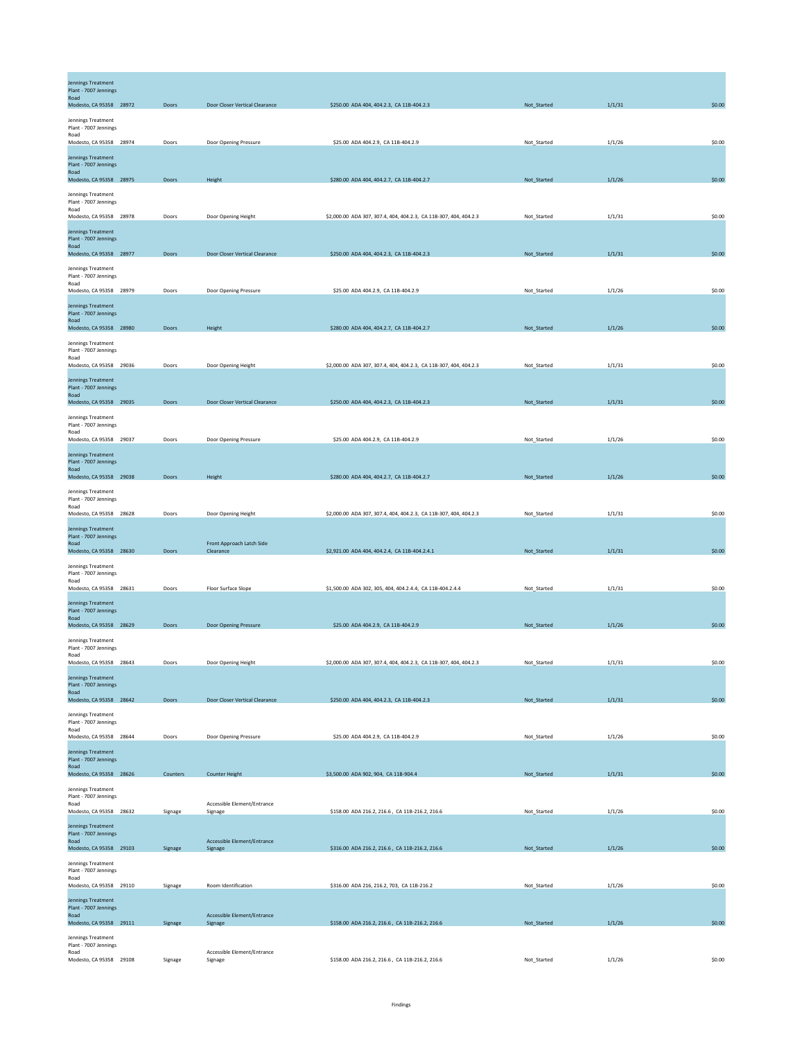| | | | | | | | |
|---|---|---|---|---|---|---|---|
| Jennings Treatment Plant - 7007 Jennings Road Modesto, CA 95358 | 28972 | Doors | Door Closer Vertical Clearance | $250.00 ADA 404, 404.2.3, CA 11B-404.2.3 | Not_Started | 1/1/31 | $0.00 |
| Jennings Treatment Plant - 7007 Jennings Road Modesto, CA 95358 | 28974 | Doors | Door Opening Pressure | $25.00 ADA 404.2.9, CA 11B-404.2.9 | Not_Started | 1/1/26 | $0.00 |
| Jennings Treatment Plant - 7007 Jennings Road Modesto, CA 95358 | 28975 | Doors | Height | $280.00 ADA 404, 404.2.7, CA 11B-404.2.7 | Not_Started | 1/1/26 | $0.00 |
| Jennings Treatment Plant - 7007 Jennings Road Modesto, CA 95358 | 28978 | Doors | Door Opening Height | $2,000.00 ADA 307, 307.4, 404, 404.2.3, CA 11B-307, 404, 404.2.3 | Not_Started | 1/1/31 | $0.00 |
| Jennings Treatment Plant - 7007 Jennings Road Modesto, CA 95358 | 28977 | Doors | Door Closer Vertical Clearance | $250.00 ADA 404, 404.2.3, CA 11B-404.2.3 | Not_Started | 1/1/31 | $0.00 |
| Jennings Treatment Plant - 7007 Jennings Road Modesto, CA 95358 | 28979 | Doors | Door Opening Pressure | $25.00 ADA 404.2.9, CA 11B-404.2.9 | Not_Started | 1/1/26 | $0.00 |
| Jennings Treatment Plant - 7007 Jennings Road Modesto, CA 95358 | 28980 | Doors | Height | $280.00 ADA 404, 404.2.7, CA 11B-404.2.7 | Not_Started | 1/1/26 | $0.00 |
| Jennings Treatment Plant - 7007 Jennings Road Modesto, CA 95358 | 29036 | Doors | Door Opening Height | $2,000.00 ADA 307, 307.4, 404, 404.2.3, CA 11B-307, 404, 404.2.3 | Not_Started | 1/1/31 | $0.00 |
| Jennings Treatment Plant - 7007 Jennings Road Modesto, CA 95358 | 29035 | Doors | Door Closer Vertical Clearance | $250.00 ADA 404, 404.2.3, CA 11B-404.2.3 | Not_Started | 1/1/31 | $0.00 |
| Jennings Treatment Plant - 7007 Jennings Road Modesto, CA 95358 | 29037 | Doors | Door Opening Pressure | $25.00 ADA 404.2.9, CA 11B-404.2.9 | Not_Started | 1/1/26 | $0.00 |
| Jennings Treatment Plant - 7007 Jennings Road Modesto, CA 95358 | 29038 | Doors | Height | $280.00 ADA 404, 404.2.7, CA 11B-404.2.7 | Not_Started | 1/1/26 | $0.00 |
| Jennings Treatment Plant - 7007 Jennings Road Modesto, CA 95358 | 28628 | Doors | Door Opening Height | $2,000.00 ADA 307, 307.4, 404, 404.2.3, CA 11B-307, 404, 404.2.3 | Not_Started | 1/1/31 | $0.00 |
| Jennings Treatment Plant - 7007 Jennings Road Modesto, CA 95358 | 28630 | Doors | Front Approach Latch Side Clearance | $2,921.00 ADA 404, 404.2.4, CA 11B-404.2.4.1 | Not_Started | 1/1/31 | $0.00 |
| Jennings Treatment Plant - 7007 Jennings Road Modesto, CA 95358 | 28631 | Doors | Floor Surface Slope | $1,500.00 ADA 302, 305, 404, 404.2.4.4, CA 11B-404.2.4.4 | Not_Started | 1/1/31 | $0.00 |
| Jennings Treatment Plant - 7007 Jennings Road Modesto, CA 95358 | 28629 | Doors | Door Opening Pressure | $25.00 ADA 404.2.9, CA 11B-404.2.9 | Not_Started | 1/1/26 | $0.00 |
| Jennings Treatment Plant - 7007 Jennings Road Modesto, CA 95358 | 28643 | Doors | Door Opening Height | $2,000.00 ADA 307, 307.4, 404, 404.2.3, CA 11B-307, 404, 404.2.3 | Not_Started | 1/1/31 | $0.00 |
| Jennings Treatment Plant - 7007 Jennings Road Modesto, CA 95358 | 28642 | Doors | Door Closer Vertical Clearance | $250.00 ADA 404, 404.2.3, CA 11B-404.2.3 | Not_Started | 1/1/31 | $0.00 |
| Jennings Treatment Plant - 7007 Jennings Road Modesto, CA 95358 | 28644 | Doors | Door Opening Pressure | $25.00 ADA 404.2.9, CA 11B-404.2.9 | Not_Started | 1/1/26 | $0.00 |
| Jennings Treatment Plant - 7007 Jennings Road Modesto, CA 95358 | 28626 | Counters | Counter Height | $3,500.00 ADA 902, 904, CA 11B-904.4 | Not_Started | 1/1/31 | $0.00 |
| Jennings Treatment Plant - 7007 Jennings Road Modesto, CA 95358 | 28632 | Signage | Accessible Element/Entrance Signage | $158.00 ADA 216.2, 216.6 , CA 11B-216.2, 216.6 | Not_Started | 1/1/26 | $0.00 |
| Jennings Treatment Plant - 7007 Jennings Road Modesto, CA 95358 | 29103 | Signage | Accessible Element/Entrance Signage | $316.00 ADA 216.2, 216.6 , CA 11B-216.2, 216.6 | Not_Started | 1/1/26 | $0.00 |
| Jennings Treatment Plant - 7007 Jennings Road Modesto, CA 95358 | 29110 | Signage | Room Identification | $316.00 ADA 216, 216.2, 703, CA 11B-216.2 | Not_Started | 1/1/26 | $0.00 |
| Jennings Treatment Plant - 7007 Jennings Road Modesto, CA 95358 | 29111 | Signage | Accessible Element/Entrance Signage | $158.00 ADA 216.2, 216.6 , CA 11B-216.2, 216.6 | Not_Started | 1/1/26 | $0.00 |
| Jennings Treatment Plant - 7007 Jennings Road Modesto, CA 95358 | 29108 | Signage | Accessible Element/Entrance Signage | $158.00 ADA 216.2, 216.6 , CA 11B-216.2, 216.6 | Not_Started | 1/1/26 | $0.00 |

Findings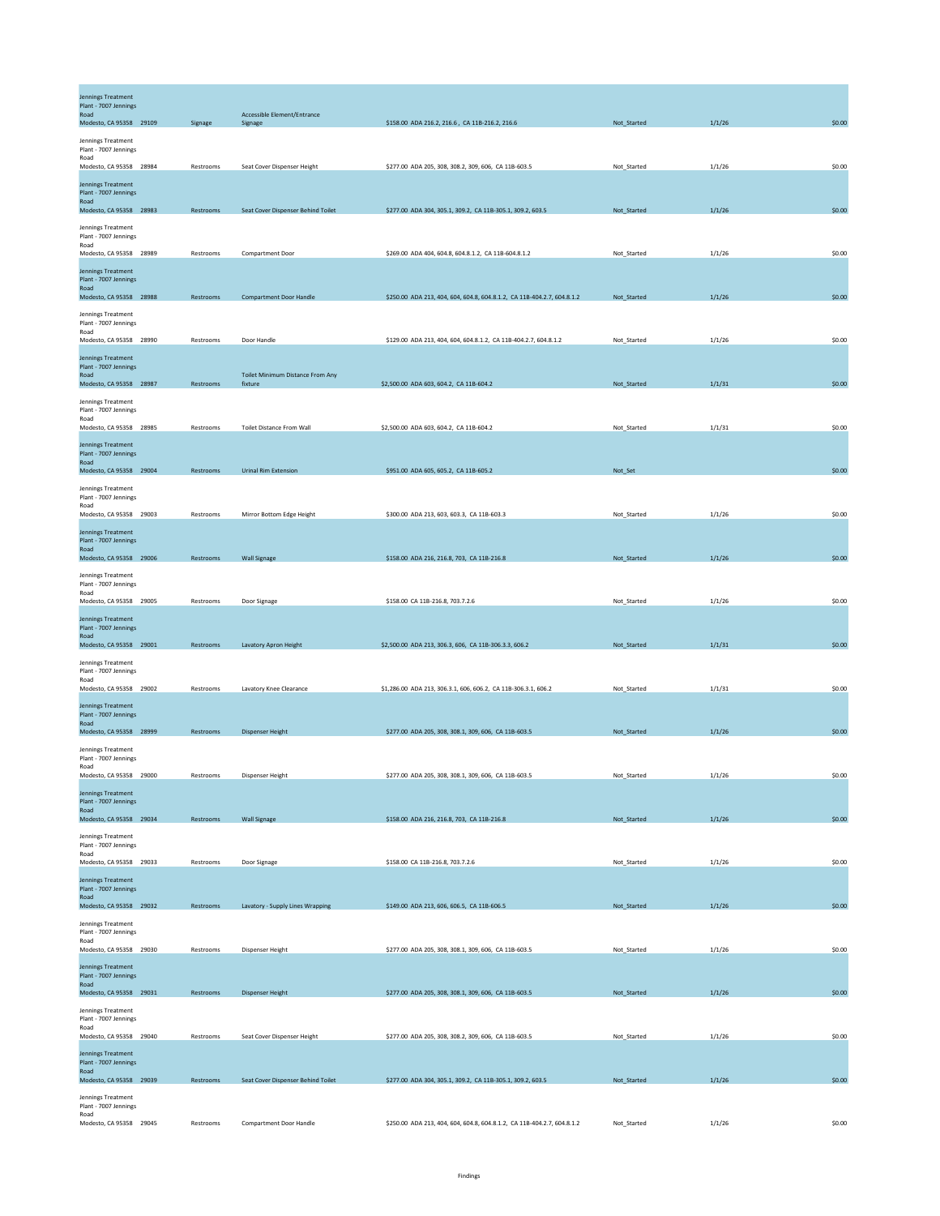| Location | ID | Category | Finding | Cost / Standards | Status | Date | Amount |
|---|---|---|---|---|---|---|---|
| Jennings Treatment Plant - 7007 Jennings Road Modesto, CA 95358 | 29109 | Signage | Accessible Element/Entrance Signage | $158.00 ADA 216.2, 216.6 , CA 11B-216.2, 216.6 | Not_Started | 1/1/26 | $0.00 |
| Jennings Treatment Plant - 7007 Jennings Road Modesto, CA 95358 | 28984 | Restrooms | Seat Cover Dispenser Height | $277.00 ADA 205, 308, 308.2, 309, 606, CA 11B-603.5 | Not_Started | 1/1/26 | $0.00 |
| Jennings Treatment Plant - 7007 Jennings Road Modesto, CA 95358 | 28983 | Restrooms | Seat Cover Dispenser Behind Toilet | $277.00 ADA 304, 305.1, 309.2, CA 11B-305.1, 309.2, 603.5 | Not_Started | 1/1/26 | $0.00 |
| Jennings Treatment Plant - 7007 Jennings Road Modesto, CA 95358 | 28989 | Restrooms | Compartment Door | $269.00 ADA 404, 604.8, 604.8.1.2, CA 11B-604.8.1.2 | Not_Started | 1/1/26 | $0.00 |
| Jennings Treatment Plant - 7007 Jennings Road Modesto, CA 95358 | 28988 | Restrooms | Compartment Door Handle | $250.00 ADA 213, 404, 604, 604.8, 604.8.1.2, CA 11B-404.2.7, 604.8.1.2 | Not_Started | 1/1/26 | $0.00 |
| Jennings Treatment Plant - 7007 Jennings Road Modesto, CA 95358 | 28990 | Restrooms | Door Handle | $129.00 ADA 213, 404, 604, 604.8.1.2, CA 11B-404.2.7, 604.8.1.2 | Not_Started | 1/1/26 | $0.00 |
| Jennings Treatment Plant - 7007 Jennings Road Modesto, CA 95358 | 28987 | Restrooms | Toilet Minimum Distance From Any fixture | $2,500.00 ADA 603, 604.2, CA 11B-604.2 | Not_Started | 1/1/31 | $0.00 |
| Jennings Treatment Plant - 7007 Jennings Road Modesto, CA 95358 | 28985 | Restrooms | Toilet Distance From Wall | $2,500.00 ADA 603, 604.2, CA 11B-604.2 | Not_Started | 1/1/31 | $0.00 |
| Jennings Treatment Plant - 7007 Jennings Road Modesto, CA 95358 | 29004 | Restrooms | Urinal Rim Extension | $951.00 ADA 605, 605.2, CA 11B-605.2 | Not_Set | | $0.00 |
| Jennings Treatment Plant - 7007 Jennings Road Modesto, CA 95358 | 29003 | Restrooms | Mirror Bottom Edge Height | $300.00 ADA 213, 603, 603.3, CA 11B-603.3 | Not_Started | 1/1/26 | $0.00 |
| Jennings Treatment Plant - 7007 Jennings Road Modesto, CA 95358 | 29006 | Restrooms | Wall Signage | $158.00 ADA 216, 216.8, 703, CA 11B-216.8 | Not_Started | 1/1/26 | $0.00 |
| Jennings Treatment Plant - 7007 Jennings Road Modesto, CA 95358 | 29005 | Restrooms | Door Signage | $158.00 CA 11B-216.8, 703.7.2.6 | Not_Started | 1/1/26 | $0.00 |
| Jennings Treatment Plant - 7007 Jennings Road Modesto, CA 95358 | 29001 | Restrooms | Lavatory Apron Height | $2,500.00 ADA 213, 306.3, 606, CA 11B-306.3.3, 606.2 | Not_Started | 1/1/31 | $0.00 |
| Jennings Treatment Plant - 7007 Jennings Road Modesto, CA 95358 | 29002 | Restrooms | Lavatory Knee Clearance | $1,286.00 ADA 213, 306.3.1, 606, 606.2, CA 11B-306.3.1, 606.2 | Not_Started | 1/1/31 | $0.00 |
| Jennings Treatment Plant - 7007 Jennings Road Modesto, CA 95358 | 28999 | Restrooms | Dispenser Height | $277.00 ADA 205, 308, 308.1, 309, 606, CA 11B-603.5 | Not_Started | 1/1/26 | $0.00 |
| Jennings Treatment Plant - 7007 Jennings Road Modesto, CA 95358 | 29000 | Restrooms | Dispenser Height | $277.00 ADA 205, 308, 308.1, 309, 606, CA 11B-603.5 | Not_Started | 1/1/26 | $0.00 |
| Jennings Treatment Plant - 7007 Jennings Road Modesto, CA 95358 | 29034 | Restrooms | Wall Signage | $158.00 ADA 216, 216.8, 703, CA 11B-216.8 | Not_Started | 1/1/26 | $0.00 |
| Jennings Treatment Plant - 7007 Jennings Road Modesto, CA 95358 | 29033 | Restrooms | Door Signage | $158.00 CA 11B-216.8, 703.7.2.6 | Not_Started | 1/1/26 | $0.00 |
| Jennings Treatment Plant - 7007 Jennings Road Modesto, CA 95358 | 29032 | Restrooms | Lavatory - Supply Lines Wrapping | $149.00 ADA 213, 606, 606.5, CA 11B-606.5 | Not_Started | 1/1/26 | $0.00 |
| Jennings Treatment Plant - 7007 Jennings Road Modesto, CA 95358 | 29030 | Restrooms | Dispenser Height | $277.00 ADA 205, 308, 308.1, 309, 606, CA 11B-603.5 | Not_Started | 1/1/26 | $0.00 |
| Jennings Treatment Plant - 7007 Jennings Road Modesto, CA 95358 | 29031 | Restrooms | Dispenser Height | $277.00 ADA 205, 308, 308.1, 309, 606, CA 11B-603.5 | Not_Started | 1/1/26 | $0.00 |
| Jennings Treatment Plant - 7007 Jennings Road Modesto, CA 95358 | 29040 | Restrooms | Seat Cover Dispenser Height | $277.00 ADA 205, 308, 308.2, 309, 606, CA 11B-603.5 | Not_Started | 1/1/26 | $0.00 |
| Jennings Treatment Plant - 7007 Jennings Road Modesto, CA 95358 | 29039 | Restrooms | Seat Cover Dispenser Behind Toilet | $277.00 ADA 304, 305.1, 309.2, CA 11B-305.1, 309.2, 603.5 | Not_Started | 1/1/26 | $0.00 |
| Jennings Treatment Plant - 7007 Jennings Road Modesto, CA 95358 | 29045 | Restrooms | Compartment Door Handle | $250.00 ADA 213, 404, 604, 604.8, 604.8.1.2, CA 11B-404.2.7, 604.8.1.2 | Not_Started | 1/1/26 | $0.00 |

Findings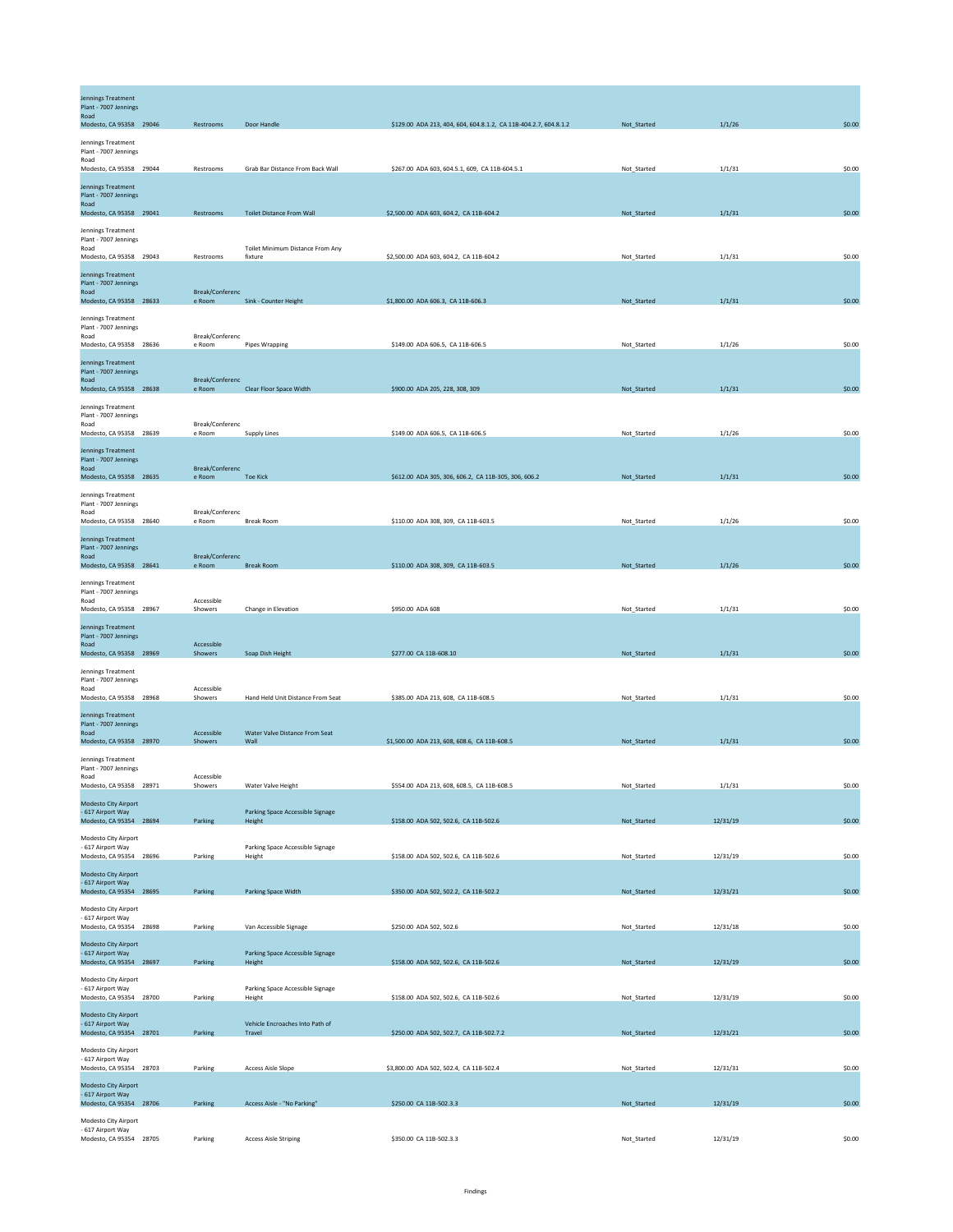| Location | ID | Area | Finding | Cost / Reference | Status | Date | Amount |
|---|---|---|---|---|---|---|---|
| Jennings Treatment Plant - 7007 Jennings Road Modesto, CA 95358 | 29046 | Restrooms | Door Handle | $129.00 ADA 213, 404, 604, 604.8.1.2, CA 11B-404.2.7, 604.8.1.2 | Not_Started | 1/1/26 | $0.00 |
| Jennings Treatment Plant - 7007 Jennings Road Modesto, CA 95358 | 29044 | Restrooms | Grab Bar Distance From Back Wall | $267.00 ADA 603, 604.5.1, 609, CA 11B-604.5.1 | Not_Started | 1/1/31 | $0.00 |
| Jennings Treatment Plant - 7007 Jennings Road Modesto, CA 95358 | 29041 | Restrooms | Toilet Distance From Wall | $2,500.00 ADA 603, 604.2, CA 11B-604.2 | Not_Started | 1/1/31 | $0.00 |
| Jennings Treatment Plant - 7007 Jennings Road Modesto, CA 95358 | 29043 | Restrooms | Toilet Minimum Distance From Any fixture | $2,500.00 ADA 603, 604.2, CA 11B-604.2 | Not_Started | 1/1/31 | $0.00 |
| Jennings Treatment Plant - 7007 Jennings Road Modesto, CA 95358 | 28633 | Break/Conference Room | Sink - Counter Height | $1,800.00 ADA 606.3, CA 11B-606.3 | Not_Started | 1/1/31 | $0.00 |
| Jennings Treatment Plant - 7007 Jennings Road Modesto, CA 95358 | 28636 | Break/Conference Room | Pipes Wrapping | $149.00 ADA 606.5, CA 11B-606.5 | Not_Started | 1/1/26 | $0.00 |
| Jennings Treatment Plant - 7007 Jennings Road Modesto, CA 95358 | 28638 | Break/Conference Room | Clear Floor Space Width | $900.00 ADA 205, 228, 308, 309 | Not_Started | 1/1/31 | $0.00 |
| Jennings Treatment Plant - 7007 Jennings Road Modesto, CA 95358 | 28639 | Break/Conference Room | Supply Lines | $149.00 ADA 606.5, CA 11B-606.5 | Not_Started | 1/1/26 | $0.00 |
| Jennings Treatment Plant - 7007 Jennings Road Modesto, CA 95358 | 28635 | Break/Conference Room | Toe Kick | $612.00 ADA 305, 306, 606.2, CA 11B-305, 306, 606.2 | Not_Started | 1/1/31 | $0.00 |
| Jennings Treatment Plant - 7007 Jennings Road Modesto, CA 95358 | 28640 | Break/Conference Room | Break Room | $110.00 ADA 308, 309, CA 11B-603.5 | Not_Started | 1/1/26 | $0.00 |
| Jennings Treatment Plant - 7007 Jennings Road Modesto, CA 95358 | 28641 | Break/Conference Room | Break Room | $110.00 ADA 308, 309, CA 11B-603.5 | Not_Started | 1/1/26 | $0.00 |
| Jennings Treatment Plant - 7007 Jennings Road Modesto, CA 95358 | 28967 | Accessible Showers | Change in Elevation | $950.00 ADA 608 | Not_Started | 1/1/31 | $0.00 |
| Jennings Treatment Plant - 7007 Jennings Road Modesto, CA 95358 | 28969 | Accessible Showers | Soap Dish Height | $277.00 CA 11B-608.10 | Not_Started | 1/1/31 | $0.00 |
| Jennings Treatment Plant - 7007 Jennings Road Modesto, CA 95358 | 28968 | Accessible Showers | Hand Held Unit Distance From Seat | $385.00 ADA 213, 608, CA 11B-608.5 | Not_Started | 1/1/31 | $0.00 |
| Jennings Treatment Plant - 7007 Jennings Road Modesto, CA 95358 | 28970 | Accessible Showers | Water Valve Distance From Seat Wall | $1,500.00 ADA 213, 608, 608.6, CA 11B-608.5 | Not_Started | 1/1/31 | $0.00 |
| Jennings Treatment Plant - 7007 Jennings Road Modesto, CA 95358 | 28971 | Accessible Showers | Water Valve Height | $554.00 ADA 213, 608, 608.5, CA 11B-608.5 | Not_Started | 1/1/31 | $0.00 |
| Modesto City Airport - 617 Airport Way Modesto, CA 95354 | 28694 | Parking | Parking Space Accessible Signage Height | $158.00 ADA 502, 502.6, CA 11B-502.6 | Not_Started | 12/31/19 | $0.00 |
| Modesto City Airport - 617 Airport Way Modesto, CA 95354 | 28696 | Parking | Parking Space Accessible Signage Height | $158.00 ADA 502, 502.6, CA 11B-502.6 | Not_Started | 12/31/19 | $0.00 |
| Modesto City Airport - 617 Airport Way Modesto, CA 95354 | 28695 | Parking | Parking Space Width | $350.00 ADA 502, 502.2, CA 11B-502.2 | Not_Started | 12/31/21 | $0.00 |
| Modesto City Airport - 617 Airport Way Modesto, CA 95354 | 28698 | Parking | Van Accessible Signage | $250.00 ADA 502, 502.6 | Not_Started | 12/31/18 | $0.00 |
| Modesto City Airport - 617 Airport Way Modesto, CA 95354 | 28697 | Parking | Parking Space Accessible Signage Height | $158.00 ADA 502, 502.6, CA 11B-502.6 | Not_Started | 12/31/19 | $0.00 |
| Modesto City Airport - 617 Airport Way Modesto, CA 95354 | 28700 | Parking | Parking Space Accessible Signage Height | $158.00 ADA 502, 502.6, CA 11B-502.6 | Not_Started | 12/31/19 | $0.00 |
| Modesto City Airport - 617 Airport Way Modesto, CA 95354 | 28701 | Parking | Vehicle Encroaches Into Path of Travel | $250.00 ADA 502, 502.7, CA 11B-502.7.2 | Not_Started | 12/31/21 | $0.00 |
| Modesto City Airport - 617 Airport Way Modesto, CA 95354 | 28703 | Parking | Access Aisle Slope | $3,800.00 ADA 502, 502.4, CA 11B-502.4 | Not_Started | 12/31/31 | $0.00 |
| Modesto City Airport - 617 Airport Way Modesto, CA 95354 | 28706 | Parking | Access Aisle - "No Parking" | $250.00 CA 11B-502.3.3 | Not_Started | 12/31/19 | $0.00 |
| Modesto City Airport - 617 Airport Way Modesto, CA 95354 | 28705 | Parking | Access Aisle Striping | $350.00 CA 11B-502.3.3 | Not_Started | 12/31/19 | $0.00 |

Findings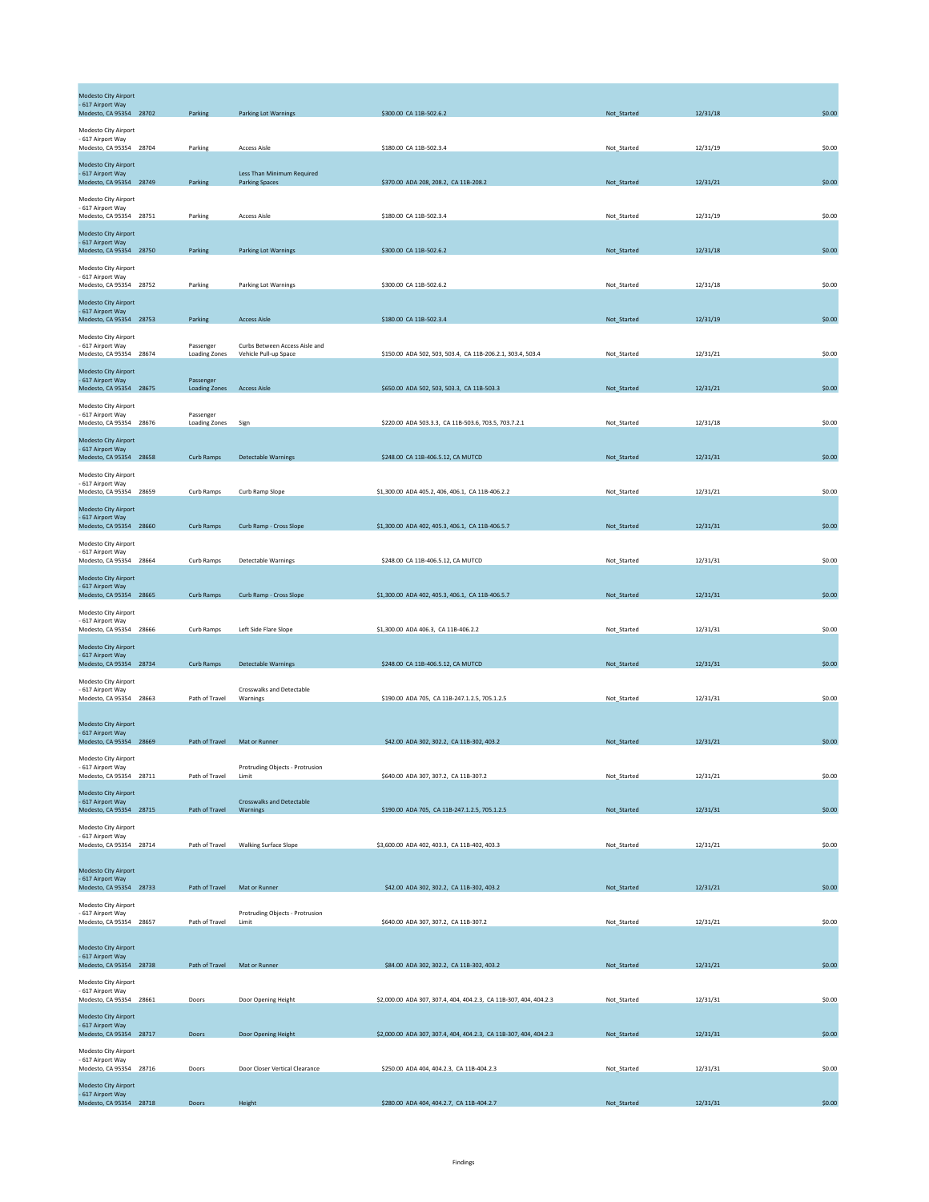| Location | ID | Category | Finding | Cost / Code | Status | Date | Amount |
|---|---|---|---|---|---|---|---|
| Modesto City Airport - 617 Airport Way Modesto, CA 95354 | 28702 | Parking | Parking Lot Warnings | $300.00 CA 11B-502.6.2 | Not_Started | 12/31/18 | $0.00 |
| Modesto City Airport - 617 Airport Way Modesto, CA 95354 | 28704 | Parking | Access Aisle | $180.00 CA 11B-502.3.4 | Not_Started | 12/31/19 | $0.00 |
| Modesto City Airport - 617 Airport Way Modesto, CA 95354 | 28749 | Parking | Less Than Minimum Required Parking Spaces | $370.00 ADA 208, 208.2, CA 11B-208.2 | Not_Started | 12/31/21 | $0.00 |
| Modesto City Airport - 617 Airport Way Modesto, CA 95354 | 28751 | Parking | Access Aisle | $180.00 CA 11B-502.3.4 | Not_Started | 12/31/19 | $0.00 |
| Modesto City Airport - 617 Airport Way Modesto, CA 95354 | 28750 | Parking | Parking Lot Warnings | $300.00 CA 11B-502.6.2 | Not_Started | 12/31/18 | $0.00 |
| Modesto City Airport - 617 Airport Way Modesto, CA 95354 | 28752 | Parking | Parking Lot Warnings | $300.00 CA 11B-502.6.2 | Not_Started | 12/31/18 | $0.00 |
| Modesto City Airport - 617 Airport Way Modesto, CA 95354 | 28753 | Parking | Access Aisle | $180.00 CA 11B-502.3.4 | Not_Started | 12/31/19 | $0.00 |
| Modesto City Airport - 617 Airport Way Modesto, CA 95354 | 28674 | Passenger Loading Zones | Curbs Between Access Aisle and Vehicle Pull-up Space | $150.00 ADA 502, 503, 503.4, CA 11B-206.2.1, 303.4, 503.4 | Not_Started | 12/31/21 | $0.00 |
| Modesto City Airport - 617 Airport Way Modesto, CA 95354 | 28675 | Passenger Loading Zones | Access Aisle | $650.00 ADA 502, 503, 503.3, CA 11B-503.3 | Not_Started | 12/31/21 | $0.00 |
| Modesto City Airport - 617 Airport Way Modesto, CA 95354 | 28676 | Passenger Loading Zones | Sign | $220.00 ADA 503.3.3, CA 11B-503.6, 703.5, 703.7.2.1 | Not_Started | 12/31/18 | $0.00 |
| Modesto City Airport - 617 Airport Way Modesto, CA 95354 | 28658 | Curb Ramps | Detectable Warnings | $248.00 CA 11B-406.5.12, CA MUTCD | Not_Started | 12/31/31 | $0.00 |
| Modesto City Airport - 617 Airport Way Modesto, CA 95354 | 28659 | Curb Ramps | Curb Ramp Slope | $1,300.00 ADA 405.2, 406, 406.1, CA 11B-406.2.2 | Not_Started | 12/31/21 | $0.00 |
| Modesto City Airport - 617 Airport Way Modesto, CA 95354 | 28660 | Curb Ramps | Curb Ramp - Cross Slope | $1,300.00 ADA 402, 405.3, 406.1, CA 11B-406.5.7 | Not_Started | 12/31/31 | $0.00 |
| Modesto City Airport - 617 Airport Way Modesto, CA 95354 | 28664 | Curb Ramps | Detectable Warnings | $248.00 CA 11B-406.5.12, CA MUTCD | Not_Started | 12/31/31 | $0.00 |
| Modesto City Airport - 617 Airport Way Modesto, CA 95354 | 28665 | Curb Ramps | Curb Ramp - Cross Slope | $1,300.00 ADA 402, 405.3, 406.1, CA 11B-406.5.7 | Not_Started | 12/31/31 | $0.00 |
| Modesto City Airport - 617 Airport Way Modesto, CA 95354 | 28666 | Curb Ramps | Left Side Flare Slope | $1,300.00 ADA 406.3, CA 11B-406.2.2 | Not_Started | 12/31/31 | $0.00 |
| Modesto City Airport - 617 Airport Way Modesto, CA 95354 | 28734 | Curb Ramps | Detectable Warnings | $248.00 CA 11B-406.5.12, CA MUTCD | Not_Started | 12/31/31 | $0.00 |
| Modesto City Airport - 617 Airport Way Modesto, CA 95354 | 28663 | Path of Travel | Crosswalks and Detectable Warnings | $190.00 ADA 705, CA 11B-247.1.2.5, 705.1.2.5 | Not_Started | 12/31/31 | $0.00 |
| Modesto City Airport - 617 Airport Way Modesto, CA 95354 | 28669 | Path of Travel | Mat or Runner | $42.00 ADA 302, 302.2, CA 11B-302, 403.2 | Not_Started | 12/31/21 | $0.00 |
| Modesto City Airport - 617 Airport Way Modesto, CA 95354 | 28711 | Path of Travel | Protruding Objects - Protrusion Limit | $640.00 ADA 307, 307.2, CA 11B-307.2 | Not_Started | 12/31/21 | $0.00 |
| Modesto City Airport - 617 Airport Way Modesto, CA 95354 | 28715 | Path of Travel | Crosswalks and Detectable Warnings | $190.00 ADA 705, CA 11B-247.1.2.5, 705.1.2.5 | Not_Started | 12/31/31 | $0.00 |
| Modesto City Airport - 617 Airport Way Modesto, CA 95354 | 28714 | Path of Travel | Walking Surface Slope | $3,600.00 ADA 402, 403.3, CA 11B-402, 403.3 | Not_Started | 12/31/21 | $0.00 |
| Modesto City Airport - 617 Airport Way Modesto, CA 95354 | 28733 | Path of Travel | Mat or Runner | $42.00 ADA 302, 302.2, CA 11B-302, 403.2 | Not_Started | 12/31/21 | $0.00 |
| Modesto City Airport - 617 Airport Way Modesto, CA 95354 | 28657 | Path of Travel | Protruding Objects - Protrusion Limit | $640.00 ADA 307, 307.2, CA 11B-307.2 | Not_Started | 12/31/21 | $0.00 |
| Modesto City Airport - 617 Airport Way Modesto, CA 95354 | 28738 | Path of Travel | Mat or Runner | $84.00 ADA 302, 302.2, CA 11B-302, 403.2 | Not_Started | 12/31/21 | $0.00 |
| Modesto City Airport - 617 Airport Way Modesto, CA 95354 | 28661 | Doors | Door Opening Height | $2,000.00 ADA 307, 307.4, 404, 404.2.3, CA 11B-307, 404, 404.2.3 | Not_Started | 12/31/31 | $0.00 |
| Modesto City Airport - 617 Airport Way Modesto, CA 95354 | 28717 | Doors | Door Opening Height | $2,000.00 ADA 307, 307.4, 404, 404.2.3, CA 11B-307, 404, 404.2.3 | Not_Started | 12/31/31 | $0.00 |
| Modesto City Airport - 617 Airport Way Modesto, CA 95354 | 28716 | Doors | Door Closer Vertical Clearance | $250.00 ADA 404, 404.2.3, CA 11B-404.2.3 | Not_Started | 12/31/31 | $0.00 |
| Modesto City Airport - 617 Airport Way Modesto, CA 95354 | 28718 | Doors | Height | $280.00 ADA 404, 404.2.7, CA 11B-404.2.7 | Not_Started | 12/31/31 | $0.00 |

Findings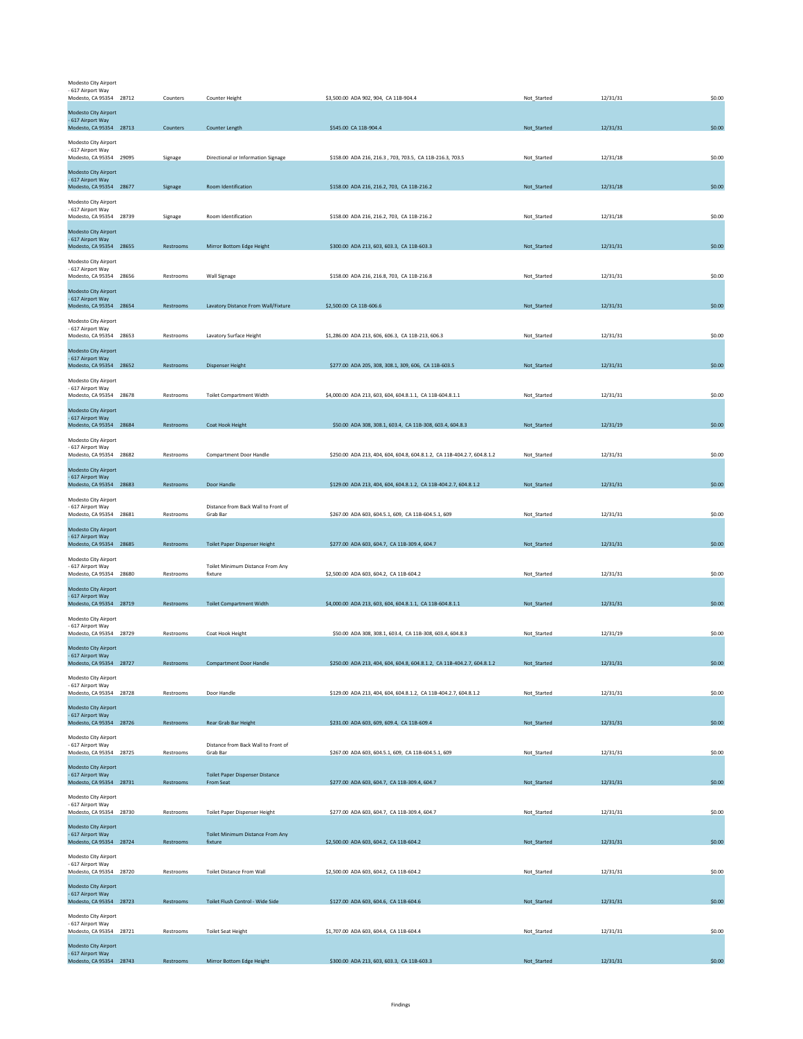| | | | | | | | |
|---|---|---|---|---|---|---|---|
| Modesto City Airport - 617 Airport Way Modesto, CA 95354 | 28712 | Counters | Counter Height | $3,500.00 ADA 902, 904, CA 11B-904.4 | Not_Started | 12/31/31 | $0.00 |
| Modesto City Airport - 617 Airport Way Modesto, CA 95354 | 28713 | Counters | Counter Length | $545.00 CA 11B-904.4 | Not_Started | 12/31/31 | $0.00 |
| Modesto City Airport - 617 Airport Way Modesto, CA 95354 | 29095 | Signage | Directional or Information Signage | $158.00 ADA 216, 216.3 , 703, 703.5, CA 11B-216.3, 703.5 | Not_Started | 12/31/18 | $0.00 |
| Modesto City Airport - 617 Airport Way Modesto, CA 95354 | 28677 | Signage | Room Identification | $158.00 ADA 216, 216.2, 703, CA 11B-216.2 | Not_Started | 12/31/18 | $0.00 |
| Modesto City Airport - 617 Airport Way Modesto, CA 95354 | 28739 | Signage | Room Identification | $158.00 ADA 216, 216.2, 703, CA 11B-216.2 | Not_Started | 12/31/18 | $0.00 |
| Modesto City Airport - 617 Airport Way Modesto, CA 95354 | 28655 | Restrooms | Mirror Bottom Edge Height | $300.00 ADA 213, 603, 603.3, CA 11B-603.3 | Not_Started | 12/31/31 | $0.00 |
| Modesto City Airport - 617 Airport Way Modesto, CA 95354 | 28656 | Restrooms | Wall Signage | $158.00 ADA 216, 216.8, 703, CA 11B-216.8 | Not_Started | 12/31/31 | $0.00 |
| Modesto City Airport - 617 Airport Way Modesto, CA 95354 | 28654 | Restrooms | Lavatory Distance From Wall/Fixture | $2,500.00 CA 11B-606.6 | Not_Started | 12/31/31 | $0.00 |
| Modesto City Airport - 617 Airport Way Modesto, CA 95354 | 28653 | Restrooms | Lavatory Surface Height | $1,286.00 ADA 213, 606, 606.3, CA 11B-213, 606.3 | Not_Started | 12/31/31 | $0.00 |
| Modesto City Airport - 617 Airport Way Modesto, CA 95354 | 28652 | Restrooms | Dispenser Height | $277.00 ADA 205, 308, 308.1, 309, 606, CA 11B-603.5 | Not_Started | 12/31/31 | $0.00 |
| Modesto City Airport - 617 Airport Way Modesto, CA 95354 | 28678 | Restrooms | Toilet Compartment Width | $4,000.00 ADA 213, 603, 604, 604.8.1.1, CA 11B-604.8.1.1 | Not_Started | 12/31/31 | $0.00 |
| Modesto City Airport - 617 Airport Way Modesto, CA 95354 | 28684 | Restrooms | Coat Hook Height | $50.00 ADA 308, 308.1, 603.4, CA 11B-308, 603.4, 604.8.3 | Not_Started | 12/31/19 | $0.00 |
| Modesto City Airport - 617 Airport Way Modesto, CA 95354 | 28682 | Restrooms | Compartment Door Handle | $250.00 ADA 213, 404, 604, 604.8, 604.8.1.2, CA 11B-404.2.7, 604.8.1.2 | Not_Started | 12/31/31 | $0.00 |
| Modesto City Airport - 617 Airport Way Modesto, CA 95354 | 28683 | Restrooms | Door Handle | $129.00 ADA 213, 404, 604, 604.8.1.2, CA 11B-404.2.7, 604.8.1.2 | Not_Started | 12/31/31 | $0.00 |
| Modesto City Airport - 617 Airport Way Modesto, CA 95354 | 28681 | Restrooms | Distance from Back Wall to Front of Grab Bar | $267.00 ADA 603, 604.5.1, 609, CA 11B-604.5.1, 609 | Not_Started | 12/31/31 | $0.00 |
| Modesto City Airport - 617 Airport Way Modesto, CA 95354 | 28685 | Restrooms | Toilet Paper Dispenser Height | $277.00 ADA 603, 604.7, CA 11B-309.4, 604.7 | Not_Started | 12/31/31 | $0.00 |
| Modesto City Airport - 617 Airport Way Modesto, CA 95354 | 28680 | Restrooms | Toilet Minimum Distance From Any fixture | $2,500.00 ADA 603, 604.2, CA 11B-604.2 | Not_Started | 12/31/31 | $0.00 |
| Modesto City Airport - 617 Airport Way Modesto, CA 95354 | 28719 | Restrooms | Toilet Compartment Width | $4,000.00 ADA 213, 603, 604, 604.8.1.1, CA 11B-604.8.1.1 | Not_Started | 12/31/31 | $0.00 |
| Modesto City Airport - 617 Airport Way Modesto, CA 95354 | 28729 | Restrooms | Coat Hook Height | $50.00 ADA 308, 308.1, 603.4, CA 11B-308, 603.4, 604.8.3 | Not_Started | 12/31/19 | $0.00 |
| Modesto City Airport - 617 Airport Way Modesto, CA 95354 | 28727 | Restrooms | Compartment Door Handle | $250.00 ADA 213, 404, 604, 604.8, 604.8.1.2, CA 11B-404.2.7, 604.8.1.2 | Not_Started | 12/31/31 | $0.00 |
| Modesto City Airport - 617 Airport Way Modesto, CA 95354 | 28728 | Restrooms | Door Handle | $129.00 ADA 213, 404, 604, 604.8.1.2, CA 11B-404.2.7, 604.8.1.2 | Not_Started | 12/31/31 | $0.00 |
| Modesto City Airport - 617 Airport Way Modesto, CA 95354 | 28726 | Restrooms | Rear Grab Bar Height | $231.00 ADA 603, 609, 609.4, CA 11B-609.4 | Not_Started | 12/31/31 | $0.00 |
| Modesto City Airport - 617 Airport Way Modesto, CA 95354 | 28725 | Restrooms | Distance from Back Wall to Front of Grab Bar | $267.00 ADA 603, 604.5.1, 609, CA 11B-604.5.1, 609 | Not_Started | 12/31/31 | $0.00 |
| Modesto City Airport - 617 Airport Way Modesto, CA 95354 | 28731 | Restrooms | Toilet Paper Dispenser Distance From Seat | $277.00 ADA 603, 604.7, CA 11B-309.4, 604.7 | Not_Started | 12/31/31 | $0.00 |
| Modesto City Airport - 617 Airport Way Modesto, CA 95354 | 28730 | Restrooms | Toilet Paper Dispenser Height | $277.00 ADA 603, 604.7, CA 11B-309.4, 604.7 | Not_Started | 12/31/31 | $0.00 |
| Modesto City Airport - 617 Airport Way Modesto, CA 95354 | 28724 | Restrooms | Toilet Minimum Distance From Any fixture | $2,500.00 ADA 603, 604.2, CA 11B-604.2 | Not_Started | 12/31/31 | $0.00 |
| Modesto City Airport - 617 Airport Way Modesto, CA 95354 | 28720 | Restrooms | Toilet Distance From Wall | $2,500.00 ADA 603, 604.2, CA 11B-604.2 | Not_Started | 12/31/31 | $0.00 |
| Modesto City Airport - 617 Airport Way Modesto, CA 95354 | 28723 | Restrooms | Toilet Flush Control - Wide Side | $127.00 ADA 603, 604.6, CA 11B-604.6 | Not_Started | 12/31/31 | $0.00 |
| Modesto City Airport - 617 Airport Way Modesto, CA 95354 | 28721 | Restrooms | Toilet Seat Height | $1,707.00 ADA 603, 604.4, CA 11B-604.4 | Not_Started | 12/31/31 | $0.00 |
| Modesto City Airport - 617 Airport Way Modesto, CA 95354 | 28743 | Restrooms | Mirror Bottom Edge Height | $300.00 ADA 213, 603, 603.3, CA 11B-603.3 | Not_Started | 12/31/31 | $0.00 |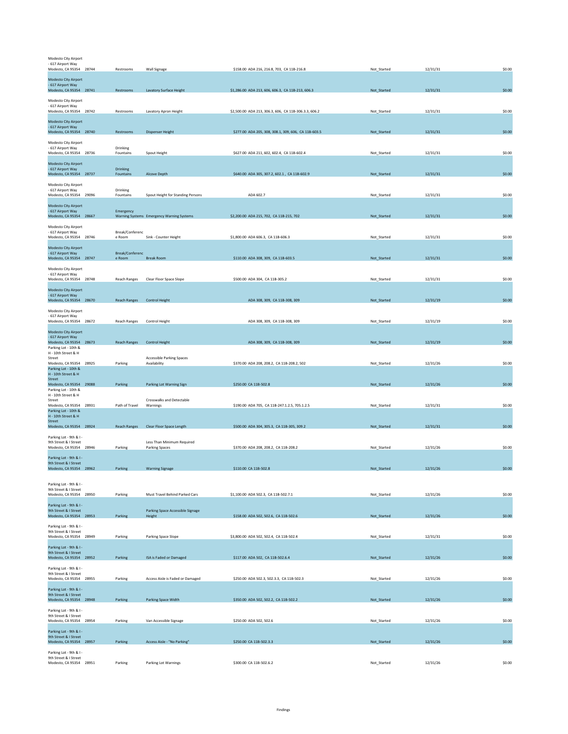| Location | ID | Category | Finding | Cost / Standard | Status | Date | Amount |
|---|---|---|---|---|---|---|---|
| Modesto City Airport - 617 Airport Way Modesto, CA 95354 | 28744 | Restrooms | Wall Signage | $158.00 ADA 216, 216.8, 703, CA 11B-216.8 | Not_Started | 12/31/31 | $0.00 |
| Modesto City Airport - 617 Airport Way Modesto, CA 95354 | 28741 | Restrooms | Lavatory Surface Height | $1,286.00 ADA 213, 606, 606.3, CA 11B-213, 606.3 | Not_Started | 12/31/31 | $0.00 |
| Modesto City Airport - 617 Airport Way Modesto, CA 95354 | 28742 | Restrooms | Lavatory Apron Height | $2,500.00 ADA 213, 306.3, 606, CA 11B-306.3.3, 606.2 | Not_Started | 12/31/31 | $0.00 |
| Modesto City Airport - 617 Airport Way Modesto, CA 95354 | 28740 | Restrooms | Dispenser Height | $277.00 ADA 205, 308, 308.1, 309, 606, CA 11B-603.5 | Not_Started | 12/31/31 | $0.00 |
| Modesto City Airport - 617 Airport Way Modesto, CA 95354 | 28736 | Drinking Fountains | Spout Height | $627.00 ADA 211, 602, 602.4, CA 11B-602.4 | Not_Started | 12/31/31 | $0.00 |
| Modesto City Airport - 617 Airport Way Modesto, CA 95354 | 28737 | Drinking Fountains | Alcove Depth | $640.00 ADA 305, 307.2, 602.1 , CA 11B-602.9 | Not_Started | 12/31/31 | $0.00 |
| Modesto City Airport - 617 Airport Way Modesto, CA 95354 | 29096 | Drinking Fountains | Spout Height for Standing Persons | ADA 602.7 | Not_Started | 12/31/31 | $0.00 |
| Modesto City Airport - 617 Airport Way Modesto, CA 95354 | 28667 | Emergency Warning Systems | Emergency Warning Systems | $2,200.00 ADA 215, 702, CA 11B-215, 702 | Not_Started | 12/31/31 | $0.00 |
| Modesto City Airport - 617 Airport Way Modesto, CA 95354 | 28746 | Break/Conference Room | Sink - Counter Height | $1,800.00 ADA 606.3, CA 11B-606.3 | Not_Started | 12/31/31 | $0.00 |
| Modesto City Airport - 617 Airport Way Modesto, CA 95354 | 28747 | Break/Conference Room | Break Room | $110.00 ADA 308, 309, CA 11B-603.5 | Not_Started | 12/31/31 | $0.00 |
| Modesto City Airport - 617 Airport Way Modesto, CA 95354 | 28748 | Reach Ranges | Clear Floor Space Slope | $500.00 ADA 304, CA 11B-305.2 | Not_Started | 12/31/31 | $0.00 |
| Modesto City Airport - 617 Airport Way Modesto, CA 95354 | 28670 | Reach Ranges | Control Height | ADA 308, 309, CA 11B-308, 309 | Not_Started | 12/31/19 | $0.00 |
| Modesto City Airport - 617 Airport Way Modesto, CA 95354 | 28672 | Reach Ranges | Control Height | ADA 308, 309, CA 11B-308, 309 | Not_Started | 12/31/19 | $0.00 |
| Modesto City Airport - 617 Airport Way Modesto, CA 95354 | 28673 | Reach Ranges | Control Height | ADA 308, 309, CA 11B-308, 309 | Not_Started | 12/31/19 | $0.00 |
| Parking Lot - 10th & H - 10th Street & H Street Modesto, CA 95354 | 28925 | Parking | Accessible Parking Spaces Availability | $370.00 ADA 208, 208.2, CA 11B-208.2, 502 | Not_Started | 12/31/26 | $0.00 |
| Parking Lot - 10th & H - 10th Street & H Street Modesto, CA 95354 | 29088 | Parking | Parking Lot Warning Sign | $250.00 CA 11B-502.8 | Not_Started | 12/31/26 | $0.00 |
| Parking Lot - 10th & H - 10th Street & H Street Modesto, CA 95354 | 28931 | Path of Travel | Crosswalks and Detectable Warnings | $190.00 ADA 705, CA 11B-247.1.2.5, 705.1.2.5 | Not_Started | 12/31/31 | $0.00 |
| Parking Lot - 10th & H - 10th Street & H Street Modesto, CA 95354 | 28924 | Reach Ranges | Clear Floor Space Length | $500.00 ADA 304, 305.3, CA 11B-305, 309.2 | Not_Started | 12/31/31 | $0.00 |
| Parking Lot - 9th & I - 9th Street & I Street Modesto, CA 95354 | 28946 | Parking | Less Than Minimum Required Parking Spaces | $370.00 ADA 208, 208.2, CA 11B-208.2 | Not_Started | 12/31/26 | $0.00 |
| Parking Lot - 9th & I - 9th Street & I Street Modesto, CA 95354 | 28962 | Parking | Warning Signage | $110.00 CA 11B-502.8 | Not_Started | 12/31/26 | $0.00 |
| Parking Lot - 9th & I - 9th Street & I Street Modesto, CA 95354 | 28950 | Parking | Must Travel Behind Parked Cars | $1,100.00 ADA 502.3, CA 11B-502.7.1 | Not_Started | 12/31/26 | $0.00 |
| Parking Lot - 9th & I - 9th Street & I Street Modesto, CA 95354 | 28953 | Parking | Parking Space Accessible Signage Height | $158.00 ADA 502, 502.6, CA 11B-502.6 | Not_Started | 12/31/26 | $0.00 |
| Parking Lot - 9th & I - 9th Street & I Street Modesto, CA 95354 | 28949 | Parking | Parking Space Slope | $3,800.00 ADA 502, 502.4, CA 11B-502.4 | Not_Started | 12/31/31 | $0.00 |
| Parking Lot - 9th & I - 9th Street & I Street Modesto, CA 95354 | 28952 | Parking | ISA is Faded or Damaged | $117.00 ADA 502, CA 11B-502.6.4 | Not_Started | 12/31/26 | $0.00 |
| Parking Lot - 9th & I - 9th Street & I Street Modesto, CA 95354 | 28955 | Parking | Access Aisle is Faded or Damaged | $250.00 ADA 502.3, 502.3.3, CA 11B-502.3 | Not_Started | 12/31/26 | $0.00 |
| Parking Lot - 9th & I - 9th Street & I Street Modesto, CA 95354 | 28948 | Parking | Parking Space Width | $350.00 ADA 502, 502.2, CA 11B-502.2 | Not_Started | 12/31/26 | $0.00 |
| Parking Lot - 9th & I - 9th Street & I Street Modesto, CA 95354 | 28954 | Parking | Van Accessible Signage | $250.00 ADA 502, 502.6 | Not_Started | 12/31/26 | $0.00 |
| Parking Lot - 9th & I - 9th Street & I Street Modesto, CA 95354 | 28957 | Parking | Access Aisle - "No Parking" | $250.00 CA 11B-502.3.3 | Not_Started | 12/31/26 | $0.00 |
| Parking Lot - 9th & I - 9th Street & I Street Modesto, CA 95354 | 28951 | Parking | Parking Lot Warnings | $300.00 CA 11B-502.6.2 | Not_Started | 12/31/26 | $0.00 |

Findings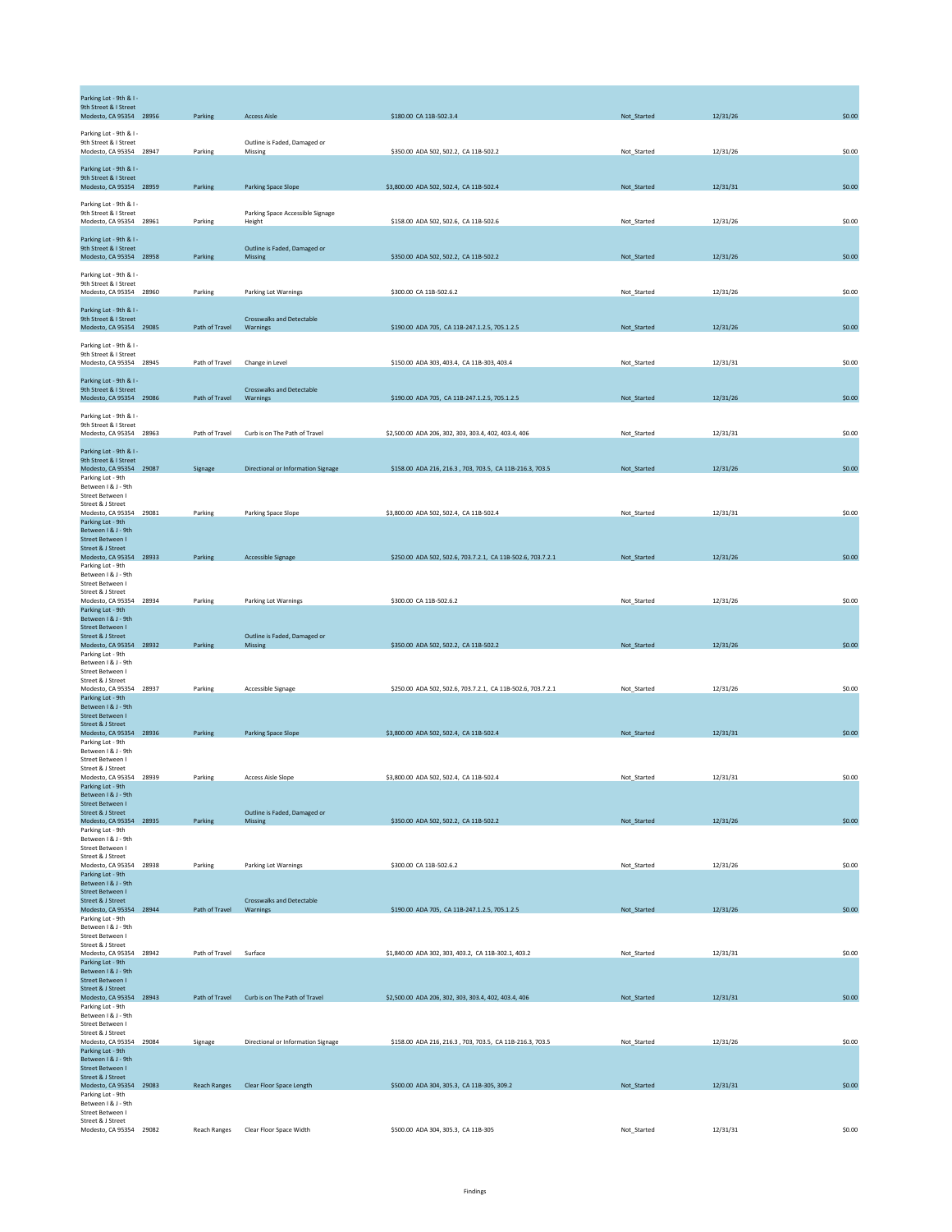| Location | ID | Category | Finding | Cost / Standard | Status | Date | Amount |
|---|---|---|---|---|---|---|---|
| Parking Lot - 9th & I - 9th Street & I Street Modesto, CA 95354 | 28956 | Parking | Access Aisle | $180.00 CA 11B-502.3.4 | Not_Started | 12/31/26 | $0.00 |
| Parking Lot - 9th & I - 9th Street & I Street Modesto, CA 95354 | 28947 | Parking | Outline is Faded, Damaged or Missing | $350.00 ADA 502, 502.2, CA 11B-502.2 | Not_Started | 12/31/26 | $0.00 |
| Parking Lot - 9th & I - 9th Street & I Street Modesto, CA 95354 | 28959 | Parking | Parking Space Slope | $3,800.00 ADA 502, 502.4, CA 11B-502.4 | Not_Started | 12/31/31 | $0.00 |
| Parking Lot - 9th & I - 9th Street & I Street Modesto, CA 95354 | 28961 | Parking | Parking Space Accessible Signage Height | $158.00 ADA 502, 502.6, CA 11B-502.6 | Not_Started | 12/31/26 | $0.00 |
| Parking Lot - 9th & I - 9th Street & I Street Modesto, CA 95354 | 28958 | Parking | Outline is Faded, Damaged or Missing | $350.00 ADA 502, 502.2, CA 11B-502.2 | Not_Started | 12/31/26 | $0.00 |
| Parking Lot - 9th & I - 9th Street & I Street Modesto, CA 95354 | 28960 | Parking | Parking Lot Warnings | $300.00 CA 11B-502.6.2 | Not_Started | 12/31/26 | $0.00 |
| Parking Lot - 9th & I - 9th Street & I Street Modesto, CA 95354 | 29085 | Path of Travel | Crosswalks and Detectable Warnings | $190.00 ADA 705, CA 11B-247.1.2.5, 705.1.2.5 | Not_Started | 12/31/26 | $0.00 |
| Parking Lot - 9th & I - 9th Street & I Street Modesto, CA 95354 | 28945 | Path of Travel | Change in Level | $150.00 ADA 303, 403.4, CA 11B-303, 403.4 | Not_Started | 12/31/31 | $0.00 |
| Parking Lot - 9th & I - 9th Street & I Street Modesto, CA 95354 | 29086 | Path of Travel | Crosswalks and Detectable Warnings | $190.00 ADA 705, CA 11B-247.1.2.5, 705.1.2.5 | Not_Started | 12/31/26 | $0.00 |
| Parking Lot - 9th & I - 9th Street & I Street Modesto, CA 95354 | 28963 | Path of Travel | Curb is on The Path of Travel | $2,500.00 ADA 206, 302, 303, 303.4, 402, 403.4, 406 | Not_Started | 12/31/31 | $0.00 |
| Parking Lot - 9th & I - 9th Street & I Street Modesto, CA 95354 | 29087 | Signage | Directional or Information Signage | $158.00 ADA 216, 216.3 , 703, 703.5, CA 11B-216.3, 703.5 | Not_Started | 12/31/26 | $0.00 |
| Parking Lot - 9th Between I & J - 9th Street Between I Street & J Street Modesto, CA 95354 | 29081 | Parking | Parking Space Slope | $3,800.00 ADA 502, 502.4, CA 11B-502.4 | Not_Started | 12/31/31 | $0.00 |
| Parking Lot - 9th Between I & J - 9th Street Between I Street & J Street Modesto, CA 95354 | 28933 | Parking | Accessible Signage | $250.00 ADA 502, 502.6, 703.7.2.1, CA 11B-502.6, 703.7.2.1 | Not_Started | 12/31/26 | $0.00 |
| Parking Lot - 9th Between I & J - 9th Street Between I Street & J Street Modesto, CA 95354 | 28934 | Parking | Parking Lot Warnings | $300.00 CA 11B-502.6.2 | Not_Started | 12/31/26 | $0.00 |
| Parking Lot - 9th Between I & J - 9th Street Between I Street & J Street Modesto, CA 95354 | 28932 | Parking | Outline is Faded, Damaged or Missing | $350.00 ADA 502, 502.2, CA 11B-502.2 | Not_Started | 12/31/26 | $0.00 |
| Parking Lot - 9th Between I & J - 9th Street Between I Street & J Street Modesto, CA 95354 | 28937 | Parking | Accessible Signage | $250.00 ADA 502, 502.6, 703.7.2.1, CA 11B-502.6, 703.7.2.1 | Not_Started | 12/31/26 | $0.00 |
| Parking Lot - 9th Between I & J - 9th Street Between I Street & J Street Modesto, CA 95354 | 28936 | Parking | Parking Space Slope | $3,800.00 ADA 502, 502.4, CA 11B-502.4 | Not_Started | 12/31/31 | $0.00 |
| Parking Lot - 9th Between I & J - 9th Street Between I Street & J Street Modesto, CA 95354 | 28939 | Parking | Access Aisle Slope | $3,800.00 ADA 502, 502.4, CA 11B-502.4 | Not_Started | 12/31/31 | $0.00 |
| Parking Lot - 9th Between I & J - 9th Street Between I Street & J Street Modesto, CA 95354 | 28935 | Parking | Outline is Faded, Damaged or Missing | $350.00 ADA 502, 502.2, CA 11B-502.2 | Not_Started | 12/31/26 | $0.00 |
| Parking Lot - 9th Between I & J - 9th Street Between I Street & J Street Modesto, CA 95354 | 28938 | Parking | Parking Lot Warnings | $300.00 CA 11B-502.6.2 | Not_Started | 12/31/26 | $0.00 |
| Parking Lot - 9th Between I & J - 9th Street Between I Street & J Street Modesto, CA 95354 | 28944 | Path of Travel | Crosswalks and Detectable Warnings | $190.00 ADA 705, CA 11B-247.1.2.5, 705.1.2.5 | Not_Started | 12/31/26 | $0.00 |
| Parking Lot - 9th Between I & J - 9th Street Between I Street & J Street Modesto, CA 95354 | 28942 | Path of Travel | Surface | $1,840.00 ADA 302, 303, 403.2, CA 11B-302.1, 403.2 | Not_Started | 12/31/31 | $0.00 |
| Parking Lot - 9th Between I & J - 9th Street Between I Street & J Street Modesto, CA 95354 | 28943 | Path of Travel | Curb is on The Path of Travel | $2,500.00 ADA 206, 302, 303, 303.4, 402, 403.4, 406 | Not_Started | 12/31/31 | $0.00 |
| Parking Lot - 9th Between I & J - 9th Street Between I Street & J Street Modesto, CA 95354 | 29084 | Signage | Directional or Information Signage | $158.00 ADA 216, 216.3 , 703, 703.5, CA 11B-216.3, 703.5 | Not_Started | 12/31/26 | $0.00 |
| Parking Lot - 9th Between I & J - 9th Street Between I Street & J Street Modesto, CA 95354 | 29083 | Reach Ranges | Clear Floor Space Length | $500.00 ADA 304, 305.3, CA 11B-305, 309.2 | Not_Started | 12/31/31 | $0.00 |
| Parking Lot - 9th Between I & J - 9th Street Between I Street & J Street Modesto, CA 95354 | 29082 | Reach Ranges | Clear Floor Space Width | $500.00 ADA 304, 305.3, CA 11B-305 | Not_Started | 12/31/31 | $0.00 |

Findings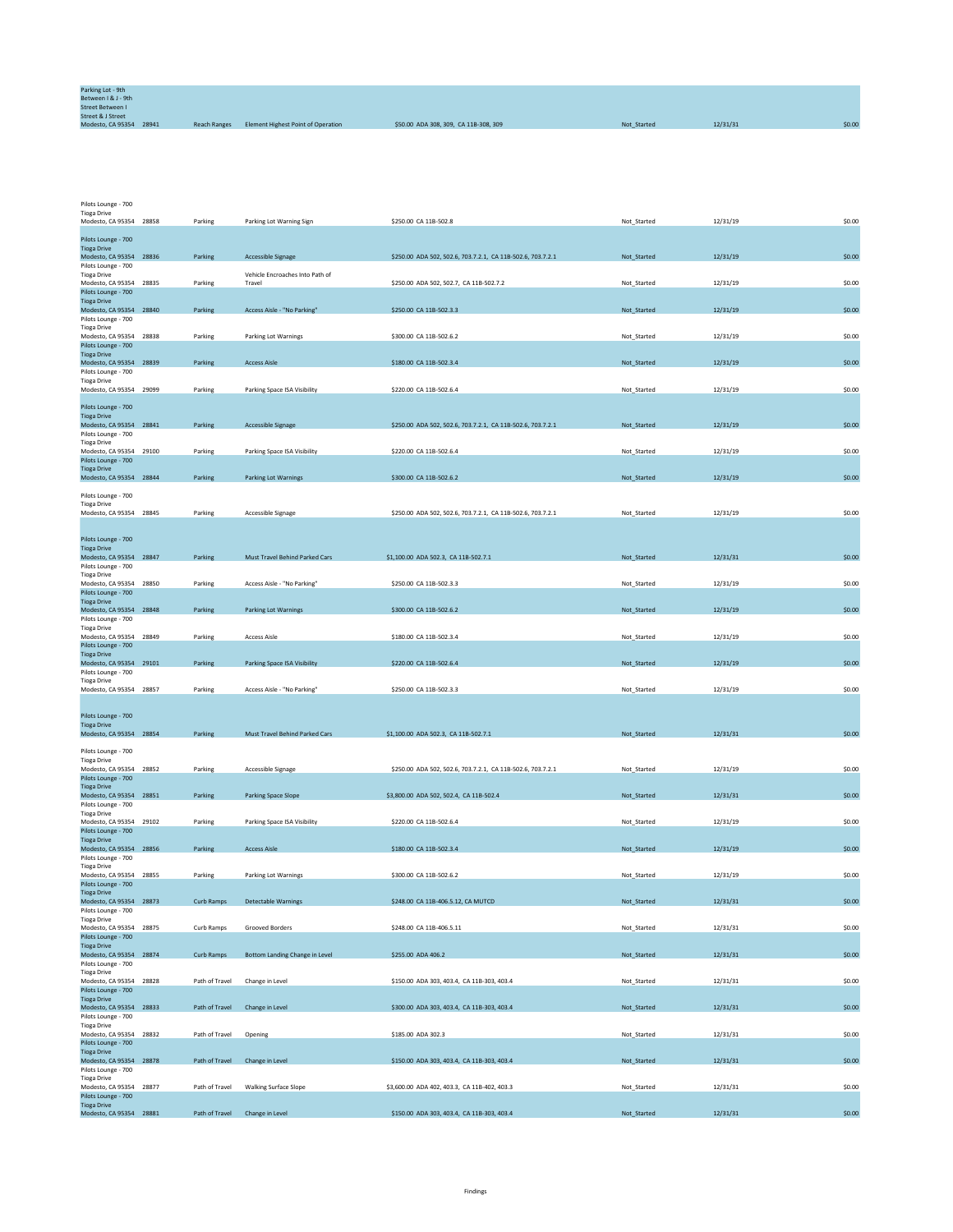| Location | ID | Category | Finding | Cost / Reference | Status | Date | Amount |
|---|---|---|---|---|---|---|---|
| Parking Lot - 9th Between I & J - 9th Street Between I Street & J Street Modesto, CA 95354 | 28941 | Reach Ranges | Element Highest Point of Operation | $50.00 ADA 308, 309, CA 11B-308, 309 | Not_Started | 12/31/31 | $0.00 |
| Pilots Lounge - 700 Tioga Drive Modesto, CA 95354 | 28858 | Parking | Parking Lot Warning Sign | $250.00 CA 11B-502.8 | Not_Started | 12/31/19 | $0.00 |
| Pilots Lounge - 700 Tioga Drive Modesto, CA 95354 | 28836 | Parking | Accessible Signage | $250.00 ADA 502, 502.6, 703.7.2.1, CA 11B-502.6, 703.7.2.1 | Not_Started | 12/31/19 | $0.00 |
| Pilots Lounge - 700 Tioga Drive Modesto, CA 95354 | 28835 | Parking | Vehicle Encroaches Into Path of Travel | $250.00 ADA 502, 502.7, CA 11B-502.7.2 | Not_Started | 12/31/19 | $0.00 |
| Pilots Lounge - 700 Tioga Drive Modesto, CA 95354 | 28840 | Parking | Access Aisle - "No Parking" | $250.00 CA 11B-502.3.3 | Not_Started | 12/31/19 | $0.00 |
| Pilots Lounge - 700 Tioga Drive Modesto, CA 95354 | 28838 | Parking | Parking Lot Warnings | $300.00 CA 11B-502.6.2 | Not_Started | 12/31/19 | $0.00 |
| Pilots Lounge - 700 Tioga Drive Modesto, CA 95354 | 28839 | Parking | Access Aisle | $180.00 CA 11B-502.3.4 | Not_Started | 12/31/19 | $0.00 |
| Pilots Lounge - 700 Tioga Drive Modesto, CA 95354 | 29099 | Parking | Parking Space ISA Visibility | $220.00 CA 11B-502.6.4 | Not_Started | 12/31/19 | $0.00 |
| Pilots Lounge - 700 Tioga Drive Modesto, CA 95354 | 28841 | Parking | Accessible Signage | $250.00 ADA 502, 502.6, 703.7.2.1, CA 11B-502.6, 703.7.2.1 | Not_Started | 12/31/19 | $0.00 |
| Pilots Lounge - 700 Tioga Drive Modesto, CA 95354 | 29100 | Parking | Parking Space ISA Visibility | $220.00 CA 11B-502.6.4 | Not_Started | 12/31/19 | $0.00 |
| Pilots Lounge - 700 Tioga Drive Modesto, CA 95354 | 28844 | Parking | Parking Lot Warnings | $300.00 CA 11B-502.6.2 | Not_Started | 12/31/19 | $0.00 |
| Pilots Lounge - 700 Tioga Drive Modesto, CA 95354 | 28845 | Parking | Accessible Signage | $250.00 ADA 502, 502.6, 703.7.2.1, CA 11B-502.6, 703.7.2.1 | Not_Started | 12/31/19 | $0.00 |
| Pilots Lounge - 700 Tioga Drive Modesto, CA 95354 | 28847 | Parking | Must Travel Behind Parked Cars | $1,100.00 ADA 502.3, CA 11B-502.7.1 | Not_Started | 12/31/31 | $0.00 |
| Pilots Lounge - 700 Tioga Drive Modesto, CA 95354 | 28850 | Parking | Access Aisle - "No Parking" | $250.00 CA 11B-502.3.3 | Not_Started | 12/31/19 | $0.00 |
| Pilots Lounge - 700 Tioga Drive Modesto, CA 95354 | 28848 | Parking | Parking Lot Warnings | $300.00 CA 11B-502.6.2 | Not_Started | 12/31/19 | $0.00 |
| Pilots Lounge - 700 Tioga Drive Modesto, CA 95354 | 28849 | Parking | Access Aisle | $180.00 CA 11B-502.3.4 | Not_Started | 12/31/19 | $0.00 |
| Pilots Lounge - 700 Tioga Drive Modesto, CA 95354 | 29101 | Parking | Parking Space ISA Visibility | $220.00 CA 11B-502.6.4 | Not_Started | 12/31/19 | $0.00 |
| Pilots Lounge - 700 Tioga Drive Modesto, CA 95354 | 28857 | Parking | Access Aisle - "No Parking" | $250.00 CA 11B-502.3.3 | Not_Started | 12/31/19 | $0.00 |
| Pilots Lounge - 700 Tioga Drive Modesto, CA 95354 | 28854 | Parking | Must Travel Behind Parked Cars | $1,100.00 ADA 502.3, CA 11B-502.7.1 | Not_Started | 12/31/31 | $0.00 |
| Pilots Lounge - 700 Tioga Drive Modesto, CA 95354 | 28852 | Parking | Accessible Signage | $250.00 ADA 502, 502.6, 703.7.2.1, CA 11B-502.6, 703.7.2.1 | Not_Started | 12/31/19 | $0.00 |
| Pilots Lounge - 700 Tioga Drive Modesto, CA 95354 | 28851 | Parking | Parking Space Slope | $3,800.00 ADA 502, 502.4, CA 11B-502.4 | Not_Started | 12/31/31 | $0.00 |
| Pilots Lounge - 700 Tioga Drive Modesto, CA 95354 | 29102 | Parking | Parking Space ISA Visibility | $220.00 CA 11B-502.6.4 | Not_Started | 12/31/19 | $0.00 |
| Pilots Lounge - 700 Tioga Drive Modesto, CA 95354 | 28856 | Parking | Access Aisle | $180.00 CA 11B-502.3.4 | Not_Started | 12/31/19 | $0.00 |
| Pilots Lounge - 700 Tioga Drive Modesto, CA 95354 | 28855 | Parking | Parking Lot Warnings | $300.00 CA 11B-502.6.2 | Not_Started | 12/31/19 | $0.00 |
| Pilots Lounge - 700 Tioga Drive Modesto, CA 95354 | 28873 | Curb Ramps | Detectable Warnings | $248.00 CA 11B-406.5.12, CA MUTCD | Not_Started | 12/31/31 | $0.00 |
| Pilots Lounge - 700 Tioga Drive Modesto, CA 95354 | 28875 | Curb Ramps | Grooved Borders | $248.00 CA 11B-406.5.11 | Not_Started | 12/31/31 | $0.00 |
| Pilots Lounge - 700 Tioga Drive Modesto, CA 95354 | 28874 | Curb Ramps | Bottom Landing Change in Level | $255.00 ADA 406.2 | Not_Started | 12/31/31 | $0.00 |
| Pilots Lounge - 700 Tioga Drive Modesto, CA 95354 | 28828 | Path of Travel | Change in Level | $150.00 ADA 303, 403.4, CA 11B-303, 403.4 | Not_Started | 12/31/31 | $0.00 |
| Pilots Lounge - 700 Tioga Drive Modesto, CA 95354 | 28833 | Path of Travel | Change in Level | $300.00 ADA 303, 403.4, CA 11B-303, 403.4 | Not_Started | 12/31/31 | $0.00 |
| Pilots Lounge - 700 Tioga Drive Modesto, CA 95354 | 28832 | Path of Travel | Opening | $185.00 ADA 302.3 | Not_Started | 12/31/31 | $0.00 |
| Pilots Lounge - 700 Tioga Drive Modesto, CA 95354 | 28878 | Path of Travel | Change in Level | $150.00 ADA 303, 403.4, CA 11B-303, 403.4 | Not_Started | 12/31/31 | $0.00 |
| Pilots Lounge - 700 Tioga Drive Modesto, CA 95354 | 28877 | Path of Travel | Walking Surface Slope | $3,600.00 ADA 402, 403.3, CA 11B-402, 403.3 | Not_Started | 12/31/31 | $0.00 |
| Pilots Lounge - 700 Tioga Drive Modesto, CA 95354 | 28881 | Path of Travel | Change in Level | $150.00 ADA 303, 403.4, CA 11B-303, 403.4 | Not_Started | 12/31/31 | $0.00 |

Findings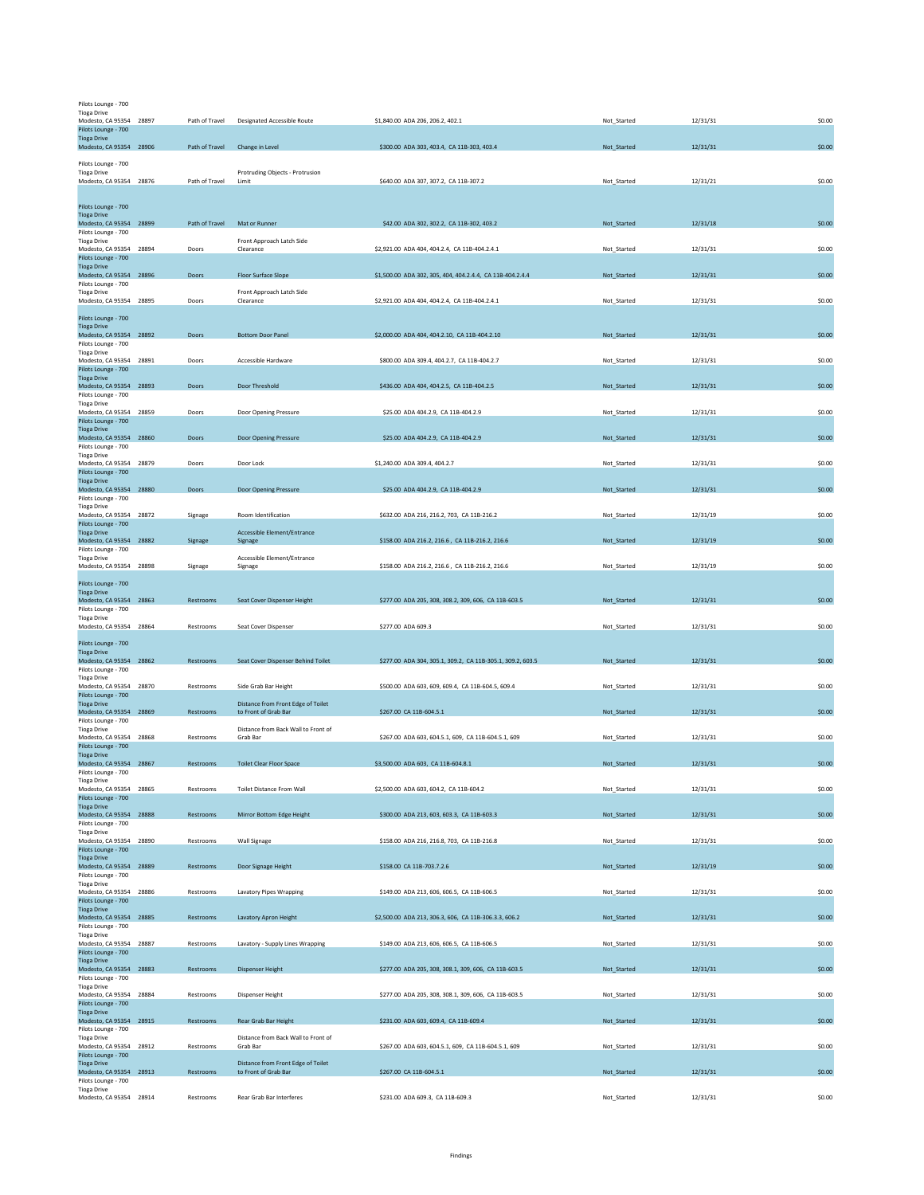| Location | ID | Category | Finding | Cost / Code | Status | Date | Amount |
|---|---|---|---|---|---|---|---|
| Pilots Lounge - 700 Tioga Drive Modesto, CA 95354 | 28897 | Path of Travel | Designated Accessible Route | $1,840.00 ADA 206, 206.2, 402.1 | Not_Started | 12/31/31 | $0.00 |
| Pilots Lounge - 700 Tioga Drive Modesto, CA 95354 | 28906 | Path of Travel | Change in Level | $300.00 ADA 303, 403.4, CA 11B-303, 403.4 | Not_Started | 12/31/31 | $0.00 |
| Pilots Lounge - 700 Tioga Drive Modesto, CA 95354 | 28876 | Path of Travel | Protruding Objects - Protrusion Limit | $640.00 ADA 307, 307.2, CA 11B-307.2 | Not_Started | 12/31/21 | $0.00 |
| Pilots Lounge - 700 Tioga Drive Modesto, CA 95354 | 28899 | Path of Travel | Mat or Runner | $42.00 ADA 302, 302.2, CA 11B-302, 403.2 | Not_Started | 12/31/18 | $0.00 |
| Pilots Lounge - 700 Tioga Drive Modesto, CA 95354 | 28894 | Doors | Front Approach Latch Side Clearance | $2,921.00 ADA 404, 404.2.4, CA 11B-404.2.4.1 | Not_Started | 12/31/31 | $0.00 |
| Pilots Lounge - 700 Tioga Drive Modesto, CA 95354 | 28896 | Doors | Floor Surface Slope | $1,500.00 ADA 302, 305, 404, 404.2.4.4, CA 11B-404.2.4.4 | Not_Started | 12/31/31 | $0.00 |
| Pilots Lounge - 700 Tioga Drive Modesto, CA 95354 | 28895 | Doors | Front Approach Latch Side Clearance | $2,921.00 ADA 404, 404.2.4, CA 11B-404.2.4.1 | Not_Started | 12/31/31 | $0.00 |
| Pilots Lounge - 700 Tioga Drive Modesto, CA 95354 | 28892 | Doors | Bottom Door Panel | $2,000.00 ADA 404, 404.2.10, CA 11B-404.2.10 | Not_Started | 12/31/31 | $0.00 |
| Pilots Lounge - 700 Tioga Drive Modesto, CA 95354 | 28891 | Doors | Accessible Hardware | $800.00 ADA 309.4, 404.2.7, CA 11B-404.2.7 | Not_Started | 12/31/31 | $0.00 |
| Pilots Lounge - 700 Tioga Drive Modesto, CA 95354 | 28893 | Doors | Door Threshold | $436.00 ADA 404, 404.2.5, CA 11B-404.2.5 | Not_Started | 12/31/31 | $0.00 |
| Pilots Lounge - 700 Tioga Drive Modesto, CA 95354 | 28859 | Doors | Door Opening Pressure | $25.00 ADA 404.2.9, CA 11B-404.2.9 | Not_Started | 12/31/31 | $0.00 |
| Pilots Lounge - 700 Tioga Drive Modesto, CA 95354 | 28860 | Doors | Door Opening Pressure | $25.00 ADA 404.2.9, CA 11B-404.2.9 | Not_Started | 12/31/31 | $0.00 |
| Pilots Lounge - 700 Tioga Drive Modesto, CA 95354 | 28879 | Doors | Door Lock | $1,240.00 ADA 309.4, 404.2.7 | Not_Started | 12/31/31 | $0.00 |
| Pilots Lounge - 700 Tioga Drive Modesto, CA 95354 | 28880 | Doors | Door Opening Pressure | $25.00 ADA 404.2.9, CA 11B-404.2.9 | Not_Started | 12/31/31 | $0.00 |
| Pilots Lounge - 700 Tioga Drive Modesto, CA 95354 | 28872 | Signage | Room Identification | $632.00 ADA 216, 216.2, 703, CA 11B-216.2 | Not_Started | 12/31/19 | $0.00 |
| Pilots Lounge - 700 Tioga Drive Modesto, CA 95354 | 28882 | Signage | Accessible Element/Entrance Signage | $158.00 ADA 216.2, 216.6 , CA 11B-216.2, 216.6 | Not_Started | 12/31/19 | $0.00 |
| Pilots Lounge - 700 Tioga Drive Modesto, CA 95354 | 28898 | Signage | Accessible Element/Entrance Signage | $158.00 ADA 216.2, 216.6 , CA 11B-216.2, 216.6 | Not_Started | 12/31/19 | $0.00 |
| Pilots Lounge - 700 Tioga Drive Modesto, CA 95354 | 28863 | Restrooms | Seat Cover Dispenser Height | $277.00 ADA 205, 308, 308.2, 309, 606, CA 11B-603.5 | Not_Started | 12/31/31 | $0.00 |
| Pilots Lounge - 700 Tioga Drive Modesto, CA 95354 | 28864 | Restrooms | Seat Cover Dispenser | $277.00 ADA 609.3 | Not_Started | 12/31/31 | $0.00 |
| Pilots Lounge - 700 Tioga Drive Modesto, CA 95354 | 28862 | Restrooms | Seat Cover Dispenser Behind Toilet | $277.00 ADA 304, 305.1, 309.2, CA 11B-305.1, 309.2, 603.5 | Not_Started | 12/31/31 | $0.00 |
| Pilots Lounge - 700 Tioga Drive Modesto, CA 95354 | 28870 | Restrooms | Side Grab Bar Height | $500.00 ADA 603, 609, 609.4, CA 11B-604.5, 609.4 | Not_Started | 12/31/31 | $0.00 |
| Pilots Lounge - 700 Tioga Drive Modesto, CA 95354 | 28869 | Restrooms | Distance from Front Edge of Toilet to Front of Grab Bar | $267.00 CA 11B-604.5.1 | Not_Started | 12/31/31 | $0.00 |
| Pilots Lounge - 700 Tioga Drive Modesto, CA 95354 | 28868 | Restrooms | Distance from Back Wall to Front of Grab Bar | $267.00 ADA 603, 604.5.1, 609, CA 11B-604.5.1, 609 | Not_Started | 12/31/31 | $0.00 |
| Pilots Lounge - 700 Tioga Drive Modesto, CA 95354 | 28867 | Restrooms | Toilet Clear Floor Space | $3,500.00 ADA 603, CA 11B-604.8.1 | Not_Started | 12/31/31 | $0.00 |
| Pilots Lounge - 700 Tioga Drive Modesto, CA 95354 | 28865 | Restrooms | Toilet Distance From Wall | $2,500.00 ADA 603, 604.2, CA 11B-604.2 | Not_Started | 12/31/31 | $0.00 |
| Pilots Lounge - 700 Tioga Drive Modesto, CA 95354 | 28888 | Restrooms | Mirror Bottom Edge Height | $300.00 ADA 213, 603, 603.3, CA 11B-603.3 | Not_Started | 12/31/31 | $0.00 |
| Pilots Lounge - 700 Tioga Drive Modesto, CA 95354 | 28890 | Restrooms | Wall Signage | $158.00 ADA 216, 216.8, 703, CA 11B-216.8 | Not_Started | 12/31/31 | $0.00 |
| Pilots Lounge - 700 Tioga Drive Modesto, CA 95354 | 28889 | Restrooms | Door Signage Height | $158.00 CA 11B-703.7.2.6 | Not_Started | 12/31/19 | $0.00 |
| Pilots Lounge - 700 Tioga Drive Modesto, CA 95354 | 28886 | Restrooms | Lavatory Pipes Wrapping | $149.00 ADA 213, 606, 606.5, CA 11B-606.5 | Not_Started | 12/31/31 | $0.00 |
| Pilots Lounge - 700 Tioga Drive Modesto, CA 95354 | 28885 | Restrooms | Lavatory Apron Height | $2,500.00 ADA 213, 306.3, 606, CA 11B-306.3.3, 606.2 | Not_Started | 12/31/31 | $0.00 |
| Pilots Lounge - 700 Tioga Drive Modesto, CA 95354 | 28887 | Restrooms | Lavatory - Supply Lines Wrapping | $149.00 ADA 213, 606, 606.5, CA 11B-606.5 | Not_Started | 12/31/31 | $0.00 |
| Pilots Lounge - 700 Tioga Drive Modesto, CA 95354 | 28883 | Restrooms | Dispenser Height | $277.00 ADA 205, 308, 308.1, 309, 606, CA 11B-603.5 | Not_Started | 12/31/31 | $0.00 |
| Pilots Lounge - 700 Tioga Drive Modesto, CA 95354 | 28884 | Restrooms | Dispenser Height | $277.00 ADA 205, 308, 308.1, 309, 606, CA 11B-603.5 | Not_Started | 12/31/31 | $0.00 |
| Pilots Lounge - 700 Tioga Drive Modesto, CA 95354 | 28915 | Restrooms | Rear Grab Bar Height | $231.00 ADA 603, 609.4, CA 11B-609.4 | Not_Started | 12/31/31 | $0.00 |
| Pilots Lounge - 700 Tioga Drive Modesto, CA 95354 | 28912 | Restrooms | Distance from Back Wall to Front of Grab Bar | $267.00 ADA 603, 604.5.1, 609, CA 11B-604.5.1, 609 | Not_Started | 12/31/31 | $0.00 |
| Pilots Lounge - 700 Tioga Drive Modesto, CA 95354 | 28913 | Restrooms | Distance from Front Edge of Toilet to Front of Grab Bar | $267.00 CA 11B-604.5.1 | Not_Started | 12/31/31 | $0.00 |
| Pilots Lounge - 700 Tioga Drive Modesto, CA 95354 | 28914 | Restrooms | Rear Grab Bar Interferes | $231.00 ADA 609.3, CA 11B-609.3 | Not_Started | 12/31/31 | $0.00 |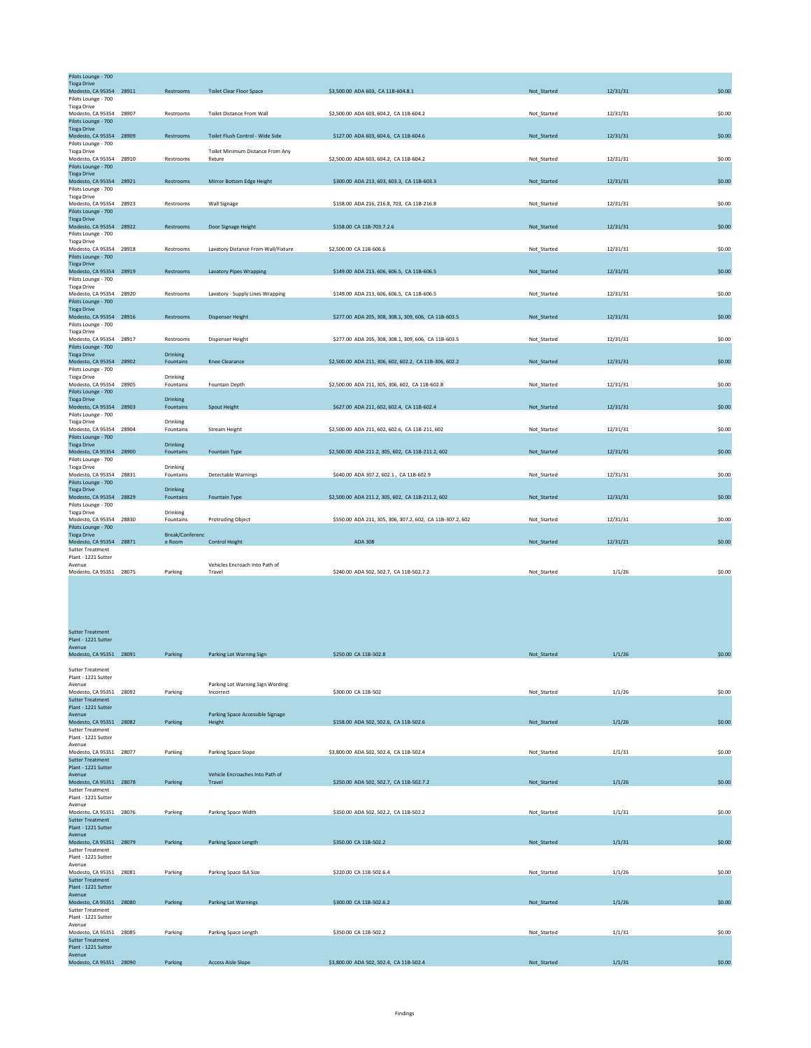| Location | ID | Category | Finding | Cost / Standard | Status | Date | Amount |
|---|---|---|---|---|---|---|---|
| Pilots Lounge - 700 Tioga Drive Modesto, CA 95354 | 28911 | Restrooms | Toilet Clear Floor Space | $3,500.00 ADA 603, CA 11B-604.8.1 | Not_Started | 12/31/31 | $0.00 |
| Pilots Lounge - 700 Tioga Drive Modesto, CA 95354 | 28907 | Restrooms | Toilet Distance From Wall | $2,500.00 ADA 603, 604.2, CA 11B-604.2 | Not_Started | 12/31/31 | $0.00 |
| Pilots Lounge - 700 Tioga Drive Modesto, CA 95354 | 28909 | Restrooms | Toilet Flush Control - Wide Side | $127.00 ADA 603, 604.6, CA 11B-604.6 | Not_Started | 12/31/31 | $0.00 |
| Pilots Lounge - 700 Tioga Drive Modesto, CA 95354 | 28910 | Restrooms | Toilet Minimum Distance From Any fixture | $2,500.00 ADA 603, 604.2, CA 11B-604.2 | Not_Started | 12/31/31 | $0.00 |
| Pilots Lounge - 700 Tioga Drive Modesto, CA 95354 | 28921 | Restrooms | Mirror Bottom Edge Height | $300.00 ADA 213, 603, 603.3, CA 11B-603.3 | Not_Started | 12/31/31 | $0.00 |
| Pilots Lounge - 700 Tioga Drive Modesto, CA 95354 | 28923 | Restrooms | Wall Signage | $158.00 ADA 216, 216.8, 703, CA 11B-216.8 | Not_Started | 12/31/31 | $0.00 |
| Pilots Lounge - 700 Tioga Drive Modesto, CA 95354 | 28922 | Restrooms | Door Signage Height | $158.00 CA 11B-703.7.2.6 | Not_Started | 12/31/31 | $0.00 |
| Pilots Lounge - 700 Tioga Drive Modesto, CA 95354 | 28918 | Restrooms | Lavatory Distance From Wall/Fixture | $2,500.00 CA 11B-606.6 | Not_Started | 12/31/31 | $0.00 |
| Pilots Lounge - 700 Tioga Drive Modesto, CA 95354 | 28919 | Restrooms | Lavatory Pipes Wrapping | $149.00 ADA 213, 606, 606.5, CA 11B-606.5 | Not_Started | 12/31/31 | $0.00 |
| Pilots Lounge - 700 Tioga Drive Modesto, CA 95354 | 28920 | Restrooms | Lavatory - Supply Lines Wrapping | $149.00 ADA 213, 606, 606.5, CA 11B-606.5 | Not_Started | 12/31/31 | $0.00 |
| Pilots Lounge - 700 Tioga Drive Modesto, CA 95354 | 28916 | Restrooms | Dispenser Height | $277.00 ADA 205, 308, 308.1, 309, 606, CA 11B-603.5 | Not_Started | 12/31/31 | $0.00 |
| Pilots Lounge - 700 Tioga Drive Modesto, CA 95354 | 28917 | Restrooms | Dispenser Height | $277.00 ADA 205, 308, 308.1, 309, 606, CA 11B-603.5 | Not_Started | 12/31/31 | $0.00 |
| Pilots Lounge - 700 Tioga Drive Modesto, CA 95354 | 28902 | Drinking Fountains | Knee Clearance | $2,500.00 ADA 211, 306, 602, 602.2, CA 11B-306, 602.2 | Not_Started | 12/31/31 | $0.00 |
| Pilots Lounge - 700 Tioga Drive Modesto, CA 95354 | 28905 | Drinking Fountains | Fountain Depth | $2,500.00 ADA 211, 305, 306, 602, CA 11B-602.8 | Not_Started | 12/31/31 | $0.00 |
| Pilots Lounge - 700 Tioga Drive Modesto, CA 95354 | 28903 | Drinking Fountains | Spout Height | $627.00 ADA 211, 602, 602.4, CA 11B-602.4 | Not_Started | 12/31/31 | $0.00 |
| Pilots Lounge - 700 Tioga Drive Modesto, CA 95354 | 28904 | Drinking Fountains | Stream Height | $2,500.00 ADA 211, 602, 602.6, CA 11B-211, 602 | Not_Started | 12/31/31 | $0.00 |
| Pilots Lounge - 700 Tioga Drive Modesto, CA 95354 | 28900 | Drinking Fountains | Fountain Type | $2,500.00 ADA 211.2, 305, 602, CA 11B-211.2, 602 | Not_Started | 12/31/31 | $0.00 |
| Pilots Lounge - 700 Tioga Drive Modesto, CA 95354 | 28831 | Drinking Fountains | Detectable Warnings | $640.00 ADA 307.2, 602.1 , CA 11B-602.9 | Not_Started | 12/31/31 | $0.00 |
| Pilots Lounge - 700 Tioga Drive Modesto, CA 95354 | 28829 | Drinking Fountains | Fountain Type | $2,500.00 ADA 211.2, 305, 602, CA 11B-211.2, 602 | Not_Started | 12/31/31 | $0.00 |
| Pilots Lounge - 700 Tioga Drive Modesto, CA 95354 | 28830 | Drinking Fountains | Protruding Object | $550.00 ADA 211, 305, 306, 307.2, 602, CA 11B-307.2, 602 | Not_Started | 12/31/31 | $0.00 |
| Pilots Lounge - 700 Tioga Drive Modesto, CA 95354 | 28871 | Break/Conference Room | Control Height | ADA 308 | Not_Started | 12/31/21 | $0.00 |
| Sutter Treatment Plant - 1221 Sutter Avenue Modesto, CA 95351 | 28075 | Parking | Vehicles Encroach Into Path of Travel | $240.00 ADA 502, 502.7, CA 11B-502.7.2 | Not_Started | 1/1/26 | $0.00 |
| Sutter Treatment Plant - 1221 Sutter Avenue Modesto, CA 95351 | 28091 | Parking | Parking Lot Warning Sign | $250.00 CA 11B-502.8 | Not_Started | 1/1/26 | $0.00 |
| Sutter Treatment Plant - 1221 Sutter Avenue Modesto, CA 95351 | 28092 | Parking | Parking Lot Warning Sign Wording Incorrect | $300.00 CA 11B-502 | Not_Started | 1/1/26 | $0.00 |
| Sutter Treatment Plant - 1221 Sutter Avenue Modesto, CA 95351 | 28082 | Parking | Parking Space Accessible Signage Height | $158.00 ADA 502, 502.6, CA 11B-502.6 | Not_Started | 1/1/26 | $0.00 |
| Sutter Treatment Plant - 1221 Sutter Avenue Modesto, CA 95351 | 28077 | Parking | Parking Space Slope | $3,800.00 ADA 502, 502.4, CA 11B-502.4 | Not_Started | 1/1/31 | $0.00 |
| Sutter Treatment Plant - 1221 Sutter Avenue Modesto, CA 95351 | 28078 | Parking | Vehicle Encroaches Into Path of Travel | $250.00 ADA 502, 502.7, CA 11B-502.7.2 | Not_Started | 1/1/26 | $0.00 |
| Sutter Treatment Plant - 1221 Sutter Avenue Modesto, CA 95351 | 28076 | Parking | Parking Space Width | $350.00 ADA 502, 502.2, CA 11B-502.2 | Not_Started | 1/1/31 | $0.00 |
| Sutter Treatment Plant - 1221 Sutter Avenue Modesto, CA 95351 | 28079 | Parking | Parking Space Length | $350.00 CA 11B-502.2 | Not_Started | 1/1/31 | $0.00 |
| Sutter Treatment Plant - 1221 Sutter Avenue Modesto, CA 95351 | 28081 | Parking | Parking Space ISA Size | $220.00 CA 11B-502.6.4 | Not_Started | 1/1/26 | $0.00 |
| Sutter Treatment Plant - 1221 Sutter Avenue Modesto, CA 95351 | 28080 | Parking | Parking Lot Warnings | $300.00 CA 11B-502.6.2 | Not_Started | 1/1/26 | $0.00 |
| Sutter Treatment Plant - 1221 Sutter Avenue Modesto, CA 95351 | 28085 | Parking | Parking Space Length | $350.00 CA 11B-502.2 | Not_Started | 1/1/31 | $0.00 |
| Sutter Treatment Plant - 1221 Sutter Avenue Modesto, CA 95351 | 28090 | Parking | Access Aisle Slope | $3,800.00 ADA 502, 502.4, CA 11B-502.4 | Not_Started | 1/1/31 | $0.00 |

Findings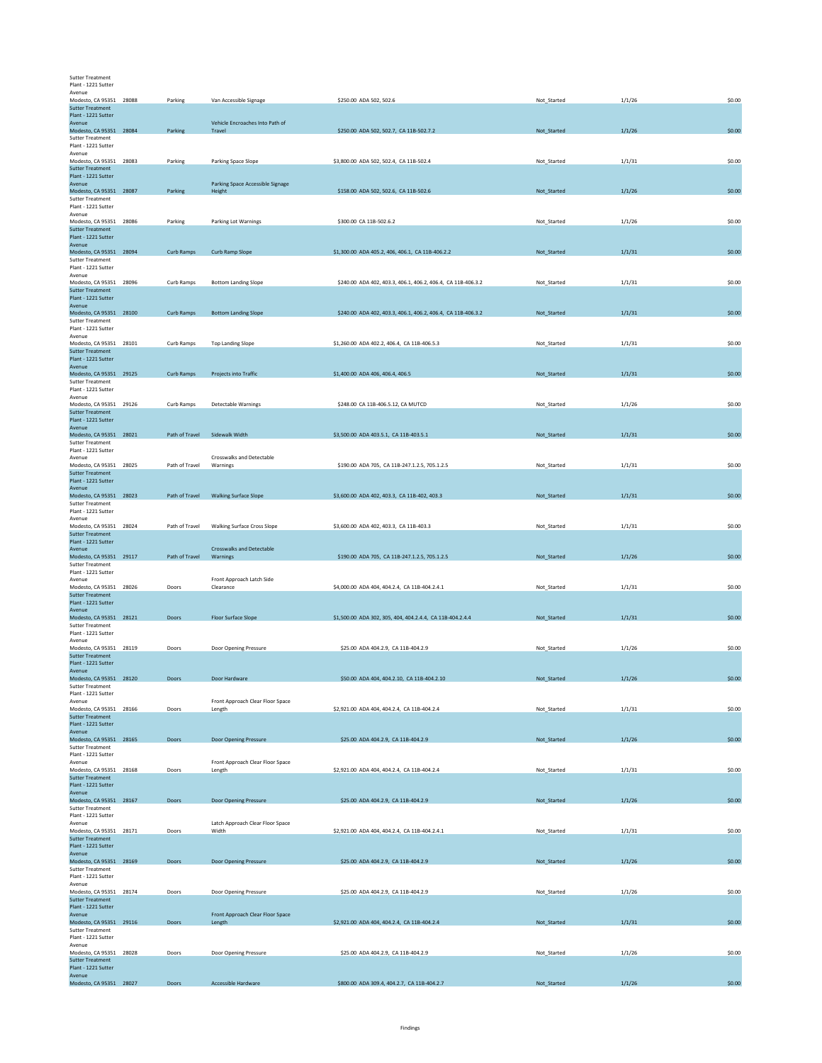| | | | | | | | |
|---|---|---|---|---|---|---|---|
| Sutter Treatment Plant - 1221 Sutter Avenue Modesto, CA 95351 | 28088 | Parking | Van Accessible Signage | $250.00 ADA 502, 502.6 | Not_Started | 1/1/26 | $0.00 |
| Sutter Treatment Plant - 1221 Sutter Avenue Modesto, CA 95351 | 28084 | Parking | Vehicle Encroaches Into Path of Travel | $250.00 ADA 502, 502.7, CA 11B-502.7.2 | Not_Started | 1/1/26 | $0.00 |
| Sutter Treatment Plant - 1221 Sutter Avenue Modesto, CA 95351 | 28083 | Parking | Parking Space Slope | $3,800.00 ADA 502, 502.4, CA 11B-502.4 | Not_Started | 1/1/31 | $0.00 |
| Sutter Treatment Plant - 1221 Sutter Avenue Modesto, CA 95351 | 28087 | Parking | Parking Space Accessible Signage Height | $158.00 ADA 502, 502.6, CA 11B-502.6 | Not_Started | 1/1/26 | $0.00 |
| Sutter Treatment Plant - 1221 Sutter Avenue Modesto, CA 95351 | 28086 | Parking | Parking Lot Warnings | $300.00 CA 11B-502.6.2 | Not_Started | 1/1/26 | $0.00 |
| Sutter Treatment Plant - 1221 Sutter Avenue Modesto, CA 95351 | 28094 | Curb Ramps | Curb Ramp Slope | $1,300.00 ADA 405.2, 406, 406.1, CA 11B-406.2.2 | Not_Started | 1/1/31 | $0.00 |
| Sutter Treatment Plant - 1221 Sutter Avenue Modesto, CA 95351 | 28096 | Curb Ramps | Bottom Landing Slope | $240.00 ADA 402, 403.3, 406.1, 406.2, 406.4, CA 11B-406.3.2 | Not_Started | 1/1/31 | $0.00 |
| Sutter Treatment Plant - 1221 Sutter Avenue Modesto, CA 95351 | 28100 | Curb Ramps | Bottom Landing Slope | $240.00 ADA 402, 403.3, 406.1, 406.2, 406.4, CA 11B-406.3.2 | Not_Started | 1/1/31 | $0.00 |
| Sutter Treatment Plant - 1221 Sutter Avenue Modesto, CA 95351 | 28101 | Curb Ramps | Top Landing Slope | $1,260.00 ADA 402.2, 406.4, CA 11B-406.5.3 | Not_Started | 1/1/31 | $0.00 |
| Sutter Treatment Plant - 1221 Sutter Avenue Modesto, CA 95351 | 29125 | Curb Ramps | Projects into Traffic | $1,400.00 ADA 406, 406.4, 406.5 | Not_Started | 1/1/31 | $0.00 |
| Sutter Treatment Plant - 1221 Sutter Avenue Modesto, CA 95351 | 29126 | Curb Ramps | Detectable Warnings | $248.00 CA 11B-406.5.12, CA MUTCD | Not_Started | 1/1/26 | $0.00 |
| Sutter Treatment Plant - 1221 Sutter Avenue Modesto, CA 95351 | 28021 | Path of Travel | Sidewalk Width | $3,500.00 ADA 403.5.1, CA 11B-403.5.1 | Not_Started | 1/1/31 | $0.00 |
| Sutter Treatment Plant - 1221 Sutter Avenue Modesto, CA 95351 | 28025 | Path of Travel | Crosswalks and Detectable Warnings | $190.00 ADA 705, CA 11B-247.1.2.5, 705.1.2.5 | Not_Started | 1/1/31 | $0.00 |
| Sutter Treatment Plant - 1221 Sutter Avenue Modesto, CA 95351 | 28023 | Path of Travel | Walking Surface Slope | $3,600.00 ADA 402, 403.3, CA 11B-402, 403.3 | Not_Started | 1/1/31 | $0.00 |
| Sutter Treatment Plant - 1221 Sutter Avenue Modesto, CA 95351 | 28024 | Path of Travel | Walking Surface Cross Slope | $3,600.00 ADA 402, 403.3, CA 11B-403.3 | Not_Started | 1/1/31 | $0.00 |
| Sutter Treatment Plant - 1221 Sutter Avenue Modesto, CA 95351 | 29117 | Path of Travel | Crosswalks and Detectable Warnings | $190.00 ADA 705, CA 11B-247.1.2.5, 705.1.2.5 | Not_Started | 1/1/26 | $0.00 |
| Sutter Treatment Plant - 1221 Sutter Avenue Modesto, CA 95351 | 28026 | Doors | Front Approach Latch Side Clearance | $4,000.00 ADA 404, 404.2.4, CA 11B-404.2.4.1 | Not_Started | 1/1/31 | $0.00 |
| Sutter Treatment Plant - 1221 Sutter Avenue Modesto, CA 95351 | 28121 | Doors | Floor Surface Slope | $1,500.00 ADA 302, 305, 404, 404.2.4.4, CA 11B-404.2.4.4 | Not_Started | 1/1/31 | $0.00 |
| Sutter Treatment Plant - 1221 Sutter Avenue Modesto, CA 95351 | 28119 | Doors | Door Opening Pressure | $25.00 ADA 404.2.9, CA 11B-404.2.9 | Not_Started | 1/1/26 | $0.00 |
| Sutter Treatment Plant - 1221 Sutter Avenue Modesto, CA 95351 | 28120 | Doors | Door Hardware | $50.00 ADA 404, 404.2.10, CA 11B-404.2.10 | Not_Started | 1/1/26 | $0.00 |
| Sutter Treatment Plant - 1221 Sutter Avenue Modesto, CA 95351 | 28166 | Doors | Front Approach Clear Floor Space Length | $2,921.00 ADA 404, 404.2.4, CA 11B-404.2.4 | Not_Started | 1/1/31 | $0.00 |
| Sutter Treatment Plant - 1221 Sutter Avenue Modesto, CA 95351 | 28165 | Doors | Door Opening Pressure | $25.00 ADA 404.2.9, CA 11B-404.2.9 | Not_Started | 1/1/26 | $0.00 |
| Sutter Treatment Plant - 1221 Sutter Avenue Modesto, CA 95351 | 28168 | Doors | Front Approach Clear Floor Space Length | $2,921.00 ADA 404, 404.2.4, CA 11B-404.2.4 | Not_Started | 1/1/31 | $0.00 |
| Sutter Treatment Plant - 1221 Sutter Avenue Modesto, CA 95351 | 28167 | Doors | Door Opening Pressure | $25.00 ADA 404.2.9, CA 11B-404.2.9 | Not_Started | 1/1/26 | $0.00 |
| Sutter Treatment Plant - 1221 Sutter Avenue Modesto, CA 95351 | 28171 | Doors | Latch Approach Clear Floor Space Width | $2,921.00 ADA 404, 404.2.4, CA 11B-404.2.4.1 | Not_Started | 1/1/31 | $0.00 |
| Sutter Treatment Plant - 1221 Sutter Avenue Modesto, CA 95351 | 28169 | Doors | Door Opening Pressure | $25.00 ADA 404.2.9, CA 11B-404.2.9 | Not_Started | 1/1/26 | $0.00 |
| Sutter Treatment Plant - 1221 Sutter Avenue Modesto, CA 95351 | 28174 | Doors | Door Opening Pressure | $25.00 ADA 404.2.9, CA 11B-404.2.9 | Not_Started | 1/1/26 | $0.00 |
| Sutter Treatment Plant - 1221 Sutter Avenue Modesto, CA 95351 | 29116 | Doors | Front Approach Clear Floor Space Length | $2,921.00 ADA 404, 404.2.4, CA 11B-404.2.4 | Not_Started | 1/1/31 | $0.00 |
| Sutter Treatment Plant - 1221 Sutter Avenue Modesto, CA 95351 | 28028 | Doors | Door Opening Pressure | $25.00 ADA 404.2.9, CA 11B-404.2.9 | Not_Started | 1/1/26 | $0.00 |
| Sutter Treatment Plant - 1221 Sutter Avenue Modesto, CA 95351 | 28027 | Doors | Accessible Hardware | $800.00 ADA 309.4, 404.2.7, CA 11B-404.2.7 | Not_Started | 1/1/26 | $0.00 |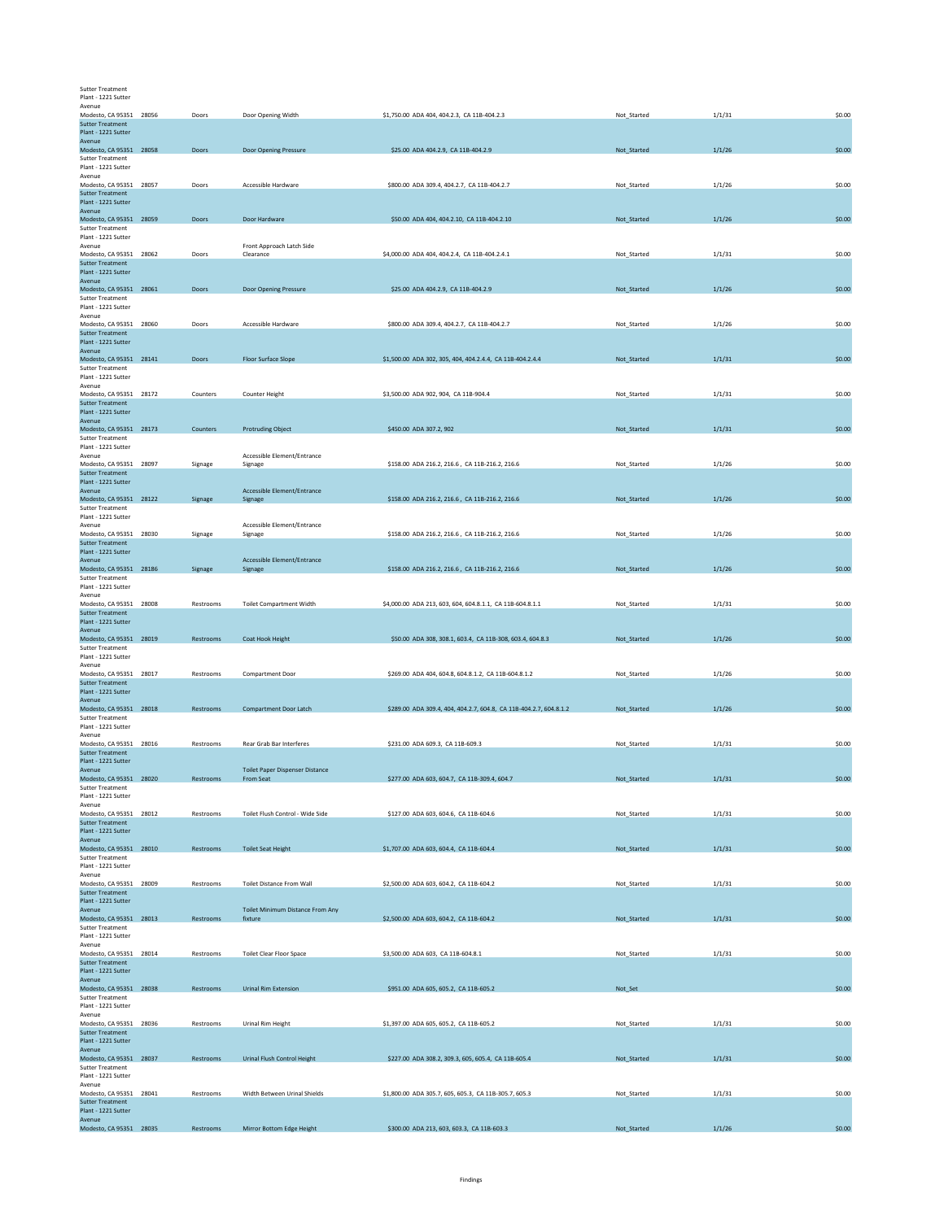| | | | | | | | |
|---|---|---|---|---|---|---|---|
| Sutter Treatment Plant - 1221 Sutter Avenue Modesto, CA 95351 | 28056 | Doors | Door Opening Width | $1,750.00 ADA 404, 404.2.3, CA 11B-404.2.3 | Not_Started | 1/1/31 | $0.00 |
| Sutter Treatment Plant - 1221 Sutter Avenue Modesto, CA 95351 | 28058 | Doors | Door Opening Pressure | $25.00 ADA 404.2.9, CA 11B-404.2.9 | Not_Started | 1/1/26 | $0.00 |
| Sutter Treatment Plant - 1221 Sutter Avenue Modesto, CA 95351 | 28057 | Doors | Accessible Hardware | $800.00 ADA 309.4, 404.2.7, CA 11B-404.2.7 | Not_Started | 1/1/26 | $0.00 |
| Sutter Treatment Plant - 1221 Sutter Avenue Modesto, CA 95351 | 28059 | Doors | Door Hardware | $50.00 ADA 404, 404.2.10, CA 11B-404.2.10 | Not_Started | 1/1/26 | $0.00 |
| Sutter Treatment Plant - 1221 Sutter Avenue Modesto, CA 95351 | 28062 | Doors | Front Approach Latch Side Clearance | $4,000.00 ADA 404, 404.2.4, CA 11B-404.2.4.1 | Not_Started | 1/1/31 | $0.00 |
| Sutter Treatment Plant - 1221 Sutter Avenue Modesto, CA 95351 | 28061 | Doors | Door Opening Pressure | $25.00 ADA 404.2.9, CA 11B-404.2.9 | Not_Started | 1/1/26 | $0.00 |
| Sutter Treatment Plant - 1221 Sutter Avenue Modesto, CA 95351 | 28060 | Doors | Accessible Hardware | $800.00 ADA 309.4, 404.2.7, CA 11B-404.2.7 | Not_Started | 1/1/26 | $0.00 |
| Sutter Treatment Plant - 1221 Sutter Avenue Modesto, CA 95351 | 28141 | Doors | Floor Surface Slope | $1,500.00 ADA 302, 305, 404, 404.2.4.4, CA 11B-404.2.4.4 | Not_Started | 1/1/31 | $0.00 |
| Sutter Treatment Plant - 1221 Sutter Avenue Modesto, CA 95351 | 28172 | Counters | Counter Height | $3,500.00 ADA 902, 904, CA 11B-904.4 | Not_Started | 1/1/31 | $0.00 |
| Sutter Treatment Plant - 1221 Sutter Avenue Modesto, CA 95351 | 28173 | Counters | Protruding Object | $450.00 ADA 307.2, 902 | Not_Started | 1/1/31 | $0.00 |
| Sutter Treatment Plant - 1221 Sutter Avenue Modesto, CA 95351 | 28097 | Signage | Accessible Element/Entrance Signage | $158.00 ADA 216.2, 216.6 , CA 11B-216.2, 216.6 | Not_Started | 1/1/26 | $0.00 |
| Sutter Treatment Plant - 1221 Sutter Avenue Modesto, CA 95351 | 28122 | Signage | Accessible Element/Entrance Signage | $158.00 ADA 216.2, 216.6 , CA 11B-216.2, 216.6 | Not_Started | 1/1/26 | $0.00 |
| Sutter Treatment Plant - 1221 Sutter Avenue Modesto, CA 95351 | 28030 | Signage | Accessible Element/Entrance Signage | $158.00 ADA 216.2, 216.6 , CA 11B-216.2, 216.6 | Not_Started | 1/1/26 | $0.00 |
| Sutter Treatment Plant - 1221 Sutter Avenue Modesto, CA 95351 | 28186 | Signage | Accessible Element/Entrance Signage | $158.00 ADA 216.2, 216.6 , CA 11B-216.2, 216.6 | Not_Started | 1/1/26 | $0.00 |
| Sutter Treatment Plant - 1221 Sutter Avenue Modesto, CA 95351 | 28008 | Restrooms | Toilet Compartment Width | $4,000.00 ADA 213, 603, 604, 604.8.1.1, CA 11B-604.8.1.1 | Not_Started | 1/1/31 | $0.00 |
| Sutter Treatment Plant - 1221 Sutter Avenue Modesto, CA 95351 | 28019 | Restrooms | Coat Hook Height | $50.00 ADA 308, 308.1, 603.4, CA 11B-308, 603.4, 604.8.3 | Not_Started | 1/1/26 | $0.00 |
| Sutter Treatment Plant - 1221 Sutter Avenue Modesto, CA 95351 | 28017 | Restrooms | Compartment Door | $269.00 ADA 404, 604.8, 604.8.1.2, CA 11B-604.8.1.2 | Not_Started | 1/1/26 | $0.00 |
| Sutter Treatment Plant - 1221 Sutter Avenue Modesto, CA 95351 | 28018 | Restrooms | Compartment Door Latch | $289.00 ADA 309.4, 404, 404.2.7, 604.8, CA 11B-404.2.7, 604.8.1.2 | Not_Started | 1/1/26 | $0.00 |
| Sutter Treatment Plant - 1221 Sutter Avenue Modesto, CA 95351 | 28016 | Restrooms | Rear Grab Bar Interferes | $231.00 ADA 609.3, CA 11B-609.3 | Not_Started | 1/1/31 | $0.00 |
| Sutter Treatment Plant - 1221 Sutter Avenue Modesto, CA 95351 | 28020 | Restrooms | Toilet Paper Dispenser Distance From Seat | $277.00 ADA 603, 604.7, CA 11B-309.4, 604.7 | Not_Started | 1/1/31 | $0.00 |
| Sutter Treatment Plant - 1221 Sutter Avenue Modesto, CA 95351 | 28012 | Restrooms | Toilet Flush Control - Wide Side | $127.00 ADA 603, 604.6, CA 11B-604.6 | Not_Started | 1/1/31 | $0.00 |
| Sutter Treatment Plant - 1221 Sutter Avenue Modesto, CA 95351 | 28010 | Restrooms | Toilet Seat Height | $1,707.00 ADA 603, 604.4, CA 11B-604.4 | Not_Started | 1/1/31 | $0.00 |
| Sutter Treatment Plant - 1221 Sutter Avenue Modesto, CA 95351 | 28009 | Restrooms | Toilet Distance From Wall | $2,500.00 ADA 603, 604.2, CA 11B-604.2 | Not_Started | 1/1/31 | $0.00 |
| Sutter Treatment Plant - 1221 Sutter Avenue Modesto, CA 95351 | 28013 | Restrooms | Toilet Minimum Distance From Any fixture | $2,500.00 ADA 603, 604.2, CA 11B-604.2 | Not_Started | 1/1/31 | $0.00 |
| Sutter Treatment Plant - 1221 Sutter Avenue Modesto, CA 95351 | 28014 | Restrooms | Toilet Clear Floor Space | $3,500.00 ADA 603, CA 11B-604.8.1 | Not_Started | 1/1/31 | $0.00 |
| Sutter Treatment Plant - 1221 Sutter Avenue Modesto, CA 95351 | 28038 | Restrooms | Urinal Rim Extension | $951.00 ADA 605, 605.2, CA 11B-605.2 | Not_Set | | $0.00 |
| Sutter Treatment Plant - 1221 Sutter Avenue Modesto, CA 95351 | 28036 | Restrooms | Urinal Rim Height | $1,397.00 ADA 605, 605.2, CA 11B-605.2 | Not_Started | 1/1/31 | $0.00 |
| Sutter Treatment Plant - 1221 Sutter Avenue Modesto, CA 95351 | 28037 | Restrooms | Urinal Flush Control Height | $227.00 ADA 308.2, 309.3, 605, 605.4, CA 11B-605.4 | Not_Started | 1/1/31 | $0.00 |
| Sutter Treatment Plant - 1221 Sutter Avenue Modesto, CA 95351 | 28041 | Restrooms | Width Between Urinal Shields | $1,800.00 ADA 305.7, 605, 605.3, CA 11B-305.7, 605.3 | Not_Started | 1/1/31 | $0.00 |
| Sutter Treatment Plant - 1221 Sutter Avenue Modesto, CA 95351 | 28035 | Restrooms | Mirror Bottom Edge Height | $300.00 ADA 213, 603, 603.3, CA 11B-603.3 | Not_Started | 1/1/26 | $0.00 |

Findings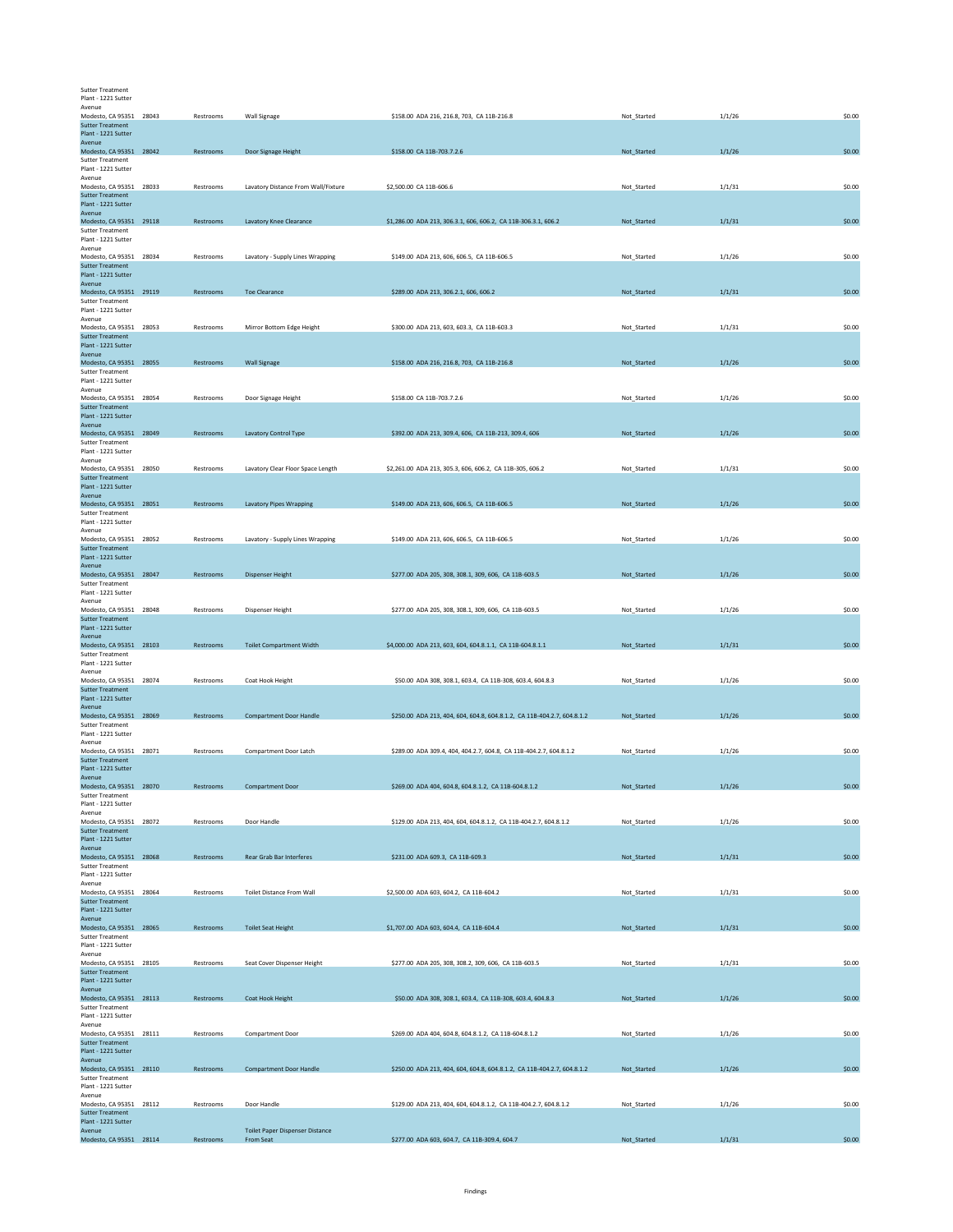| | | | | | | | |
|---|---|---|---|---|---|---|---|
| Sutter Treatment Plant - 1221 Sutter Avenue Modesto, CA 95351 | 28043 | Restrooms | Wall Signage | $158.00 ADA 216, 216.8, 703, CA 11B-216.8 | Not_Started | 1/1/26 | $0.00 |
| Sutter Treatment Plant - 1221 Sutter Avenue Modesto, CA 95351 | 28042 | Restrooms | Door Signage Height | $158.00 CA 11B-703.7.2.6 | Not_Started | 1/1/26 | $0.00 |
| Sutter Treatment Plant - 1221 Sutter Avenue Modesto, CA 95351 | 28033 | Restrooms | Lavatory Distance From Wall/Fixture | $2,500.00 CA 11B-606.6 | Not_Started | 1/1/31 | $0.00 |
| Sutter Treatment Plant - 1221 Sutter Avenue Modesto, CA 95351 | 29118 | Restrooms | Lavatory Knee Clearance | $1,286.00 ADA 213, 306.3.1, 606, 606.2, CA 11B-306.3.1, 606.2 | Not_Started | 1/1/31 | $0.00 |
| Sutter Treatment Plant - 1221 Sutter Avenue Modesto, CA 95351 | 28034 | Restrooms | Lavatory - Supply Lines Wrapping | $149.00 ADA 213, 606, 606.5, CA 11B-606.5 | Not_Started | 1/1/26 | $0.00 |
| Sutter Treatment Plant - 1221 Sutter Avenue Modesto, CA 95351 | 29119 | Restrooms | Toe Clearance | $289.00 ADA 213, 306.2.1, 606, 606.2 | Not_Started | 1/1/31 | $0.00 |
| Sutter Treatment Plant - 1221 Sutter Avenue Modesto, CA 95351 | 28053 | Restrooms | Mirror Bottom Edge Height | $300.00 ADA 213, 603, 603.3, CA 11B-603.3 | Not_Started | 1/1/31 | $0.00 |
| Sutter Treatment Plant - 1221 Sutter Avenue Modesto, CA 95351 | 28055 | Restrooms | Wall Signage | $158.00 ADA 216, 216.8, 703, CA 11B-216.8 | Not_Started | 1/1/26 | $0.00 |
| Sutter Treatment Plant - 1221 Sutter Avenue Modesto, CA 95351 | 28054 | Restrooms | Door Signage Height | $158.00 CA 11B-703.7.2.6 | Not_Started | 1/1/26 | $0.00 |
| Sutter Treatment Plant - 1221 Sutter Avenue Modesto, CA 95351 | 28049 | Restrooms | Lavatory Control Type | $392.00 ADA 213, 309.4, 606, CA 11B-213, 309.4, 606 | Not_Started | 1/1/26 | $0.00 |
| Sutter Treatment Plant - 1221 Sutter Avenue Modesto, CA 95351 | 28050 | Restrooms | Lavatory Clear Floor Space Length | $2,261.00 ADA 213, 305.3, 606, 606.2, CA 11B-305, 606.2 | Not_Started | 1/1/31 | $0.00 |
| Sutter Treatment Plant - 1221 Sutter Avenue Modesto, CA 95351 | 28051 | Restrooms | Lavatory Pipes Wrapping | $149.00 ADA 213, 606, 606.5, CA 11B-606.5 | Not_Started | 1/1/26 | $0.00 |
| Sutter Treatment Plant - 1221 Sutter Avenue Modesto, CA 95351 | 28052 | Restrooms | Lavatory - Supply Lines Wrapping | $149.00 ADA 213, 606, 606.5, CA 11B-606.5 | Not_Started | 1/1/26 | $0.00 |
| Sutter Treatment Plant - 1221 Sutter Avenue Modesto, CA 95351 | 28047 | Restrooms | Dispenser Height | $277.00 ADA 205, 308, 308.1, 309, 606, CA 11B-603.5 | Not_Started | 1/1/26 | $0.00 |
| Sutter Treatment Plant - 1221 Sutter Avenue Modesto, CA 95351 | 28048 | Restrooms | Dispenser Height | $277.00 ADA 205, 308, 308.1, 309, 606, CA 11B-603.5 | Not_Started | 1/1/26 | $0.00 |
| Sutter Treatment Plant - 1221 Sutter Avenue Modesto, CA 95351 | 28103 | Restrooms | Toilet Compartment Width | $4,000.00 ADA 213, 603, 604, 604.8.1.1, CA 11B-604.8.1.1 | Not_Started | 1/1/31 | $0.00 |
| Sutter Treatment Plant - 1221 Sutter Avenue Modesto, CA 95351 | 28074 | Restrooms | Coat Hook Height | $50.00 ADA 308, 308.1, 603.4, CA 11B-308, 603.4, 604.8.3 | Not_Started | 1/1/26 | $0.00 |
| Sutter Treatment Plant - 1221 Sutter Avenue Modesto, CA 95351 | 28069 | Restrooms | Compartment Door Handle | $250.00 ADA 213, 404, 604, 604.8, 604.8.1.2, CA 11B-404.2.7, 604.8.1.2 | Not_Started | 1/1/26 | $0.00 |
| Sutter Treatment Plant - 1221 Sutter Avenue Modesto, CA 95351 | 28071 | Restrooms | Compartment Door Latch | $289.00 ADA 309.4, 404, 404.2.7, 604.8, CA 11B-404.2.7, 604.8.1.2 | Not_Started | 1/1/26 | $0.00 |
| Sutter Treatment Plant - 1221 Sutter Avenue Modesto, CA 95351 | 28070 | Restrooms | Compartment Door | $269.00 ADA 404, 604.8, 604.8.1.2, CA 11B-604.8.1.2 | Not_Started | 1/1/26 | $0.00 |
| Sutter Treatment Plant - 1221 Sutter Avenue Modesto, CA 95351 | 28072 | Restrooms | Door Handle | $129.00 ADA 213, 404, 604, 604.8.1.2, CA 11B-404.2.7, 604.8.1.2 | Not_Started | 1/1/26 | $0.00 |
| Sutter Treatment Plant - 1221 Sutter Avenue Modesto, CA 95351 | 28068 | Restrooms | Rear Grab Bar Interferes | $231.00 ADA 609.3, CA 11B-609.3 | Not_Started | 1/1/31 | $0.00 |
| Sutter Treatment Plant - 1221 Sutter Avenue Modesto, CA 95351 | 28064 | Restrooms | Toilet Distance From Wall | $2,500.00 ADA 603, 604.2, CA 11B-604.2 | Not_Started | 1/1/31 | $0.00 |
| Sutter Treatment Plant - 1221 Sutter Avenue Modesto, CA 95351 | 28065 | Restrooms | Toilet Seat Height | $1,707.00 ADA 603, 604.4, CA 11B-604.4 | Not_Started | 1/1/31 | $0.00 |
| Sutter Treatment Plant - 1221 Sutter Avenue Modesto, CA 95351 | 28105 | Restrooms | Seat Cover Dispenser Height | $277.00 ADA 205, 308, 308.2, 309, 606, CA 11B-603.5 | Not_Started | 1/1/31 | $0.00 |
| Sutter Treatment Plant - 1221 Sutter Avenue Modesto, CA 95351 | 28113 | Restrooms | Coat Hook Height | $50.00 ADA 308, 308.1, 603.4, CA 11B-308, 603.4, 604.8.3 | Not_Started | 1/1/26 | $0.00 |
| Sutter Treatment Plant - 1221 Sutter Avenue Modesto, CA 95351 | 28111 | Restrooms | Compartment Door | $269.00 ADA 404, 604.8, 604.8.1.2, CA 11B-604.8.1.2 | Not_Started | 1/1/26 | $0.00 |
| Sutter Treatment Plant - 1221 Sutter Avenue Modesto, CA 95351 | 28110 | Restrooms | Compartment Door Handle | $250.00 ADA 213, 404, 604, 604.8, 604.8.1.2, CA 11B-404.2.7, 604.8.1.2 | Not_Started | 1/1/26 | $0.00 |
| Sutter Treatment Plant - 1221 Sutter Avenue Modesto, CA 95351 | 28112 | Restrooms | Door Handle | $129.00 ADA 213, 404, 604, 604.8.1.2, CA 11B-404.2.7, 604.8.1.2 | Not_Started | 1/1/26 | $0.00 |
| Sutter Treatment Plant - 1221 Sutter Avenue Modesto, CA 95351 | 28114 | Restrooms | Toilet Paper Dispenser Distance From Seat | $277.00 ADA 603, 604.7, CA 11B-309.4, 604.7 | Not_Started | 1/1/31 | $0.00 |

Findings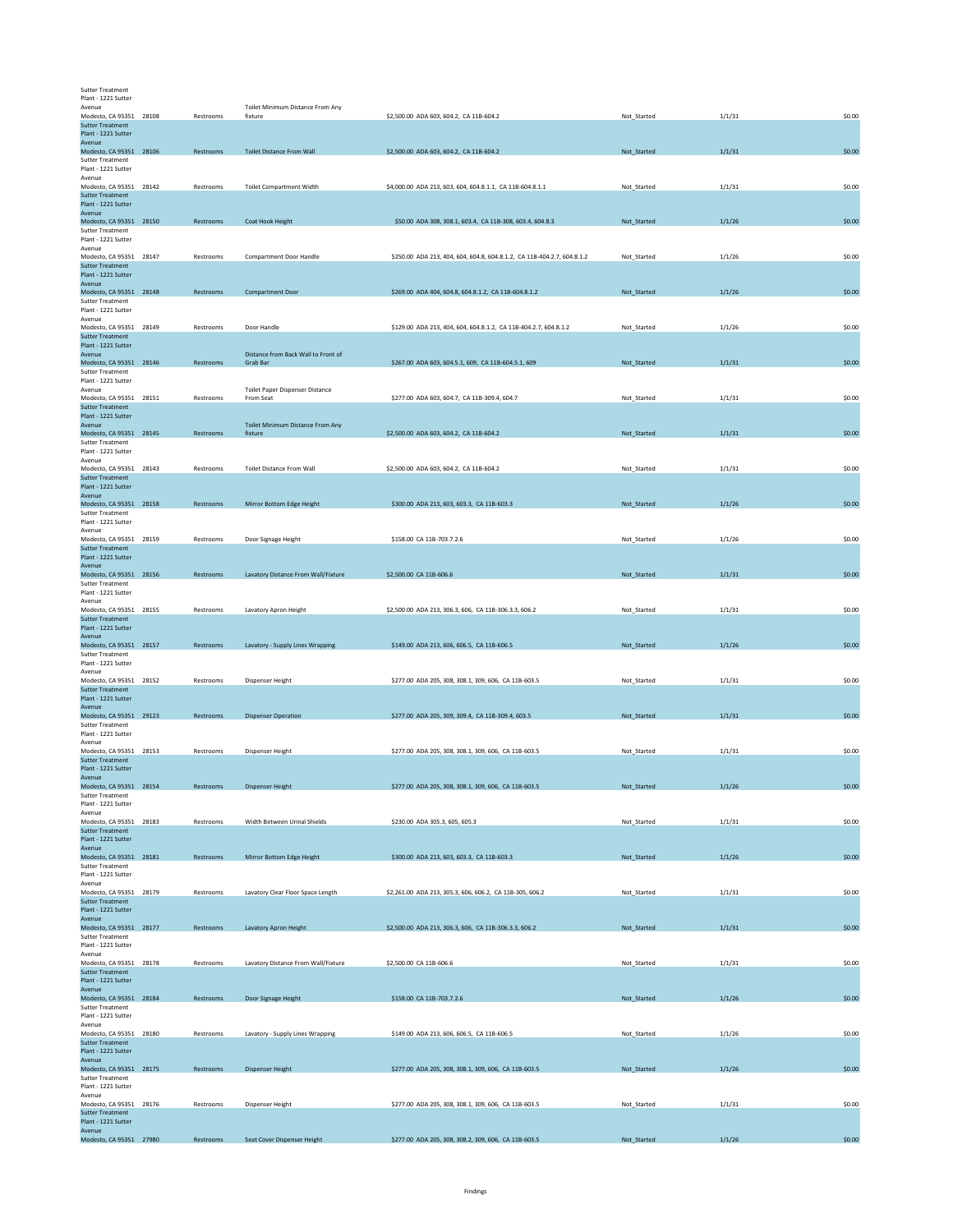| | | | | | | | |
|---|---|---|---|---|---|---|---|
| Sutter Treatment Plant - 1221 Sutter Avenue Modesto, CA 95351 | 28108 | Restrooms | Toilet Minimum Distance From Any fixture | $2,500.00 ADA 603, 604.2, CA 11B-604.2 | Not_Started | 1/1/31 | $0.00 |
| Sutter Treatment Plant - 1221 Sutter Avenue Modesto, CA 95351 | 28106 | Restrooms | Toilet Distance From Wall | $2,500.00 ADA 603, 604.2, CA 11B-604.2 | Not_Started | 1/1/31 | $0.00 |
| Sutter Treatment Plant - 1221 Sutter Avenue Modesto, CA 95351 | 28142 | Restrooms | Toilet Compartment Width | $4,000.00 ADA 213, 603, 604, 604.8.1.1, CA 11B-604.8.1.1 | Not_Started | 1/1/31 | $0.00 |
| Sutter Treatment Plant - 1221 Sutter Avenue Modesto, CA 95351 | 28150 | Restrooms | Coat Hook Height | $50.00 ADA 308, 308.1, 603.4, CA 11B-308, 603.4, 604.8.3 | Not_Started | 1/1/26 | $0.00 |
| Sutter Treatment Plant - 1221 Sutter Avenue Modesto, CA 95351 | 28147 | Restrooms | Compartment Door Handle | $250.00 ADA 213, 404, 604, 604.8, 604.8.1.2, CA 11B-404.2.7, 604.8.1.2 | Not_Started | 1/1/26 | $0.00 |
| Sutter Treatment Plant - 1221 Sutter Avenue Modesto, CA 95351 | 28148 | Restrooms | Compartment Door | $269.00 ADA 404, 604.8, 604.8.1.2, CA 11B-604.8.1.2 | Not_Started | 1/1/26 | $0.00 |
| Sutter Treatment Plant - 1221 Sutter Avenue Modesto, CA 95351 | 28149 | Restrooms | Door Handle | $129.00 ADA 213, 404, 604, 604.8.1.2, CA 11B-404.2.7, 604.8.1.2 | Not_Started | 1/1/26 | $0.00 |
| Sutter Treatment Plant - 1221 Sutter Avenue Modesto, CA 95351 | 28146 | Restrooms | Distance from Back Wall to Front of Grab Bar | $267.00 ADA 603, 604.5.1, 609, CA 11B-604.5.1, 609 | Not_Started | 1/1/31 | $0.00 |
| Sutter Treatment Plant - 1221 Sutter Avenue Modesto, CA 95351 | 28151 | Restrooms | Toilet Paper Dispenser Distance From Seat | $277.00 ADA 603, 604.7, CA 11B-309.4, 604.7 | Not_Started | 1/1/31 | $0.00 |
| Sutter Treatment Plant - 1221 Sutter Avenue Modesto, CA 95351 | 28145 | Restrooms | Toilet Minimum Distance From Any fixture | $2,500.00 ADA 603, 604.2, CA 11B-604.2 | Not_Started | 1/1/31 | $0.00 |
| Sutter Treatment Plant - 1221 Sutter Avenue Modesto, CA 95351 | 28143 | Restrooms | Toilet Distance From Wall | $2,500.00 ADA 603, 604.2, CA 11B-604.2 | Not_Started | 1/1/31 | $0.00 |
| Sutter Treatment Plant - 1221 Sutter Avenue Modesto, CA 95351 | 28158 | Restrooms | Mirror Bottom Edge Height | $300.00 ADA 213, 603, 603.3, CA 11B-603.3 | Not_Started | 1/1/26 | $0.00 |
| Sutter Treatment Plant - 1221 Sutter Avenue Modesto, CA 95351 | 28159 | Restrooms | Door Signage Height | $158.00 CA 11B-703.7.2.6 | Not_Started | 1/1/26 | $0.00 |
| Sutter Treatment Plant - 1221 Sutter Avenue Modesto, CA 95351 | 28156 | Restrooms | Lavatory Distance From Wall/Fixture | $2,500.00 CA 11B-606.6 | Not_Started | 1/1/31 | $0.00 |
| Sutter Treatment Plant - 1221 Sutter Avenue Modesto, CA 95351 | 28155 | Restrooms | Lavatory Apron Height | $2,500.00 ADA 213, 306.3, 606, CA 11B-306.3.3, 606.2 | Not_Started | 1/1/31 | $0.00 |
| Sutter Treatment Plant - 1221 Sutter Avenue Modesto, CA 95351 | 28157 | Restrooms | Lavatory - Supply Lines Wrapping | $149.00 ADA 213, 606, 606.5, CA 11B-606.5 | Not_Started | 1/1/26 | $0.00 |
| Sutter Treatment Plant - 1221 Sutter Avenue Modesto, CA 95351 | 28152 | Restrooms | Dispenser Height | $277.00 ADA 205, 308, 308.1, 309, 606, CA 11B-603.5 | Not_Started | 1/1/31 | $0.00 |
| Sutter Treatment Plant - 1221 Sutter Avenue Modesto, CA 95351 | 29123 | Restrooms | Dispenser Operation | $277.00 ADA 205, 309, 309.4, CA 11B-309.4, 603.5 | Not_Started | 1/1/31 | $0.00 |
| Sutter Treatment Plant - 1221 Sutter Avenue Modesto, CA 95351 | 28153 | Restrooms | Dispenser Height | $277.00 ADA 205, 308, 308.1, 309, 606, CA 11B-603.5 | Not_Started | 1/1/31 | $0.00 |
| Sutter Treatment Plant - 1221 Sutter Avenue Modesto, CA 95351 | 28154 | Restrooms | Dispenser Height | $277.00 ADA 205, 308, 308.1, 309, 606, CA 11B-603.5 | Not_Started | 1/1/26 | $0.00 |
| Sutter Treatment Plant - 1221 Sutter Avenue Modesto, CA 95351 | 28183 | Restrooms | Width Between Urinal Shields | $230.00 ADA 305.3, 605, 605.3 | Not_Started | 1/1/31 | $0.00 |
| Sutter Treatment Plant - 1221 Sutter Avenue Modesto, CA 95351 | 28181 | Restrooms | Mirror Bottom Edge Height | $300.00 ADA 213, 603, 603.3, CA 11B-603.3 | Not_Started | 1/1/26 | $0.00 |
| Sutter Treatment Plant - 1221 Sutter Avenue Modesto, CA 95351 | 28179 | Restrooms | Lavatory Clear Floor Space Length | $2,261.00 ADA 213, 305.3, 606, 606.2, CA 11B-305, 606.2 | Not_Started | 1/1/31 | $0.00 |
| Sutter Treatment Plant - 1221 Sutter Avenue Modesto, CA 95351 | 28177 | Restrooms | Lavatory Apron Height | $2,500.00 ADA 213, 306.3, 606, CA 11B-306.3.3, 606.2 | Not_Started | 1/1/31 | $0.00 |
| Sutter Treatment Plant - 1221 Sutter Avenue Modesto, CA 95351 | 28178 | Restrooms | Lavatory Distance From Wall/Fixture | $2,500.00 CA 11B-606.6 | Not_Started | 1/1/31 | $0.00 |
| Sutter Treatment Plant - 1221 Sutter Avenue Modesto, CA 95351 | 28184 | Restrooms | Door Signage Height | $158.00 CA 11B-703.7.2.6 | Not_Started | 1/1/26 | $0.00 |
| Sutter Treatment Plant - 1221 Sutter Avenue Modesto, CA 95351 | 28180 | Restrooms | Lavatory - Supply Lines Wrapping | $149.00 ADA 213, 606, 606.5, CA 11B-606.5 | Not_Started | 1/1/26 | $0.00 |
| Sutter Treatment Plant - 1221 Sutter Avenue Modesto, CA 95351 | 28175 | Restrooms | Dispenser Height | $277.00 ADA 205, 308, 308.1, 309, 606, CA 11B-603.5 | Not_Started | 1/1/26 | $0.00 |
| Sutter Treatment Plant - 1221 Sutter Avenue Modesto, CA 95351 | 28176 | Restrooms | Dispenser Height | $277.00 ADA 205, 308, 308.1, 309, 606, CA 11B-603.5 | Not_Started | 1/1/31 | $0.00 |
| Sutter Treatment Plant - 1221 Sutter Avenue Modesto, CA 95351 | 27980 | Restrooms | Seat Cover Dispenser Height | $277.00 ADA 205, 308, 308.2, 309, 606, CA 11B-603.5 | Not_Started | 1/1/26 | $0.00 |

Findings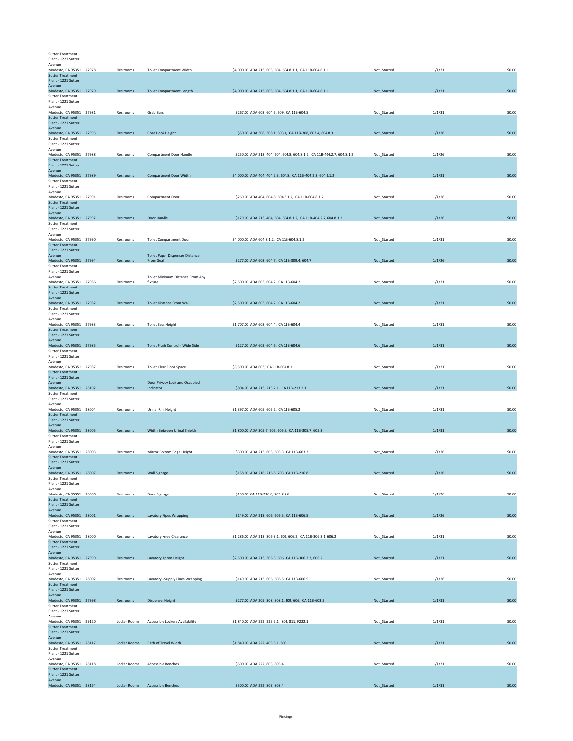| | | | | | | | |
|---|---|---|---|---|---|---|---|
| Sutter Treatment Plant - 1221 Sutter Avenue Modesto, CA 95351 | 27978 | Restrooms | Toilet Compartment Width | $4,000.00 ADA 213, 603, 604, 604.8.1.1, CA 11B-604.8.1.1 | Not_Started | 1/1/31 | $0.00 |
| Sutter Treatment Plant - 1221 Sutter Avenue Modesto, CA 95351 | 27979 | Restrooms | Toilet Compartment Length | $4,000.00 ADA 213, 603, 604, 604.8.1.1, CA 11B-604.8.1.1 | Not_Started | 1/1/31 | $0.00 |
| Sutter Treatment Plant - 1221 Sutter Avenue Modesto, CA 95351 | 27981 | Restrooms | Grab Bars | $267.00 ADA 603, 604.5, 609, CA 11B-604.5 | Not_Started | 1/1/31 | $0.00 |
| Sutter Treatment Plant - 1221 Sutter Avenue Modesto, CA 95351 | 27993 | Restrooms | Coat Hook Height | $50.00 ADA 308, 308.1, 603.4, CA 11B-308, 603.4, 604.8.3 | Not_Started | 1/1/26 | $0.00 |
| Sutter Treatment Plant - 1221 Sutter Avenue Modesto, CA 95351 | 27988 | Restrooms | Compartment Door Handle | $250.00 ADA 213, 404, 604, 604.8, 604.8.1.2, CA 11B-404.2.7, 604.8.1.2 | Not_Started | 1/1/26 | $0.00 |
| Sutter Treatment Plant - 1221 Sutter Avenue Modesto, CA 95351 | 27989 | Restrooms | Compartment Door Width | $4,000.00 ADA 404, 404.2.3, 604.8, CA 11B-404.2.3, 604.8.1.2 | Not_Started | 1/1/31 | $0.00 |
| Sutter Treatment Plant - 1221 Sutter Avenue Modesto, CA 95351 | 27991 | Restrooms | Compartment Door | $269.00 ADA 404, 604.8, 604.8.1.2, CA 11B-604.8.1.2 | Not_Started | 1/1/26 | $0.00 |
| Sutter Treatment Plant - 1221 Sutter Avenue Modesto, CA 95351 | 27992 | Restrooms | Door Handle | $129.00 ADA 213, 404, 604, 604.8.1.2, CA 11B-404.2.7, 604.8.1.2 | Not_Started | 1/1/26 | $0.00 |
| Sutter Treatment Plant - 1221 Sutter Avenue Modesto, CA 95351 | 27990 | Restrooms | Toilet Compartment Door | $4,000.00 ADA 604.8.1.2, CA 11B-604.8.1.2 | Not_Started | 1/1/31 | $0.00 |
| Sutter Treatment Plant - 1221 Sutter Avenue Modesto, CA 95351 | 27994 | Restrooms | Toilet Paper Dispenser Distance From Seat | $277.00 ADA 603, 604.7, CA 11B-309.4, 604.7 | Not_Started | 1/1/26 | $0.00 |
| Sutter Treatment Plant - 1221 Sutter Avenue Modesto, CA 95351 | 27986 | Restrooms | Toilet Minimum Distance From Any fixture | $2,500.00 ADA 603, 604.2, CA 11B-604.2 | Not_Started | 1/1/31 | $0.00 |
| Sutter Treatment Plant - 1221 Sutter Avenue Modesto, CA 95351 | 27982 | Restrooms | Toilet Distance From Wall | $2,500.00 ADA 603, 604.2, CA 11B-604.2 | Not_Started | 1/1/31 | $0.00 |
| Sutter Treatment Plant - 1221 Sutter Avenue Modesto, CA 95351 | 27983 | Restrooms | Toilet Seat Height | $1,707.00 ADA 603, 604.4, CA 11B-604.4 | Not_Started | 1/1/31 | $0.00 |
| Sutter Treatment Plant - 1221 Sutter Avenue Modesto, CA 95351 | 27985 | Restrooms | Toilet Flush Control - Wide Side | $127.00 ADA 603, 604.6, CA 11B-604.6 | Not_Started | 1/1/31 | $0.00 |
| Sutter Treatment Plant - 1221 Sutter Avenue Modesto, CA 95351 | 27987 | Restrooms | Toilet Clear Floor Space | $3,500.00 ADA 603, CA 11B-604.8.1 | Not_Started | 1/1/31 | $0.00 |
| Sutter Treatment Plant - 1221 Sutter Avenue Modesto, CA 95351 | 28102 | Restrooms | Door Privacy Lock and Occupied Indicator | $804.00 ADA 213, 213.2.1, CA 11B-213.2.1 | Not_Started | 1/1/31 | $0.00 |
| Sutter Treatment Plant - 1221 Sutter Avenue Modesto, CA 95351 | 28004 | Restrooms | Urinal Rim Height | $1,397.00 ADA 605, 605.2, CA 11B-605.2 | Not_Started | 1/1/31 | $0.00 |
| Sutter Treatment Plant - 1221 Sutter Avenue Modesto, CA 95351 | 28005 | Restrooms | Width Between Urinal Shields | $1,800.00 ADA 305.7, 605, 605.3, CA 11B-305.7, 605.3 | Not_Started | 1/1/31 | $0.00 |
| Sutter Treatment Plant - 1221 Sutter Avenue Modesto, CA 95351 | 28003 | Restrooms | Mirror Bottom Edge Height | $300.00 ADA 213, 603, 603.3, CA 11B-603.3 | Not_Started | 1/1/26 | $0.00 |
| Sutter Treatment Plant - 1221 Sutter Avenue Modesto, CA 95351 | 28007 | Restrooms | Wall Signage | $158.00 ADA 216, 216.8, 703, CA 11B-216.8 | Not_Started | 1/1/26 | $0.00 |
| Sutter Treatment Plant - 1221 Sutter Avenue Modesto, CA 95351 | 28006 | Restrooms | Door Signage | $158.00 CA 11B-216.8, 703.7.2.6 | Not_Started | 1/1/26 | $0.00 |
| Sutter Treatment Plant - 1221 Sutter Avenue Modesto, CA 95351 | 28001 | Restrooms | Lavatory Pipes Wrapping | $149.00 ADA 213, 606, 606.5, CA 11B-606.5 | Not_Started | 1/1/26 | $0.00 |
| Sutter Treatment Plant - 1221 Sutter Avenue Modesto, CA 95351 | 28000 | Restrooms | Lavatory Knee Clearance | $1,286.00 ADA 213, 306.3.1, 606, 606.2, CA 11B-306.3.1, 606.2 | Not_Started | 1/1/31 | $0.00 |
| Sutter Treatment Plant - 1221 Sutter Avenue Modesto, CA 95351 | 27999 | Restrooms | Lavatory Apron Height | $2,500.00 ADA 213, 306.3, 606, CA 11B-306.3.3, 606.2 | Not_Started | 1/1/31 | $0.00 |
| Sutter Treatment Plant - 1221 Sutter Avenue Modesto, CA 95351 | 28002 | Restrooms | Lavatory - Supply Lines Wrapping | $149.00 ADA 213, 606, 606.5, CA 11B-606.5 | Not_Started | 1/1/26 | $0.00 |
| Sutter Treatment Plant - 1221 Sutter Avenue Modesto, CA 95351 | 27998 | Restrooms | Dispenser Height | $277.00 ADA 205, 308, 308.1, 309, 606, CA 11B-603.5 | Not_Started | 1/1/31 | $0.00 |
| Sutter Treatment Plant - 1221 Sutter Avenue Modesto, CA 95351 | 29120 | Locker Rooms | Accessible Lockers Availability | $1,840.00 ADA 222, 225.2.1 , 803, 811, F222.1 | Not_Started | 1/1/31 | $0.00 |
| Sutter Treatment Plant - 1221 Sutter Avenue Modesto, CA 95351 | 28117 | Locker Rooms | Path of Travel Width | $1,840.00 ADA 222, 403.5.1, 803 | Not_Started | 1/1/31 | $0.00 |
| Sutter Treatment Plant - 1221 Sutter Avenue Modesto, CA 95351 | 28118 | Locker Rooms | Accessible Benches | $500.00 ADA 222, 803, 803.4 | Not_Started | 1/1/31 | $0.00 |
| Sutter Treatment Plant - 1221 Sutter Avenue Modesto, CA 95351 | 28164 | Locker Rooms | Accessible Benches | $500.00 ADA 222, 803, 803.4 | Not_Started | 1/1/31 | $0.00 |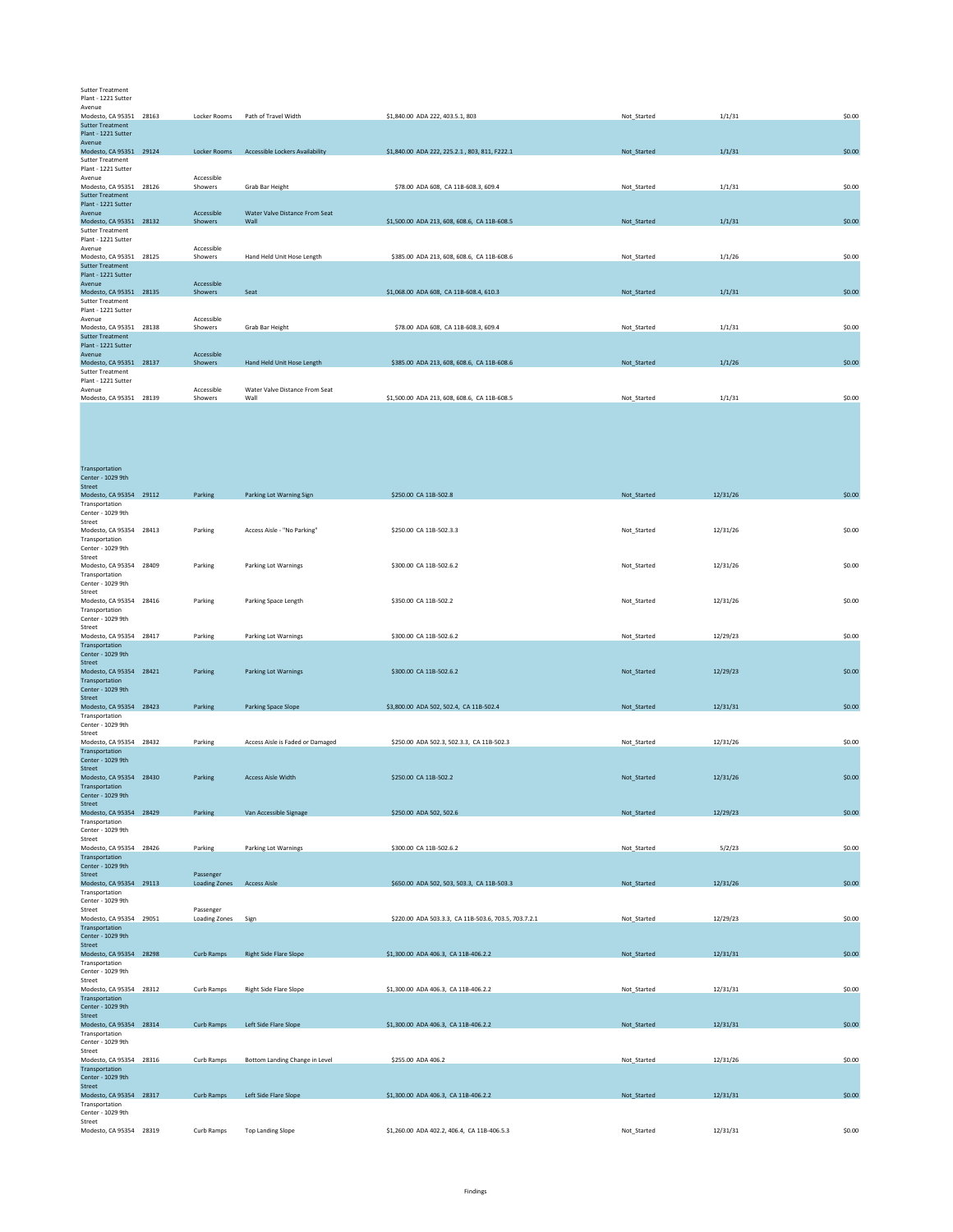| | | | | | | | |
|---|---|---|---|---|---|---|---|
| Sutter Treatment Plant - 1221 Sutter Avenue Modesto, CA 95351 | 28163 | Locker Rooms | Path of Travel Width | $1,840.00 ADA 222, 403.5.1, 803 | Not_Started | 1/1/31 | $0.00 |
| Sutter Treatment Plant - 1221 Sutter Avenue Modesto, CA 95351 | 29124 | Locker Rooms | Accessible Lockers Availability | $1,840.00 ADA 222, 225.2.1 , 803, 811, F222.1 | Not_Started | 1/1/31 | $0.00 |
| Sutter Treatment Plant - 1221 Sutter Avenue Modesto, CA 95351 | 28126 | Accessible Showers | Grab Bar Height | $78.00 ADA 608, CA 11B-608.3, 609.4 | Not_Started | 1/1/31 | $0.00 |
| Sutter Treatment Plant - 1221 Sutter Avenue Modesto, CA 95351 | 28132 | Accessible Showers | Water Valve Distance From Seat Wall | $1,500.00 ADA 213, 608, 608.6, CA 11B-608.5 | Not_Started | 1/1/31 | $0.00 |
| Sutter Treatment Plant - 1221 Sutter Avenue Modesto, CA 95351 | 28125 | Accessible Showers | Hand Held Unit Hose Length | $385.00 ADA 213, 608, 608.6, CA 11B-608.6 | Not_Started | 1/1/26 | $0.00 |
| Sutter Treatment Plant - 1221 Sutter Avenue Modesto, CA 95351 | 28135 | Accessible Showers | Seat | $1,068.00 ADA 608, CA 11B-608.4, 610.3 | Not_Started | 1/1/31 | $0.00 |
| Sutter Treatment Plant - 1221 Sutter Avenue Modesto, CA 95351 | 28138 | Accessible Showers | Grab Bar Height | $78.00 ADA 608, CA 11B-608.3, 609.4 | Not_Started | 1/1/31 | $0.00 |
| Sutter Treatment Plant - 1221 Sutter Avenue Modesto, CA 95351 | 28137 | Accessible Showers | Hand Held Unit Hose Length | $385.00 ADA 213, 608, 608.6, CA 11B-608.6 | Not_Started | 1/1/26 | $0.00 |
| Sutter Treatment Plant - 1221 Sutter Avenue Modesto, CA 95351 | 28139 | Accessible Showers | Water Valve Distance From Seat Wall | $1,500.00 ADA 213, 608, 608.6, CA 11B-608.5 | Not_Started | 1/1/31 | $0.00 |
| Transportation Center - 1029 9th Street Modesto, CA 95354 | 29112 | Parking | Parking Lot Warning Sign | $250.00 CA 11B-502.8 | Not_Started | 12/31/26 | $0.00 |
| Transportation Center - 1029 9th Street Modesto, CA 95354 | 28413 | Parking | Access Aisle - "No Parking" | $250.00 CA 11B-502.3.3 | Not_Started | 12/31/26 | $0.00 |
| Transportation Center - 1029 9th Street Modesto, CA 95354 | 28409 | Parking | Parking Lot Warnings | $300.00 CA 11B-502.6.2 | Not_Started | 12/31/26 | $0.00 |
| Transportation Center - 1029 9th Street Modesto, CA 95354 | 28416 | Parking | Parking Space Length | $350.00 CA 11B-502.2 | Not_Started | 12/31/26 | $0.00 |
| Transportation Center - 1029 9th Street Modesto, CA 95354 | 28417 | Parking | Parking Lot Warnings | $300.00 CA 11B-502.6.2 | Not_Started | 12/29/23 | $0.00 |
| Transportation Center - 1029 9th Street Modesto, CA 95354 | 28421 | Parking | Parking Lot Warnings | $300.00 CA 11B-502.6.2 | Not_Started | 12/29/23 | $0.00 |
| Transportation Center - 1029 9th Street Modesto, CA 95354 | 28423 | Parking | Parking Space Slope | $3,800.00 ADA 502, 502.4, CA 11B-502.4 | Not_Started | 12/31/31 | $0.00 |
| Transportation Center - 1029 9th Street Modesto, CA 95354 | 28432 | Parking | Access Aisle is Faded or Damaged | $250.00 ADA 502.3, 502.3.3, CA 11B-502.3 | Not_Started | 12/31/26 | $0.00 |
| Transportation Center - 1029 9th Street Modesto, CA 95354 | 28430 | Parking | Access Aisle Width | $250.00 CA 11B-502.2 | Not_Started | 12/31/26 | $0.00 |
| Transportation Center - 1029 9th Street Modesto, CA 95354 | 28429 | Parking | Van Accessible Signage | $250.00 ADA 502, 502.6 | Not_Started | 12/29/23 | $0.00 |
| Transportation Center - 1029 9th Street Modesto, CA 95354 | 28426 | Parking | Parking Lot Warnings | $300.00 CA 11B-502.6.2 | Not_Started | 5/2/23 | $0.00 |
| Transportation Center - 1029 9th Street Modesto, CA 95354 | 29113 | Passenger Loading Zones | Access Aisle | $650.00 ADA 502, 503, 503.3, CA 11B-503.3 | Not_Started | 12/31/26 | $0.00 |
| Transportation Center - 1029 9th Street Modesto, CA 95354 | 29051 | Passenger Loading Zones | Sign | $220.00 ADA 503.3.3, CA 11B-503.6, 703.5, 703.7.2.1 | Not_Started | 12/29/23 | $0.00 |
| Transportation Center - 1029 9th Street Modesto, CA 95354 | 28298 | Curb Ramps | Right Side Flare Slope | $1,300.00 ADA 406.3, CA 11B-406.2.2 | Not_Started | 12/31/31 | $0.00 |
| Transportation Center - 1029 9th Street Modesto, CA 95354 | 28312 | Curb Ramps | Right Side Flare Slope | $1,300.00 ADA 406.3, CA 11B-406.2.2 | Not_Started | 12/31/31 | $0.00 |
| Transportation Center - 1029 9th Street Modesto, CA 95354 | 28314 | Curb Ramps | Left Side Flare Slope | $1,300.00 ADA 406.3, CA 11B-406.2.2 | Not_Started | 12/31/31 | $0.00 |
| Transportation Center - 1029 9th Street Modesto, CA 95354 | 28316 | Curb Ramps | Bottom Landing Change in Level | $255.00 ADA 406.2 | Not_Started | 12/31/26 | $0.00 |
| Transportation Center - 1029 9th Street Modesto, CA 95354 | 28317 | Curb Ramps | Left Side Flare Slope | $1,300.00 ADA 406.3, CA 11B-406.2.2 | Not_Started | 12/31/31 | $0.00 |
| Transportation Center - 1029 9th Street Modesto, CA 95354 | 28319 | Curb Ramps | Top Landing Slope | $1,260.00 ADA 402.2, 406.4, CA 11B-406.5.3 | Not_Started | 12/31/31 | $0.00 |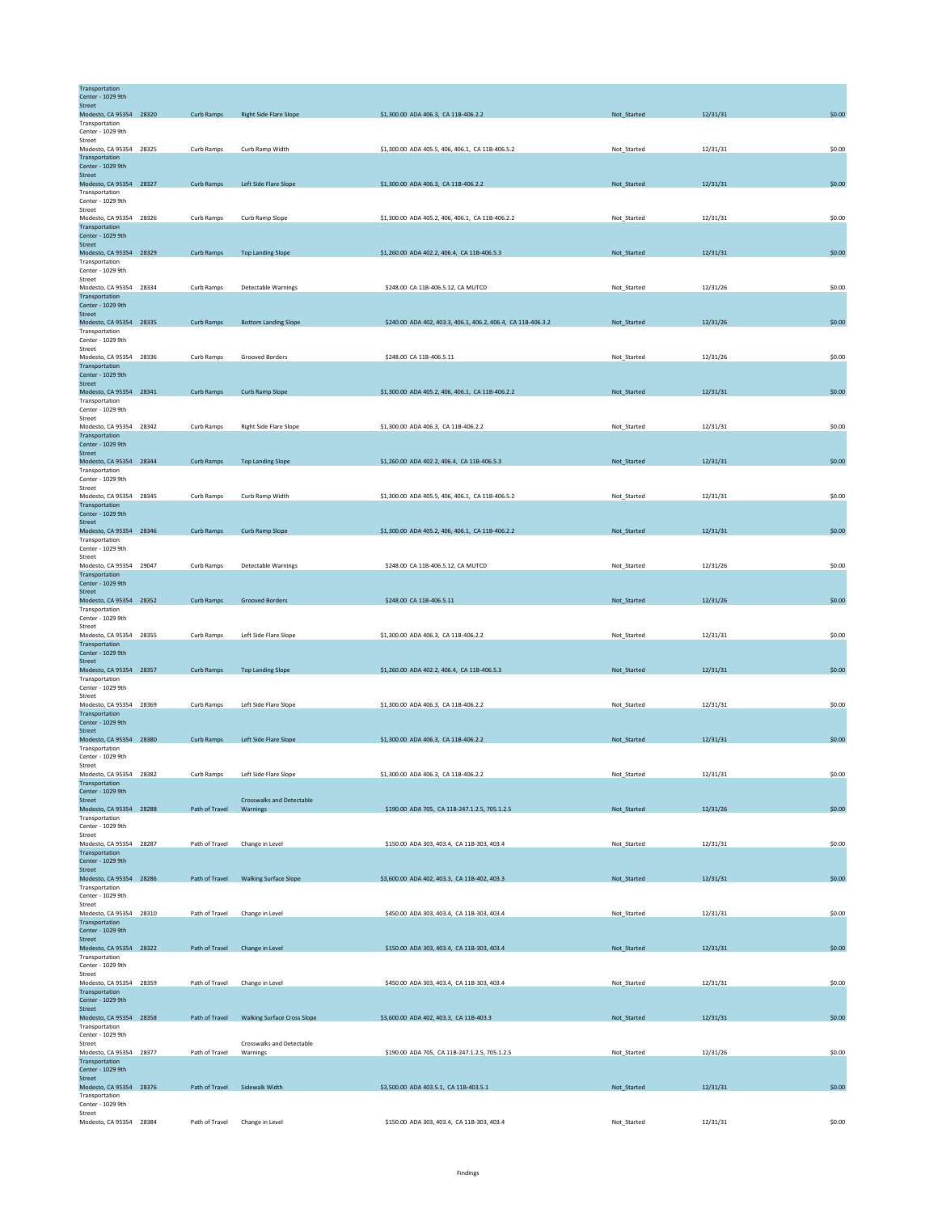| | | | | | | | |
|---|---|---|---|---|---|---|---|
| Transportation Center - 1029 9th Street Modesto, CA 95354 | 28320 | Curb Ramps | Right Side Flare Slope | $1,300.00 ADA 406.3, CA 11B-406.2.2 | Not_Started | 12/31/31 | $0.00 |
| Transportation Center - 1029 9th Street Modesto, CA 95354 | 28325 | Curb Ramps | Curb Ramp Width | $1,300.00 ADA 405.5, 406, 406.1, CA 11B-406.5.2 | Not_Started | 12/31/31 | $0.00 |
| Transportation Center - 1029 9th Street Modesto, CA 95354 | 28327 | Curb Ramps | Left Side Flare Slope | $1,300.00 ADA 406.3, CA 11B-406.2.2 | Not_Started | 12/31/31 | $0.00 |
| Transportation Center - 1029 9th Street Modesto, CA 95354 | 28326 | Curb Ramps | Curb Ramp Slope | $1,300.00 ADA 405.2, 406, 406.1, CA 11B-406.2.2 | Not_Started | 12/31/31 | $0.00 |
| Transportation Center - 1029 9th Street Modesto, CA 95354 | 28329 | Curb Ramps | Top Landing Slope | $1,260.00 ADA 402.2, 406.4, CA 11B-406.5.3 | Not_Started | 12/31/31 | $0.00 |
| Transportation Center - 1029 9th Street Modesto, CA 95354 | 28334 | Curb Ramps | Detectable Warnings | $248.00 CA 11B-406.5.12, CA MUTCD | Not_Started | 12/31/26 | $0.00 |
| Transportation Center - 1029 9th Street Modesto, CA 95354 | 28335 | Curb Ramps | Bottom Landing Slope | $240.00 ADA 402, 403.3, 406.1, 406.2, 406.4, CA 11B-406.3.2 | Not_Started | 12/31/26 | $0.00 |
| Transportation Center - 1029 9th Street Modesto, CA 95354 | 28336 | Curb Ramps | Grooved Borders | $248.00 CA 11B-406.5.11 | Not_Started | 12/31/26 | $0.00 |
| Transportation Center - 1029 9th Street Modesto, CA 95354 | 28341 | Curb Ramps | Curb Ramp Slope | $1,300.00 ADA 405.2, 406, 406.1, CA 11B-406.2.2 | Not_Started | 12/31/31 | $0.00 |
| Transportation Center - 1029 9th Street Modesto, CA 95354 | 28342 | Curb Ramps | Right Side Flare Slope | $1,300.00 ADA 406.3, CA 11B-406.2.2 | Not_Started | 12/31/31 | $0.00 |
| Transportation Center - 1029 9th Street Modesto, CA 95354 | 28344 | Curb Ramps | Top Landing Slope | $1,260.00 ADA 402.2, 406.4, CA 11B-406.5.3 | Not_Started | 12/31/31 | $0.00 |
| Transportation Center - 1029 9th Street Modesto, CA 95354 | 28345 | Curb Ramps | Curb Ramp Width | $1,300.00 ADA 405.5, 406, 406.1, CA 11B-406.5.2 | Not_Started | 12/31/31 | $0.00 |
| Transportation Center - 1029 9th Street Modesto, CA 95354 | 28346 | Curb Ramps | Curb Ramp Slope | $1,300.00 ADA 405.2, 406, 406.1, CA 11B-406.2.2 | Not_Started | 12/31/31 | $0.00 |
| Transportation Center - 1029 9th Street Modesto, CA 95354 | 29047 | Curb Ramps | Detectable Warnings | $248.00 CA 11B-406.5.12, CA MUTCD | Not_Started | 12/31/26 | $0.00 |
| Transportation Center - 1029 9th Street Modesto, CA 95354 | 28352 | Curb Ramps | Grooved Borders | $248.00 CA 11B-406.5.11 | Not_Started | 12/31/26 | $0.00 |
| Transportation Center - 1029 9th Street Modesto, CA 95354 | 28355 | Curb Ramps | Left Side Flare Slope | $1,300.00 ADA 406.3, CA 11B-406.2.2 | Not_Started | 12/31/31 | $0.00 |
| Transportation Center - 1029 9th Street Modesto, CA 95354 | 28357 | Curb Ramps | Top Landing Slope | $1,260.00 ADA 402.2, 406.4, CA 11B-406.5.3 | Not_Started | 12/31/31 | $0.00 |
| Transportation Center - 1029 9th Street Modesto, CA 95354 | 28369 | Curb Ramps | Left Side Flare Slope | $1,300.00 ADA 406.3, CA 11B-406.2.2 | Not_Started | 12/31/31 | $0.00 |
| Transportation Center - 1029 9th Street Modesto, CA 95354 | 28380 | Curb Ramps | Left Side Flare Slope | $1,300.00 ADA 406.3, CA 11B-406.2.2 | Not_Started | 12/31/31 | $0.00 |
| Transportation Center - 1029 9th Street Modesto, CA 95354 | 28382 | Curb Ramps | Left Side Flare Slope | $1,300.00 ADA 406.3, CA 11B-406.2.2 | Not_Started | 12/31/31 | $0.00 |
| Transportation Center - 1029 9th Street Modesto, CA 95354 | 28288 | Path of Travel | Crosswalks and Detectable Warnings | $190.00 ADA 705, CA 11B-247.1.2.5, 705.1.2.5 | Not_Started | 12/31/26 | $0.00 |
| Transportation Center - 1029 9th Street Modesto, CA 95354 | 28287 | Path of Travel | Change in Level | $150.00 ADA 303, 403.4, CA 11B-303, 403.4 | Not_Started | 12/31/31 | $0.00 |
| Transportation Center - 1029 9th Street Modesto, CA 95354 | 28286 | Path of Travel | Walking Surface Slope | $3,600.00 ADA 402, 403.3, CA 11B-402, 403.3 | Not_Started | 12/31/31 | $0.00 |
| Transportation Center - 1029 9th Street Modesto, CA 95354 | 28310 | Path of Travel | Change in Level | $450.00 ADA 303, 403.4, CA 11B-303, 403.4 | Not_Started | 12/31/31 | $0.00 |
| Transportation Center - 1029 9th Street Modesto, CA 95354 | 28322 | Path of Travel | Change in Level | $150.00 ADA 303, 403.4, CA 11B-303, 403.4 | Not_Started | 12/31/31 | $0.00 |
| Transportation Center - 1029 9th Street Modesto, CA 95354 | 28359 | Path of Travel | Change in Level | $450.00 ADA 303, 403.4, CA 11B-303, 403.4 | Not_Started | 12/31/31 | $0.00 |
| Transportation Center - 1029 9th Street Modesto, CA 95354 | 28358 | Path of Travel | Walking Surface Cross Slope | $3,600.00 ADA 402, 403.3, CA 11B-403.3 | Not_Started | 12/31/31 | $0.00 |
| Transportation Center - 1029 9th Street Modesto, CA 95354 | 28377 | Path of Travel | Crosswalks and Detectable Warnings | $190.00 ADA 705, CA 11B-247.1.2.5, 705.1.2.5 | Not_Started | 12/31/26 | $0.00 |
| Transportation Center - 1029 9th Street Modesto, CA 95354 | 28376 | Path of Travel | Sidewalk Width | $3,500.00 ADA 403.5.1, CA 11B-403.5.1 | Not_Started | 12/31/31 | $0.00 |
| Transportation Center - 1029 9th Street Modesto, CA 95354 | 28384 | Path of Travel | Change in Level | $150.00 ADA 303, 403.4, CA 11B-303, 403.4 | Not_Started | 12/31/31 | $0.00 |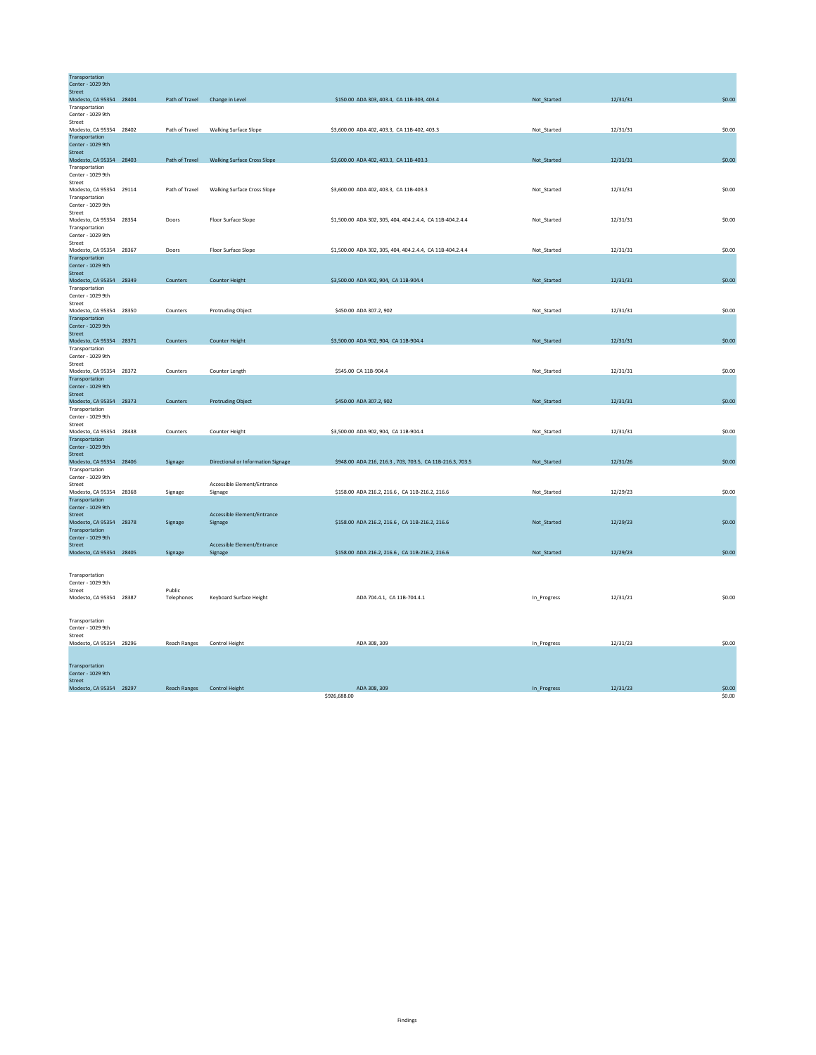| | | | | | | | | |
|---|---|---|---|---|---|---|---|---|
| Transportation Center - 1029 9th Street Modesto, CA 95354 | 28404 | Path of Travel | Change in Level | $150.00 | ADA 303, 403.4, CA 11B-303, 403.4 | Not_Started | 12/31/31 | $0.00 |
| Transportation Center - 1029 9th Street Modesto, CA 95354 | 28402 | Path of Travel | Walking Surface Slope | $3,600.00 | ADA 402, 403.3, CA 11B-402, 403.3 | Not_Started | 12/31/31 | $0.00 |
| Transportation Center - 1029 9th Street Modesto, CA 95354 | 28403 | Path of Travel | Walking Surface Cross Slope | $3,600.00 | ADA 402, 403.3, CA 11B-403.3 | Not_Started | 12/31/31 | $0.00 |
| Transportation Center - 1029 9th Street Modesto, CA 95354 | 29114 | Path of Travel | Walking Surface Cross Slope | $3,600.00 | ADA 402, 403.3, CA 11B-403.3 | Not_Started | 12/31/31 | $0.00 |
| Transportation Center - 1029 9th Street Modesto, CA 95354 | 28354 | Doors | Floor Surface Slope | $1,500.00 | ADA 302, 305, 404, 404.2.4.4, CA 11B-404.2.4.4 | Not_Started | 12/31/31 | $0.00 |
| Transportation Center - 1029 9th Street Modesto, CA 95354 | 28367 | Doors | Floor Surface Slope | $1,500.00 | ADA 302, 305, 404, 404.2.4.4, CA 11B-404.2.4.4 | Not_Started | 12/31/31 | $0.00 |
| Transportation Center - 1029 9th Street Modesto, CA 95354 | 28349 | Counters | Counter Height | $3,500.00 | ADA 902, 904, CA 11B-904.4 | Not_Started | 12/31/31 | $0.00 |
| Transportation Center - 1029 9th Street Modesto, CA 95354 | 28350 | Counters | Protruding Object | $450.00 | ADA 307.2, 902 | Not_Started | 12/31/31 | $0.00 |
| Transportation Center - 1029 9th Street Modesto, CA 95354 | 28371 | Counters | Counter Height | $3,500.00 | ADA 902, 904, CA 11B-904.4 | Not_Started | 12/31/31 | $0.00 |
| Transportation Center - 1029 9th Street Modesto, CA 95354 | 28372 | Counters | Counter Length | $545.00 | CA 11B-904.4 | Not_Started | 12/31/31 | $0.00 |
| Transportation Center - 1029 9th Street Modesto, CA 95354 | 28373 | Counters | Protruding Object | $450.00 | ADA 307.2, 902 | Not_Started | 12/31/31 | $0.00 |
| Transportation Center - 1029 9th Street Modesto, CA 95354 | 28438 | Counters | Counter Height | $3,500.00 | ADA 902, 904, CA 11B-904.4 | Not_Started | 12/31/31 | $0.00 |
| Transportation Center - 1029 9th Street Modesto, CA 95354 | 28406 | Signage | Directional or Information Signage | $948.00 | ADA 216, 216.3 , 703, 703.5, CA 11B-216.3, 703.5 | Not_Started | 12/31/26 | $0.00 |
| Transportation Center - 1029 9th Street Modesto, CA 95354 | 28368 | Signage | Accessible Element/Entrance Signage | $158.00 | ADA 216.2, 216.6 , CA 11B-216.2, 216.6 | Not_Started | 12/29/23 | $0.00 |
| Transportation Center - 1029 9th Street Modesto, CA 95354 | 28378 | Signage | Accessible Element/Entrance Signage | $158.00 | ADA 216.2, 216.6 , CA 11B-216.2, 216.6 | Not_Started | 12/29/23 | $0.00 |
| Transportation Center - 1029 9th Street Modesto, CA 95354 | 28405 | Signage | Accessible Element/Entrance Signage | $158.00 | ADA 216.2, 216.6 , CA 11B-216.2, 216.6 | Not_Started | 12/29/23 | $0.00 |
| Transportation Center - 1029 9th Street Modesto, CA 95354 | 28387 | Public Telephones | Keyboard Surface Height | | ADA 704.4.1, CA 11B-704.4.1 | In_Progress | 12/31/21 | $0.00 |
| Transportation Center - 1029 9th Street Modesto, CA 95354 | 28296 | Reach Ranges | Control Height | | ADA 308, 309 | In_Progress | 12/31/23 | $0.00 |
| Transportation Center - 1029 9th Street Modesto, CA 95354 | 28297 | Reach Ranges | Control Height | | ADA 308, 309 | In_Progress | 12/31/23 | $0.00 |
| | | | | $926,688.00 | | | | $0.00 |